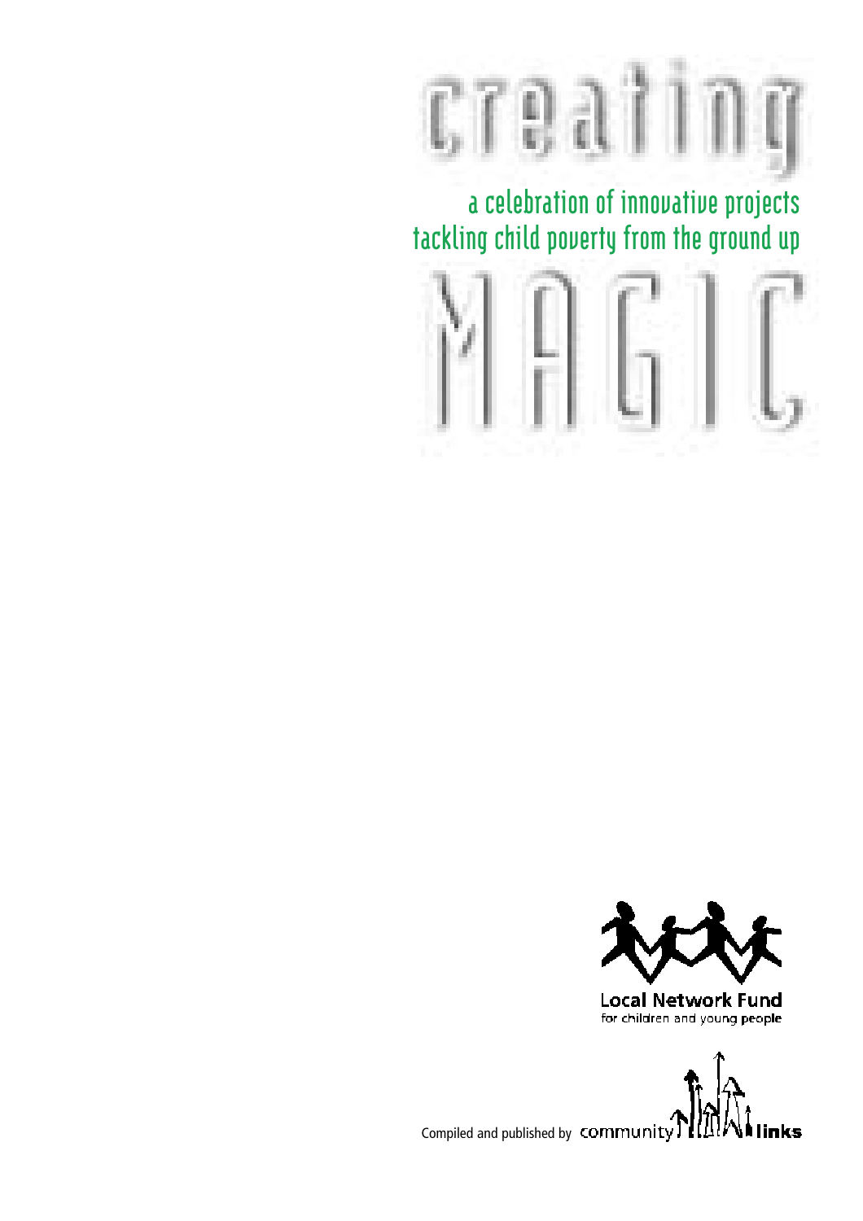# creating MAGIC

## a celebration of innovative projects tackling child poverty from the ground up

Local Network Fund
for children and young people

Compiled and published by community links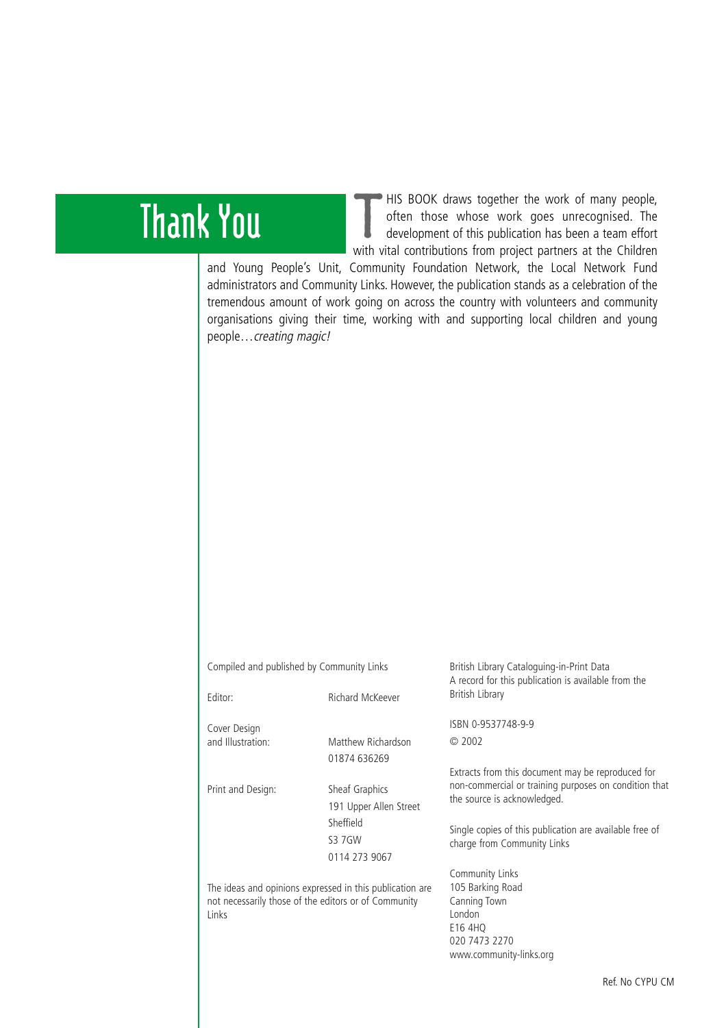# Thank You

THIS BOOK draws together the work of many people, often those whose work goes unrecognised. The development of this publication has been a team effort with vital contributions from project partners at the Children and Young People's Unit, Community Foundation Network, the Local Network Fund administrators and Community Links. However, the publication stands as a celebration of the tremendous amount of work going on across the country with volunteers and community organisations giving their time, working with and supporting local children and young people…*creating magic!*

Compiled and published by Community Links

| | |
|---|---|
| Editor: | Richard McKeever |
| Cover Design and Illustration: | Matthew Richardson<br>01874 636269 |
| Print and Design: | Sheaf Graphics<br>191 Upper Allen Street<br>Sheffield<br>S3 7GW<br>0114 273 9067 |

The ideas and opinions expressed in this publication are not necessarily those of the editors or of Community Links

British Library Cataloguing-in-Print Data
A record for this publication is available from the British Library

ISBN 0-9537748-9-9

© 2002

Extracts from this document may be reproduced for non-commercial or training purposes on condition that the source is acknowledged.

Single copies of this publication are available free of charge from Community Links

Community Links
105 Barking Road
Canning Town
London
E16 4HQ
020 7473 2270
www.community-links.org

Ref. No CYPU CM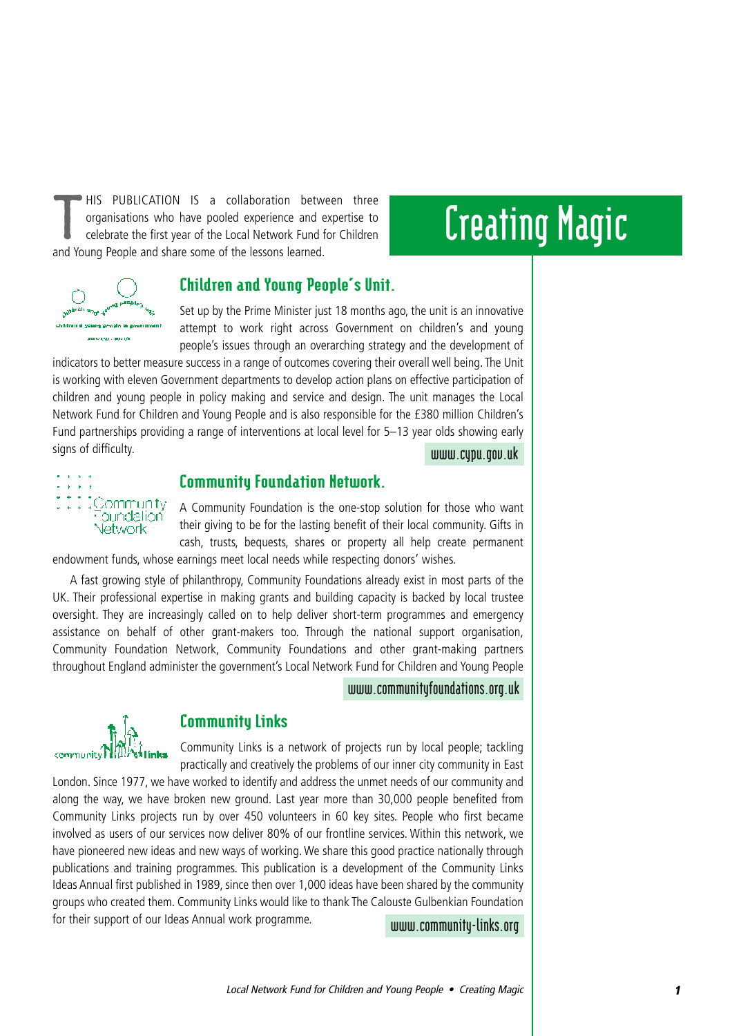# Creating Magic

THIS PUBLICATION IS a collaboration between three organisations who have pooled experience and expertise to celebrate the first year of the Local Network Fund for Children and Young People and share some of the lessons learned.

## Children and Young People's Unit.

Set up by the Prime Minister just 18 months ago, the unit is an innovative attempt to work right across Government on children's and young people's issues through an overarching strategy and the development of indicators to better measure success in a range of outcomes covering their overall well being. The Unit is working with eleven Government departments to develop action plans on effective participation of children and young people in policy making and service and design. The unit manages the Local Network Fund for Children and Young People and is also responsible for the £380 million Children's Fund partnerships providing a range of interventions at local level for 5–13 year olds showing early signs of difficulty.

www.cypu.gov.uk

## Community Foundation Network.

A Community Foundation is the one-stop solution for those who want their giving to be for the lasting benefit of their local community. Gifts in cash, trusts, bequests, shares or property all help create permanent endowment funds, whose earnings meet local needs while respecting donors' wishes.

A fast growing style of philanthropy, Community Foundations already exist in most parts of the UK. Their professional expertise in making grants and building capacity is backed by local trustee oversight. They are increasingly called on to help deliver short-term programmes and emergency assistance on behalf of other grant-makers too. Through the national support organisation, Community Foundation Network, Community Foundations and other grant-making partners throughout England administer the government's Local Network Fund for Children and Young People

www.communityfoundations.org.uk

## Community Links

Community Links is a network of projects run by local people; tackling practically and creatively the problems of our inner city community in East London. Since 1977, we have worked to identify and address the unmet needs of our community and along the way, we have broken new ground. Last year more than 30,000 people benefited from Community Links projects run by over 450 volunteers in 60 key sites. People who first became involved as users of our services now deliver 80% of our frontline services. Within this network, we have pioneered new ideas and new ways of working. We share this good practice nationally through publications and training programmes. This publication is a development of the Community Links Ideas Annual first published in 1989, since then over 1,000 ideas have been shared by the community groups who created them. Community Links would like to thank The Calouste Gulbenkian Foundation for their support of our Ideas Annual work programme.

www.community-links.org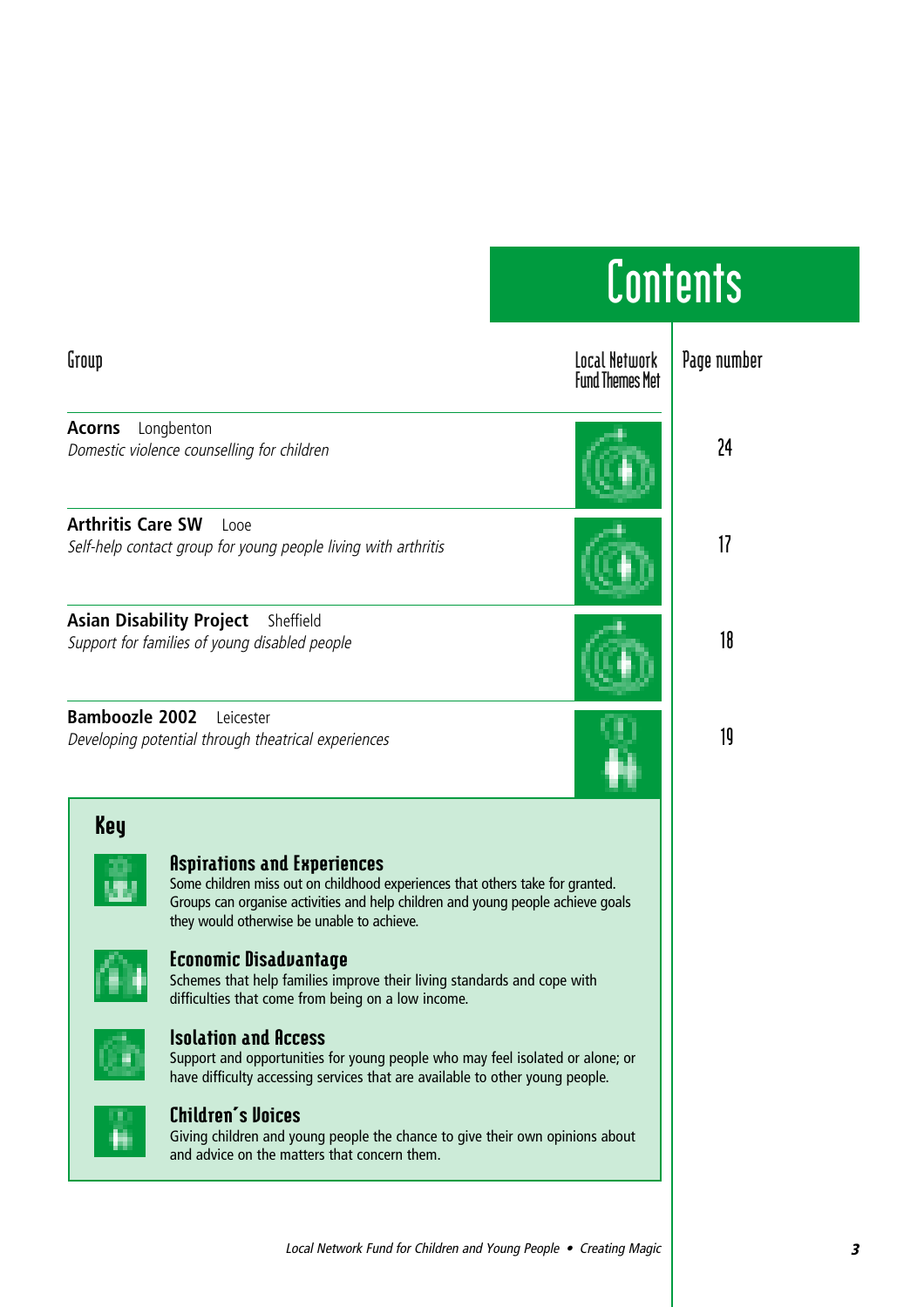# Contents

| Group | Local Network Fund Themes Met | Page number |
|---|---|---|
| **Acorns** Longbenton<br>*Domestic violence counselling for children* | | 24 |
| **Arthritis Care SW** Looe<br>*Self-help contact group for young people living with arthritis* | | 17 |
| **Asian Disability Project** Sheffield<br>*Support for families of young disabled people* | | 18 |
| **Bamboozle 2002** Leicester<br>*Developing potential through theatrical experiences* | | 19 |

## Key

### Aspirations and Experiences

Some children miss out on childhood experiences that others take for granted. Groups can organise activities and help children and young people achieve goals they would otherwise be unable to achieve.

### Economic Disadvantage

Schemes that help families improve their living standards and cope with difficulties that come from being on a low income.

### Isolation and Access

Support and opportunities for young people who may feel isolated or alone; or have difficulty accessing services that are available to other young people.

### Children's Voices

Giving children and young people the chance to give their own opinions about and advice on the matters that concern them.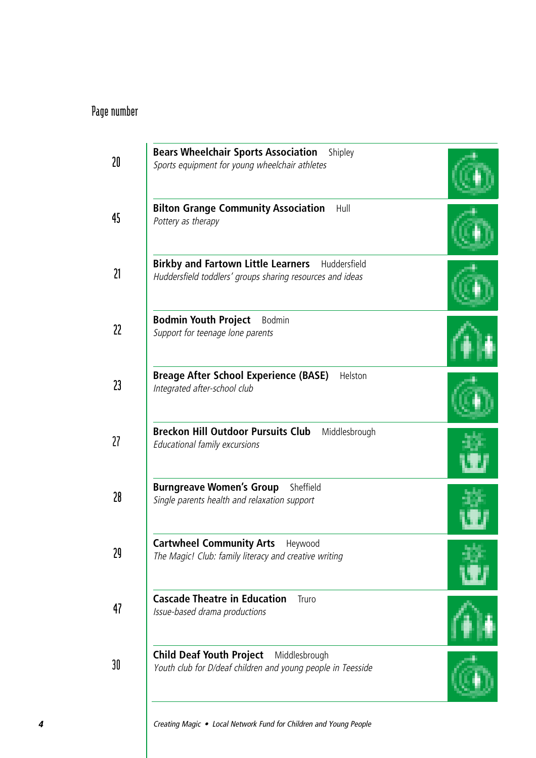Page number

| Page | Project |
|---|---|
| 20 | **Bears Wheelchair Sports Association** Shipley *Sports equipment for young wheelchair athletes* |
| 45 | **Bilton Grange Community Association** Hull *Pottery as therapy* |
| 21 | **Birkby and Fartown Little Learners** Huddersfield *Huddersfield toddlers' groups sharing resources and ideas* |
| 22 | **Bodmin Youth Project** Bodmin *Support for teenage lone parents* |
| 23 | **Breage After School Experience (BASE)** Helston *Integrated after-school club* |
| 27 | **Breckon Hill Outdoor Pursuits Club** Middlesbrough *Educational family excursions* |
| 28 | **Burngreave Women's Group** Sheffield *Single parents health and relaxation support* |
| 29 | **Cartwheel Community Arts** Heywood *The Magic! Club: family literacy and creative writing* |
| 47 | **Cascade Theatre in Education** Truro *Issue-based drama productions* |
| 30 | **Child Deaf Youth Project** Middlesbrough *Youth club for D/deaf children and young people in Teesside* |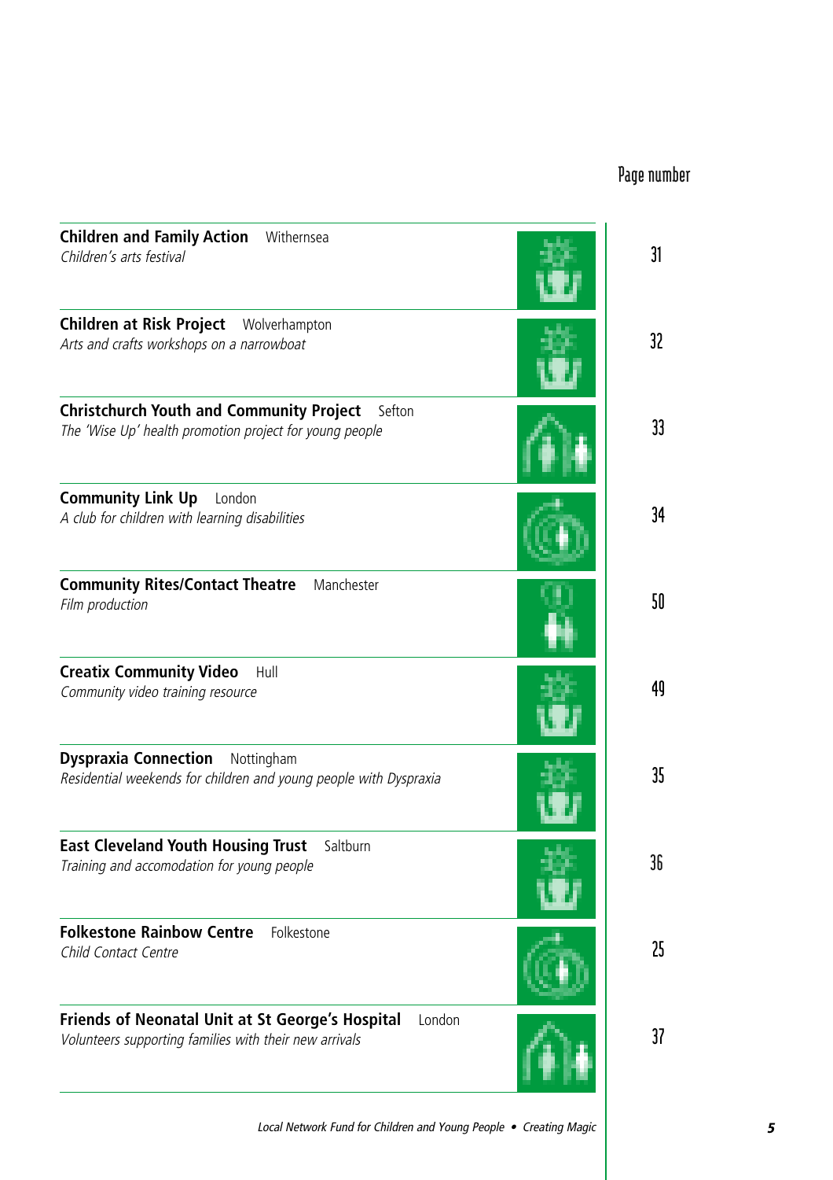Page number

| | |
|---|---|
| **Children and Family Action** Withernsea<br>*Children's arts festival* | 31 |
| **Children at Risk Project** Wolverhampton<br>*Arts and crafts workshops on a narrowboat* | 32 |
| **Christchurch Youth and Community Project** Sefton<br>*The 'Wise Up' health promotion project for young people* | 33 |
| **Community Link Up** London<br>*A club for children with learning disabilities* | 34 |
| **Community Rites/Contact Theatre** Manchester<br>*Film production* | 50 |
| **Creatix Community Video** Hull<br>*Community video training resource* | 49 |
| **Dyspraxia Connection** Nottingham<br>*Residential weekends for children and young people with Dyspraxia* | 35 |
| **East Cleveland Youth Housing Trust** Saltburn<br>*Training and accomodation for young people* | 36 |
| **Folkestone Rainbow Centre** Folkestone<br>*Child Contact Centre* | 25 |
| **Friends of Neonatal Unit at St George's Hospital** London<br>*Volunteers supporting families with their new arrivals* | 37 |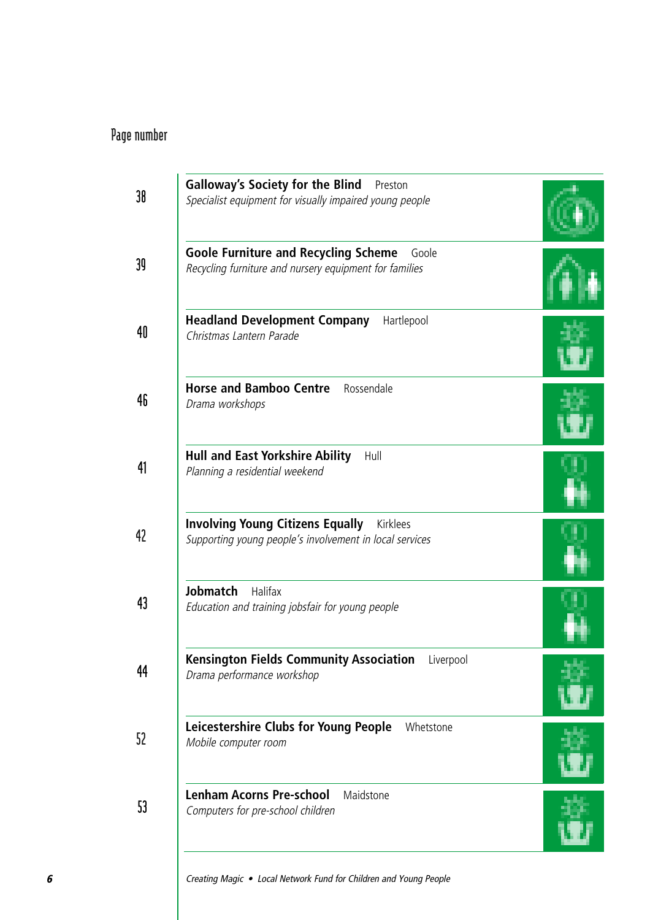Page number

| Page number | Project |
| --- | --- |
| 38 | **Galloway's Society for the Blind** Preston<br>*Specialist equipment for visually impaired young people* |
| 39 | **Goole Furniture and Recycling Scheme** Goole<br>*Recycling furniture and nursery equipment for families* |
| 40 | **Headland Development Company** Hartlepool<br>*Christmas Lantern Parade* |
| 46 | **Horse and Bamboo Centre** Rossendale<br>*Drama workshops* |
| 41 | **Hull and East Yorkshire Ability** Hull<br>*Planning a residential weekend* |
| 42 | **Involving Young Citizens Equally** Kirklees<br>*Supporting young people's involvement in local services* |
| 43 | **Jobmatch** Halifax<br>*Education and training jobsfair for young people* |
| 44 | **Kensington Fields Community Association** Liverpool<br>*Drama performance workshop* |
| 52 | **Leicestershire Clubs for Young People** Whetstone<br>*Mobile computer room* |
| 53 | **Lenham Acorns Pre-school** Maidstone<br>*Computers for pre-school children* |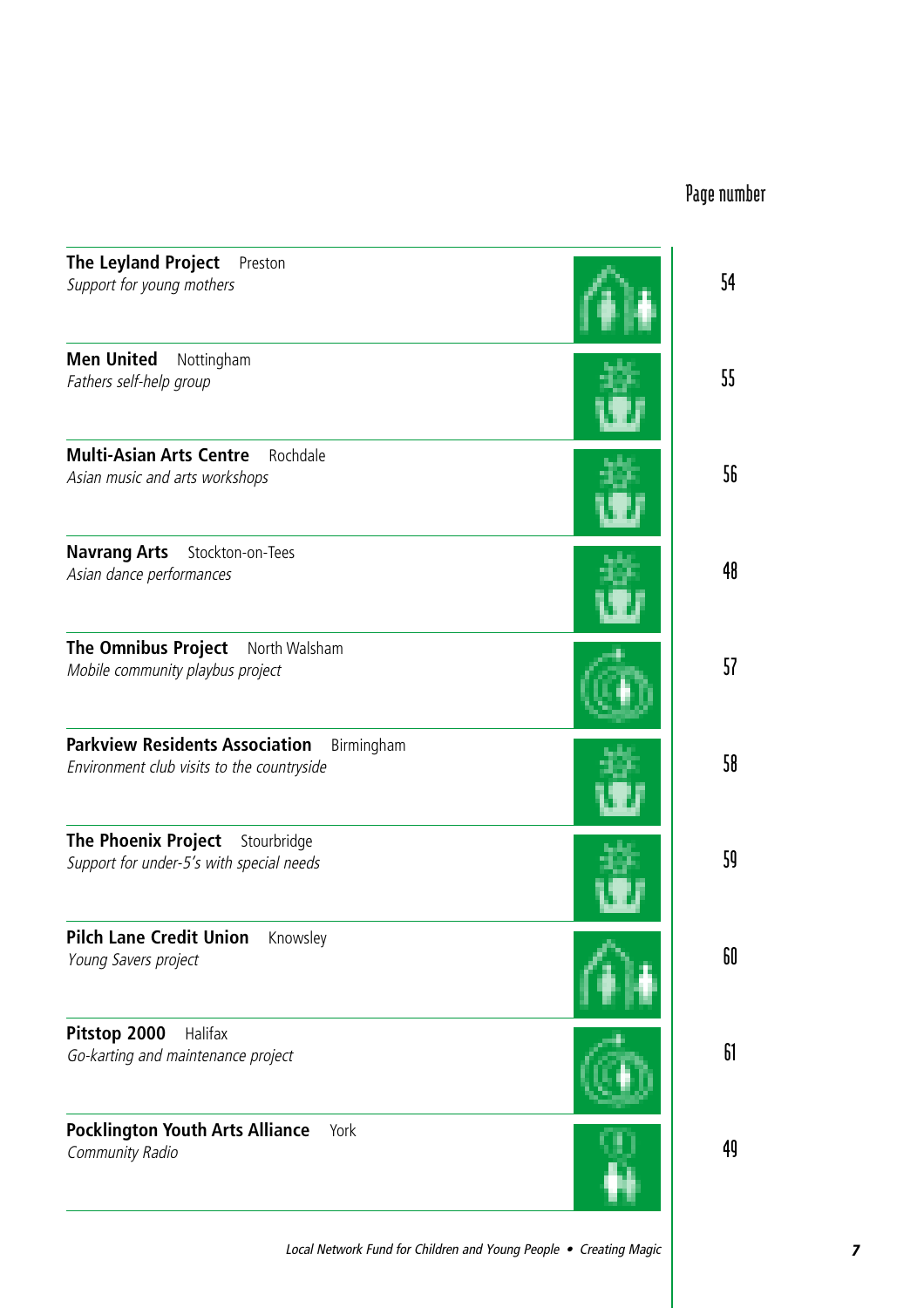| Project | Page number |
|---|---|
| **The Leyland Project** Preston<br>*Support for young mothers* | 54 |
| **Men United** Nottingham<br>*Fathers self-help group* | 55 |
| **Multi-Asian Arts Centre** Rochdale<br>*Asian music and arts workshops* | 56 |
| **Navrang Arts** Stockton-on-Tees<br>*Asian dance performances* | 48 |
| **The Omnibus Project** North Walsham<br>*Mobile community playbus project* | 57 |
| **Parkview Residents Association** Birmingham<br>*Environment club visits to the countryside* | 58 |
| **The Phoenix Project** Stourbridge<br>*Support for under-5's with special needs* | 59 |
| **Pilch Lane Credit Union** Knowsley<br>*Young Savers project* | 60 |
| **Pitstop 2000** Halifax<br>*Go-karting and maintenance project* | 61 |
| **Pocklington Youth Arts Alliance** York<br>*Community Radio* | 49 |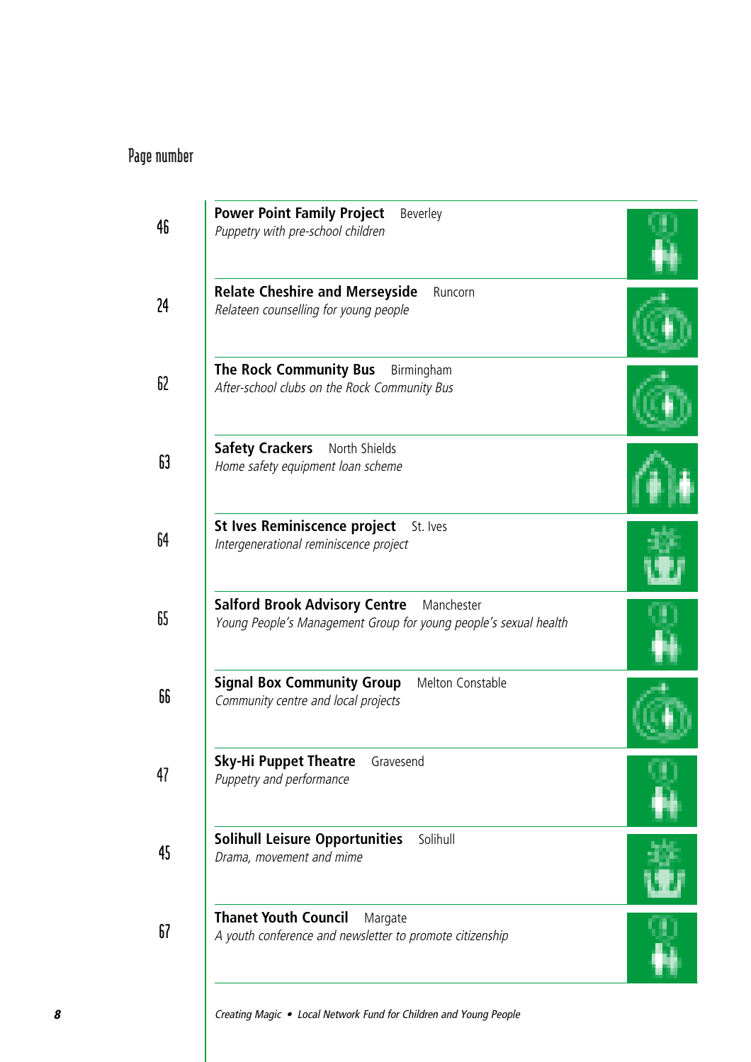| Page number | Project | Location | Description |
|---|---|---|---|
| 46 | **Power Point Family Project** | Beverley | *Puppetry with pre-school children* |
| 24 | **Relate Cheshire and Merseyside** | Runcorn | *Relateen counselling for young people* |
| 62 | **The Rock Community Bus** | Birmingham | *After-school clubs on the Rock Community Bus* |
| 63 | **Safety Crackers** | North Shields | *Home safety equipment loan scheme* |
| 64 | **St Ives Reminiscence project** | St. Ives | *Intergenerational reminiscence project* |
| 65 | **Salford Brook Advisory Centre** | Manchester | *Young People's Management Group for young people's sexual health* |
| 66 | **Signal Box Community Group** | Melton Constable | *Community centre and local projects* |
| 47 | **Sky-Hi Puppet Theatre** | Gravesend | *Puppetry and performance* |
| 45 | **Solihull Leisure Opportunities** | Solihull | *Drama, movement and mime* |
| 67 | **Thanet Youth Council** | Margate | *A youth conference and newsletter to promote citizenship* |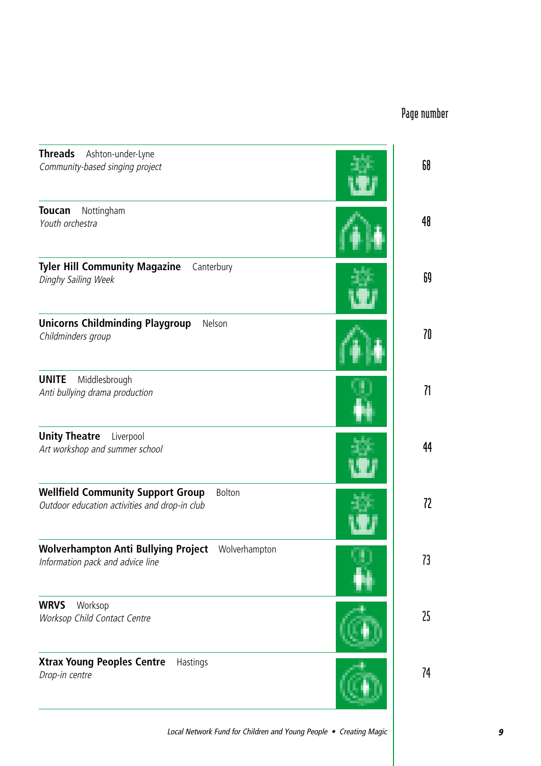| | Page number |
|---|---|
| **Threads** Ashton-under-Lyne<br>*Community-based singing project* | 68 |
| **Toucan** Nottingham<br>*Youth orchestra* | 48 |
| **Tyler Hill Community Magazine** Canterbury<br>*Dinghy Sailing Week* | 69 |
| **Unicorns Childminding Playgroup** Nelson<br>*Childminders group* | 70 |
| **UNITE** Middlesbrough<br>*Anti bullying drama production* | 71 |
| **Unity Theatre** Liverpool<br>*Art workshop and summer school* | 44 |
| **Wellfield Community Support Group** Bolton<br>*Outdoor education activities and drop-in club* | 72 |
| **Wolverhampton Anti Bullying Project** Wolverhampton<br>*Information pack and advice line* | 73 |
| **WRVS** Worksop<br>*Worksop Child Contact Centre* | 25 |
| **Xtrax Young Peoples Centre** Hastings<br>*Drop-in centre* | 74 |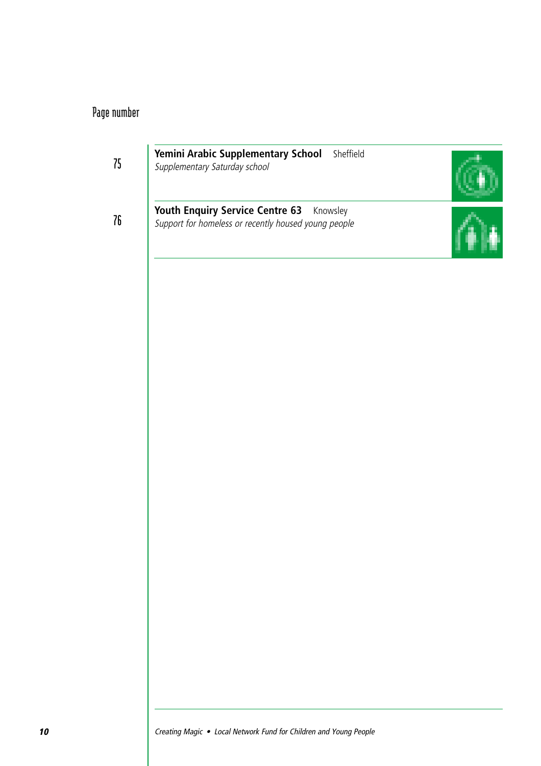Page number

75 **Yemini Arabic Supplementary School** Sheffield
*Supplementary Saturday school*

76 **Youth Enquiry Service Centre 63** Knowsley
*Support for homeless or recently housed young people*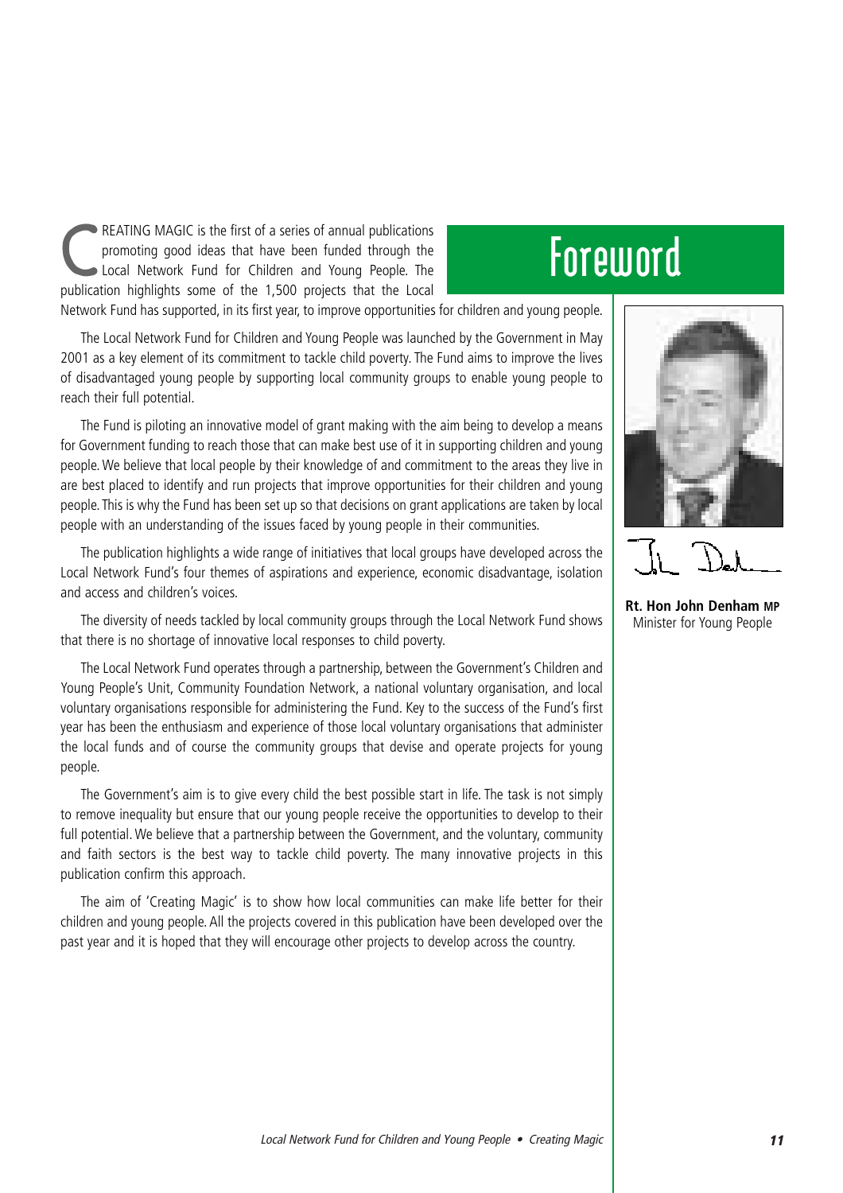# Foreword

CREATING MAGIC is the first of a series of annual publications promoting good ideas that have been funded through the Local Network Fund for Children and Young People. The publication highlights some of the 1,500 projects that the Local Network Fund has supported, in its first year, to improve opportunities for children and young people.

The Local Network Fund for Children and Young People was launched by the Government in May 2001 as a key element of its commitment to tackle child poverty. The Fund aims to improve the lives of disadvantaged young people by supporting local community groups to enable young people to reach their full potential.

The Fund is piloting an innovative model of grant making with the aim being to develop a means for Government funding to reach those that can make best use of it in supporting children and young people. We believe that local people by their knowledge of and commitment to the areas they live in are best placed to identify and run projects that improve opportunities for their children and young people. This is why the Fund has been set up so that decisions on grant applications are taken by local people with an understanding of the issues faced by young people in their communities.

The publication highlights a wide range of initiatives that local groups have developed across the Local Network Fund's four themes of aspirations and experience, economic disadvantage, isolation and access and children's voices.

The diversity of needs tackled by local community groups through the Local Network Fund shows that there is no shortage of innovative local responses to child poverty.

The Local Network Fund operates through a partnership, between the Government's Children and Young People's Unit, Community Foundation Network, a national voluntary organisation, and local voluntary organisations responsible for administering the Fund. Key to the success of the Fund's first year has been the enthusiasm and experience of those local voluntary organisations that administer the local funds and of course the community groups that devise and operate projects for young people.

The Government's aim is to give every child the best possible start in life. The task is not simply to remove inequality but ensure that our young people receive the opportunities to develop to their full potential. We believe that a partnership between the Government, and the voluntary, community and faith sectors is the best way to tackle child poverty. The many innovative projects in this publication confirm this approach.

The aim of 'Creating Magic' is to show how local communities can make life better for their children and young people. All the projects covered in this publication have been developed over the past year and it is hoped that they will encourage other projects to develop across the country.

**Rt. Hon John Denham MP**
Minister for Young People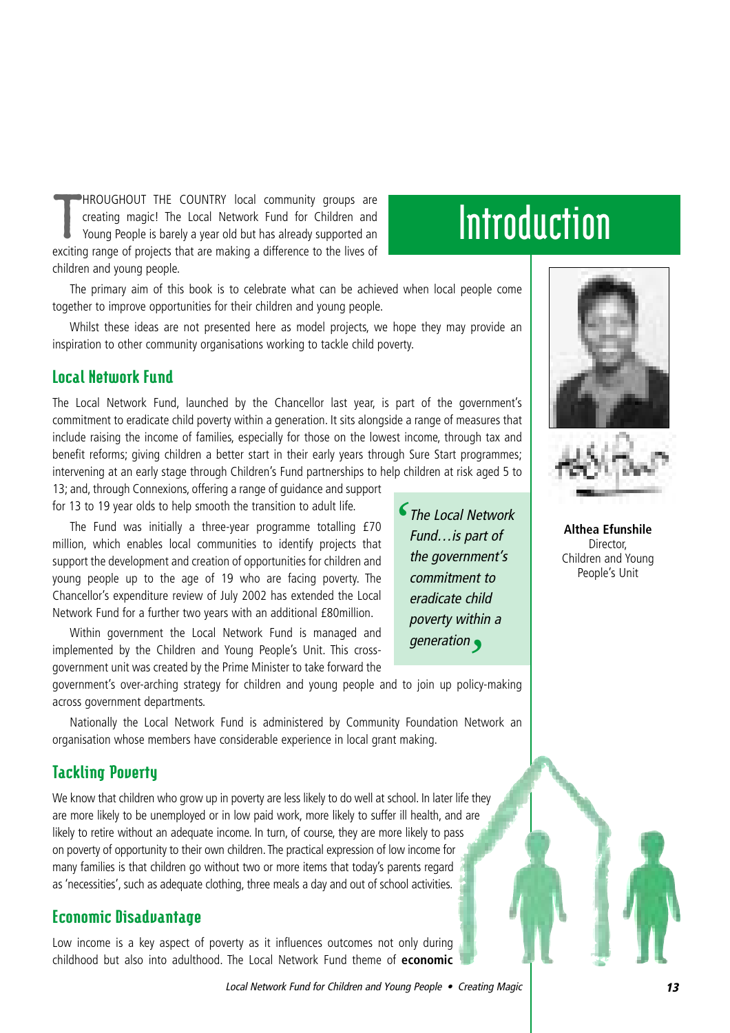# Introduction

THROUGHOUT THE COUNTRY local community groups are creating magic! The Local Network Fund for Children and Young People is barely a year old but has already supported an exciting range of projects that are making a difference to the lives of children and young people.

The primary aim of this book is to celebrate what can be achieved when local people come together to improve opportunities for their children and young people.

Whilst these ideas are not presented here as model projects, we hope they may provide an inspiration to other community organisations working to tackle child poverty.

**Althea Efunshile**
Director,
Children and Young People's Unit

## Local Network Fund

The Local Network Fund, launched by the Chancellor last year, is part of the government's commitment to eradicate child poverty within a generation. It sits alongside a range of measures that include raising the income of families, especially for those on the lowest income, through tax and benefit reforms; giving children a better start in their early years through Sure Start programmes; intervening at an early stage through Children's Fund partnerships to help children at risk aged 5 to 13; and, through Connexions, offering a range of guidance and support for 13 to 19 year olds to help smooth the transition to adult life.

> *'The Local Network Fund…is part of the government's commitment to eradicate child poverty within a generation'*

The Fund was initially a three-year programme totalling £70 million, which enables local communities to identify projects that support the development and creation of opportunities for children and young people up to the age of 19 who are facing poverty. The Chancellor's expenditure review of July 2002 has extended the Local Network Fund for a further two years with an additional £80million.

Within government the Local Network Fund is managed and implemented by the Children and Young People's Unit. This cross-government unit was created by the Prime Minister to take forward the government's over-arching strategy for children and young people and to join up policy-making across government departments.

Nationally the Local Network Fund is administered by Community Foundation Network an organisation whose members have considerable experience in local grant making.

## Tackling Poverty

We know that children who grow up in poverty are less likely to do well at school. In later life they are more likely to be unemployed or in low paid work, more likely to suffer ill health, and are likely to retire without an adequate income. In turn, of course, they are more likely to pass on poverty of opportunity to their own children. The practical expression of low income for many families is that children go without two or more items that today's parents regard as 'necessities', such as adequate clothing, three meals a day and out of school activities.

## Economic Disadvantage

Low income is a key aspect of poverty as it influences outcomes not only during childhood but also into adulthood. The Local Network Fund theme of **economic**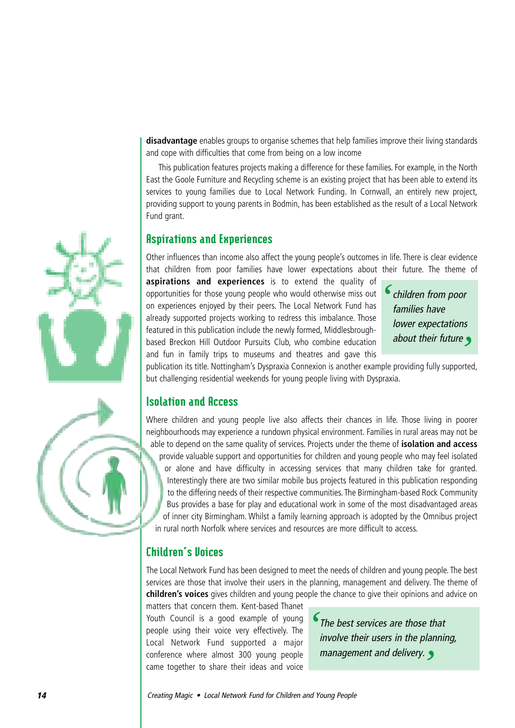**disadvantage** enables groups to organise schemes that help families improve their living standards and cope with difficulties that come from being on a low income

This publication features projects making a difference for these families. For example, in the North East the Goole Furniture and Recycling scheme is an existing project that has been able to extend its services to young families due to Local Network Funding. In Cornwall, an entirely new project, providing support to young parents in Bodmin, has been established as the result of a Local Network Fund grant.

## Aspirations and Experiences

Other influences than income also affect the young people's outcomes in life. There is clear evidence that children from poor families have lower expectations about their future. The theme of **aspirations and experiences** is to extend the quality of opportunities for those young people who would otherwise miss out on experiences enjoyed by their peers. The Local Network Fund has already supported projects working to redress this imbalance. Those featured in this publication include the newly formed, Middlesbrough-based Breckon Hill Outdoor Pursuits Club, who combine education and fun in family trips to museums and theatres and gave this publication its title. Nottingham's Dyspraxia Connexion is another example providing fully supported, but challenging residential weekends for young people living with Dyspraxia.

> *'children from poor families have lower expectations about their future'*

## Isolation and Access

Where children and young people live also affects their chances in life. Those living in poorer neighbourhoods may experience a rundown physical environment. Families in rural areas may not be able to depend on the same quality of services. Projects under the theme of **isolation and access** provide valuable support and opportunities for children and young people who may feel isolated or alone and have difficulty in accessing services that many children take for granted. Interestingly there are two similar mobile bus projects featured in this publication responding to the differing needs of their respective communities. The Birmingham-based Rock Community Bus provides a base for play and educational work in some of the most disadvantaged areas of inner city Birmingham. Whilst a family learning approach is adopted by the Omnibus project in rural north Norfolk where services and resources are more difficult to access.

## Children's Voices

The Local Network Fund has been designed to meet the needs of children and young people. The best services are those that involve their users in the planning, management and delivery. The theme of **children's voices** gives children and young people the chance to give their opinions and advice on matters that concern them. Kent-based Thanet Youth Council is a good example of young people using their voice very effectively. The Local Network Fund supported a major conference where almost 300 young people came together to share their ideas and voice

> *'The best services are those that involve their users in the planning, management and delivery.'*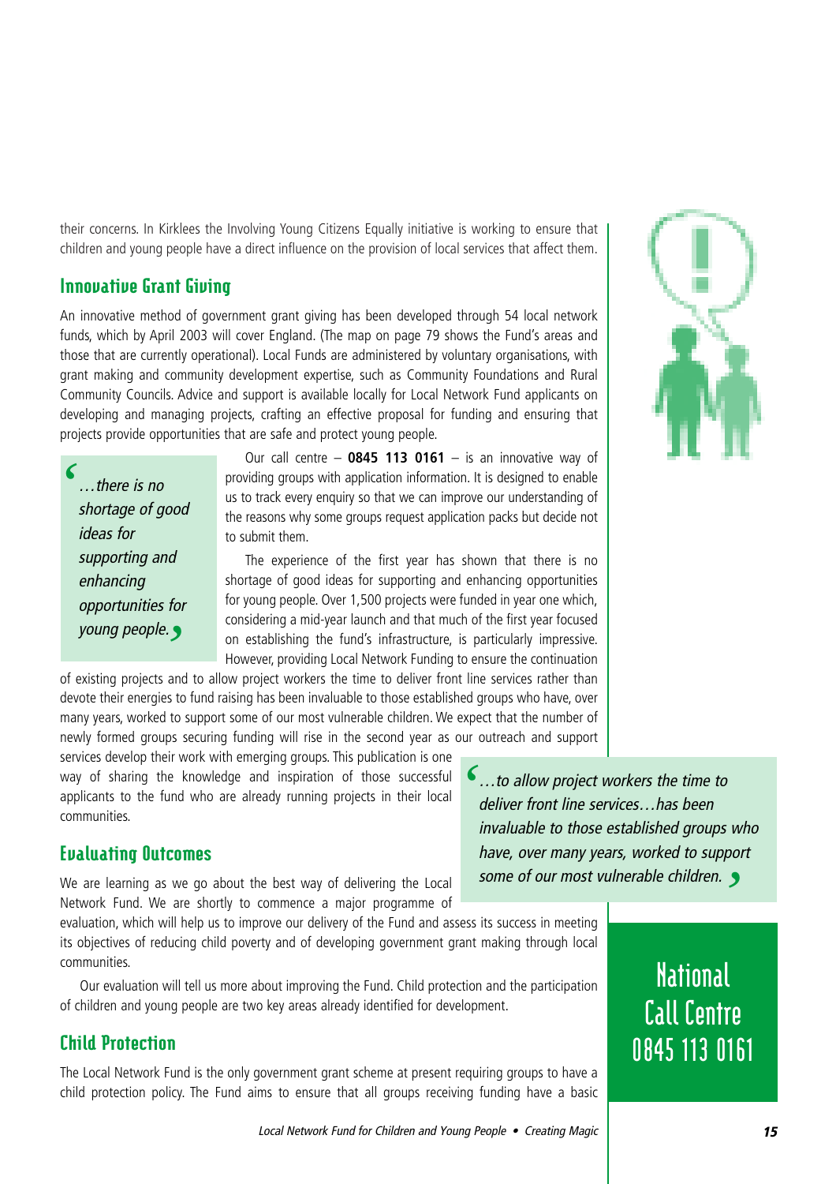their concerns. In Kirklees the Involving Young Citizens Equally initiative is working to ensure that children and young people have a direct influence on the provision of local services that affect them.

## Innovative Grant Giving

An innovative method of government grant giving has been developed through 54 local network funds, which by April 2003 will cover England. (The map on page 79 shows the Fund's areas and those that are currently operational). Local Funds are administered by voluntary organisations, with grant making and community development expertise, such as Community Foundations and Rural Community Councils. Advice and support is available locally for Local Network Fund applicants on developing and managing projects, crafting an effective proposal for funding and ensuring that projects provide opportunities that are safe and protect young people.

> *'…there is no shortage of good ideas for supporting and enhancing opportunities for young people.'*

Our call centre – **0845 113 0161** – is an innovative way of providing groups with application information. It is designed to enable us to track every enquiry so that we can improve our understanding of the reasons why some groups request application packs but decide not to submit them.

The experience of the first year has shown that there is no shortage of good ideas for supporting and enhancing opportunities for young people. Over 1,500 projects were funded in year one which, considering a mid-year launch and that much of the first year focused on establishing the fund's infrastructure, is particularly impressive. However, providing Local Network Funding to ensure the continuation of existing projects and to allow project workers the time to deliver front line services rather than devote their energies to fund raising has been invaluable to those established groups who have, over many years, worked to support some of our most vulnerable children. We expect that the number of newly formed groups securing funding will rise in the second year as our outreach and support services develop their work with emerging groups. This publication is one way of sharing the knowledge and inspiration of those successful applicants to the fund who are already running projects in their local communities.

> *'…to allow project workers the time to deliver front line services…has been invaluable to those established groups who have, over many years, worked to support some of our most vulnerable children.'*

## Evaluating Outcomes

We are learning as we go about the best way of delivering the Local Network Fund. We are shortly to commence a major programme of evaluation, which will help us to improve our delivery of the Fund and assess its success in meeting its objectives of reducing child poverty and of developing government grant making through local communities.

Our evaluation will tell us more about improving the Fund. Child protection and the participation of children and young people are two key areas already identified for development.

**National Call Centre 0845 113 0161**

## Child Protection

The Local Network Fund is the only government grant scheme at present requiring groups to have a child protection policy. The Fund aims to ensure that all groups receiving funding have a basic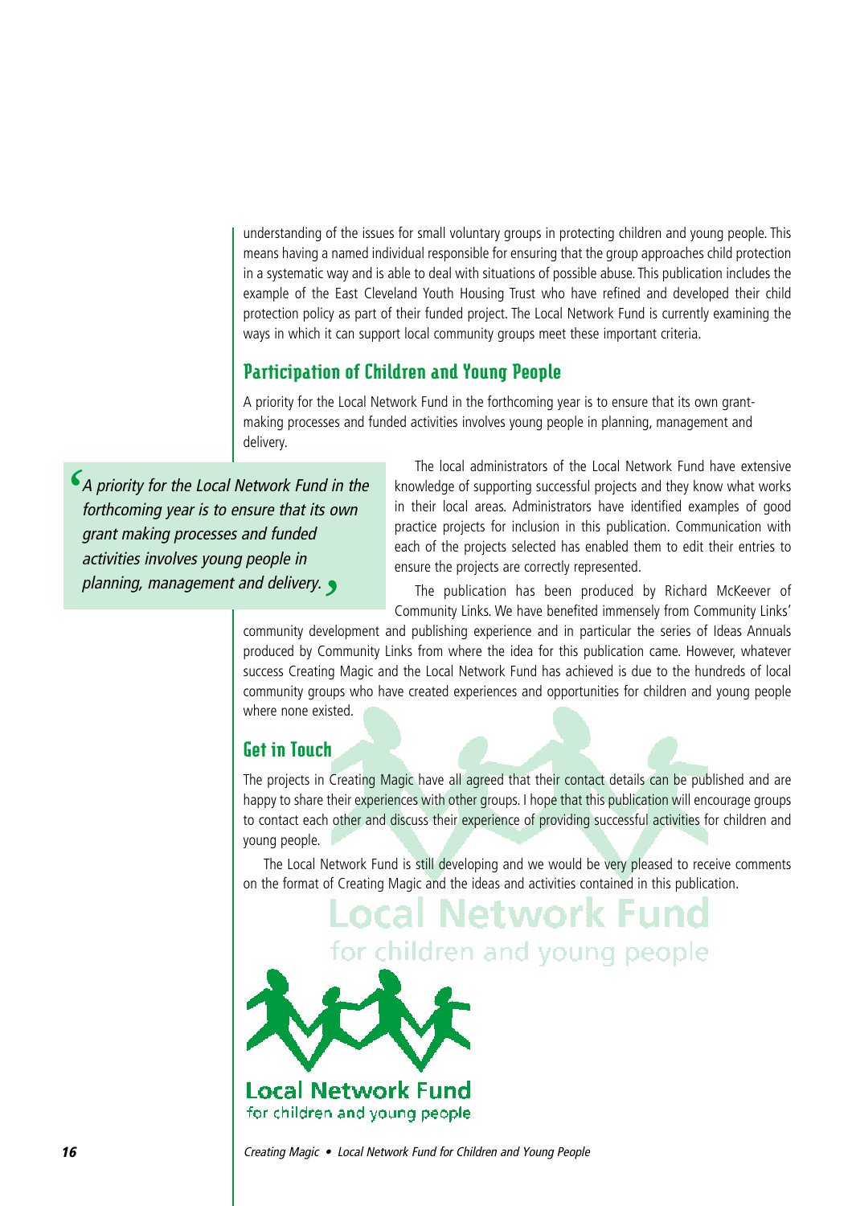understanding of the issues for small voluntary groups in protecting children and young people. This means having a named individual responsible for ensuring that the group approaches child protection in a systematic way and is able to deal with situations of possible abuse. This publication includes the example of the East Cleveland Youth Housing Trust who have refined and developed their child protection policy as part of their funded project. The Local Network Fund is currently examining the ways in which it can support local community groups meet these important criteria.

## Participation of Children and Young People

A priority for the Local Network Fund in the forthcoming year is to ensure that its own grant-making processes and funded activities involves young people in planning, management and delivery.

> *A priority for the Local Network Fund in the forthcoming year is to ensure that its own grant making processes and funded activities involves young people in planning, management and delivery.*

The local administrators of the Local Network Fund have extensive knowledge of supporting successful projects and they know what works in their local areas. Administrators have identified examples of good practice projects for inclusion in this publication. Communication with each of the projects selected has enabled them to edit their entries to ensure the projects are correctly represented.

The publication has been produced by Richard McKeever of Community Links. We have benefited immensely from Community Links' community development and publishing experience and in particular the series of Ideas Annuals produced by Community Links from where the idea for this publication came. However, whatever success Creating Magic and the Local Network Fund has achieved is due to the hundreds of local community groups who have created experiences and opportunities for children and young people where none existed.

## Get in Touch

The projects in Creating Magic have all agreed that their contact details can be published and are happy to share their experiences with other groups. I hope that this publication will encourage groups to contact each other and discuss their experience of providing successful activities for children and young people.

The Local Network Fund is still developing and we would be very pleased to receive comments on the format of Creating Magic and the ideas and activities contained in this publication.

**Local Network Fund**
for children and young people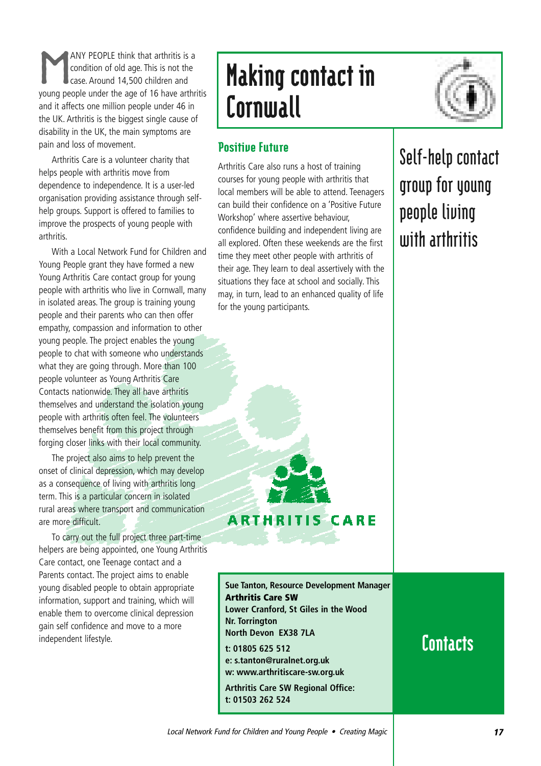# Making contact in Cornwall

## Self-help contact group for young people living with arthritis

MANY PEOPLE think that arthritis is a condition of old age. This is not the case. Around 14,500 children and young people under the age of 16 have arthritis and it affects one million people under 46 in the UK. Arthritis is the biggest single cause of disability in the UK, the main symptoms are pain and loss of movement.

Arthritis Care is a volunteer charity that helps people with arthritis move from dependence to independence. It is a user-led organisation providing assistance through self-help groups. Support is offered to families to improve the prospects of young people with arthritis.

With a Local Network Fund for Children and Young People grant they have formed a new Young Arthritis Care contact group for young people with arthritis who live in Cornwall, many in isolated areas. The group is training young people and their parents who can then offer empathy, compassion and information to other young people. The project enables the young people to chat with someone who understands what they are going through. More than 100 people volunteer as Young Arthritis Care Contacts nationwide. They all have arthritis themselves and understand the isolation young people with arthritis often feel. The volunteers themselves benefit from this project through forging closer links with their local community.

The project also aims to help prevent the onset of clinical depression, which may develop as a consequence of living with arthritis long term. This is a particular concern in isolated rural areas where transport and communication are more difficult.

To carry out the full project three part-time helpers are being appointed, one Young Arthritis Care contact, one Teenage contact and a Parents contact. The project aims to enable young disabled people to obtain appropriate information, support and training, which will enable them to overcome clinical depression gain self confidence and move to a more independent lifestyle.

### Positive Future

Arthritis Care also runs a host of training courses for young people with arthritis that local members will be able to attend. Teenagers can build their confidence on a 'Positive Future Workshop' where assertive behaviour, confidence building and independent living are all explored. Often these weekends are the first time they meet other people with arthritis of their age. They learn to deal assertively with the situations they face at school and socially. This may, in turn, lead to an enhanced quality of life for the young participants.

ARTHRITIS CARE

## Contacts

**Sue Tanton, Resource Development Manager**
**Arthritis Care SW**
**Lower Cranford, St Giles in the Wood**
**Nr. Torrington**
**North Devon EX38 7LA**

**t: 01805 625 512**
**e: s.tanton@ruralnet.org.uk**
**w: www.arthritiscare-sw.org.uk**

**Arthritis Care SW Regional Office:**
**t: 01503 262 524**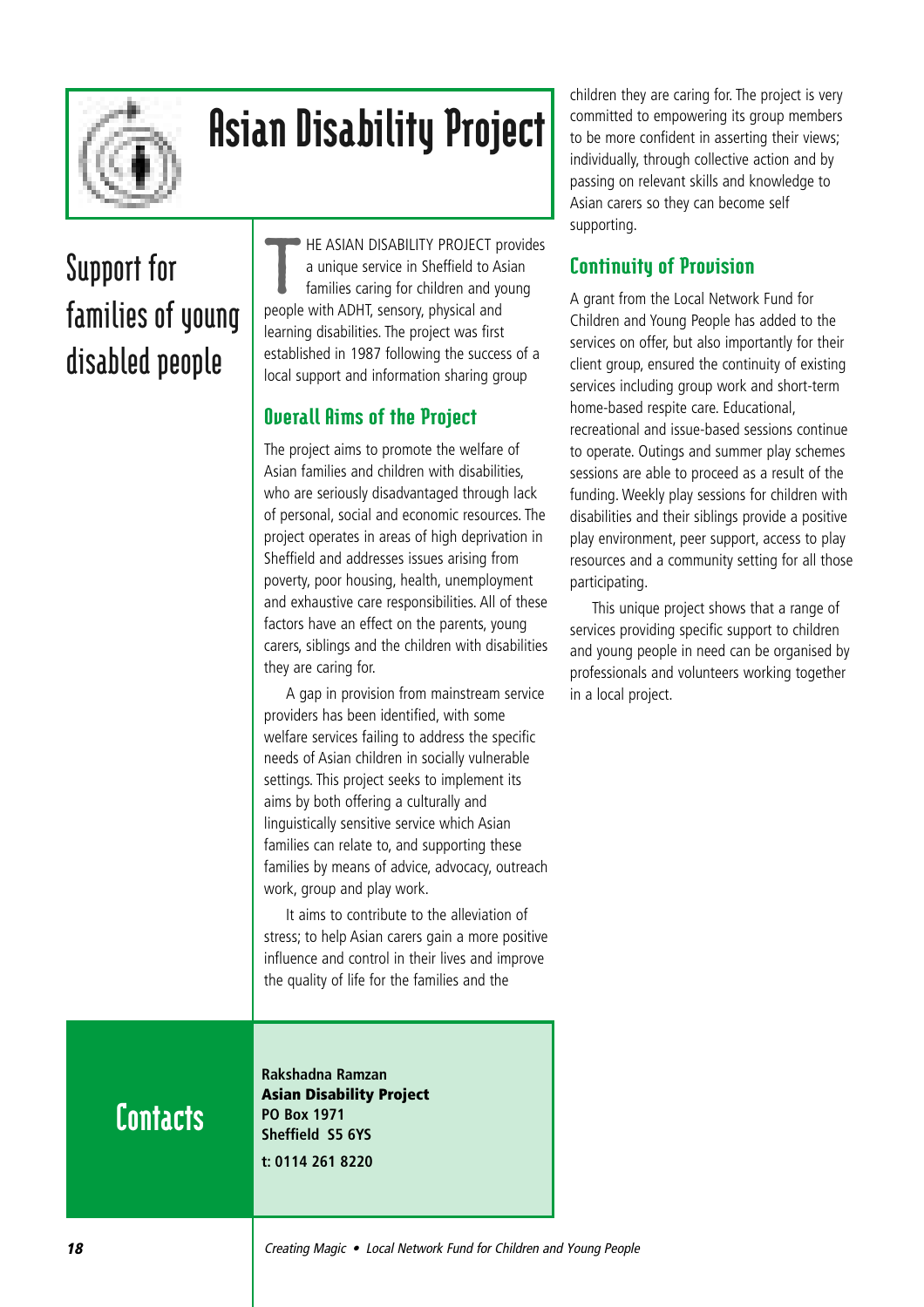# Asian Disability Project

## Support for families of young disabled people

THE ASIAN DISABILITY PROJECT provides a unique service in Sheffield to Asian families caring for children and young people with ADHT, sensory, physical and learning disabilities. The project was first established in 1987 following the success of a local support and information sharing group

### Overall Aims of the Project

The project aims to promote the welfare of Asian families and children with disabilities, who are seriously disadvantaged through lack of personal, social and economic resources. The project operates in areas of high deprivation in Sheffield and addresses issues arising from poverty, poor housing, health, unemployment and exhaustive care responsibilities. All of these factors have an effect on the parents, young carers, siblings and the children with disabilities they are caring for.

A gap in provision from mainstream service providers has been identified, with some welfare services failing to address the specific needs of Asian children in socially vulnerable settings. This project seeks to implement its aims by both offering a culturally and linguistically sensitive service which Asian families can relate to, and supporting these families by means of advice, advocacy, outreach work, group and play work.

It aims to contribute to the alleviation of stress; to help Asian carers gain a more positive influence and control in their lives and improve the quality of life for the families and the children they are caring for. The project is very committed to empowering its group members to be more confident in asserting their views; individually, through collective action and by passing on relevant skills and knowledge to Asian carers so they can become self supporting.

### Continuity of Provision

A grant from the Local Network Fund for Children and Young People has added to the services on offer, but also importantly for their client group, ensured the continuity of existing services including group work and short-term home-based respite care. Educational, recreational and issue-based sessions continue to operate. Outings and summer play schemes sessions are able to proceed as a result of the funding. Weekly play sessions for children with disabilities and their siblings provide a positive play environment, peer support, access to play resources and a community setting for all those participating.

This unique project shows that a range of services providing specific support to children and young people in need can be organised by professionals and volunteers working together in a local project.

## Contacts

**Rakshadna Ramzan**
**Asian Disability Project**
**PO Box 1971**
**Sheffield S5 6YS**

**t: 0114 261 8220**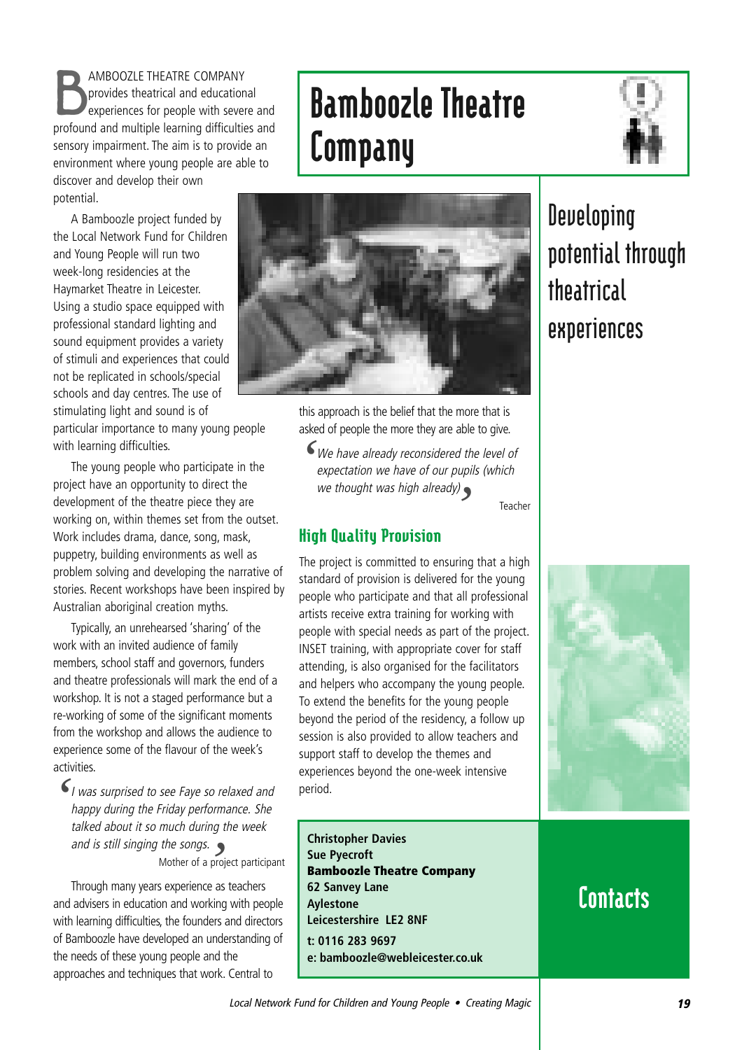# Bamboozle Theatre Company

## Developing potential through theatrical experiences

BAMBOOZLE THEATRE COMPANY provides theatrical and educational experiences for people with severe and profound and multiple learning difficulties and sensory impairment. The aim is to provide an environment where young people are able to discover and develop their own potential.

A Bamboozle project funded by the Local Network Fund for Children and Young People will run two week-long residencies at the Haymarket Theatre in Leicester. Using a studio space equipped with professional standard lighting and sound equipment provides a variety of stimuli and experiences that could not be replicated in schools/special schools and day centres. The use of stimulating light and sound is of particular importance to many young people with learning difficulties.

The young people who participate in the project have an opportunity to direct the development of the theatre piece they are working on, within themes set from the outset. Work includes drama, dance, song, mask, puppetry, building environments as well as problem solving and developing the narrative of stories. Recent workshops have been inspired by Australian aboriginal creation myths.

Typically, an unrehearsed 'sharing' of the work with an invited audience of family members, school staff and governors, funders and theatre professionals will mark the end of a workshop. It is not a staged performance but a re-working of some of the significant moments from the workshop and allows the audience to experience some of the flavour of the week's activities.

> *I was surprised to see Faye so relaxed and happy during the Friday performance. She talked about it so much during the week and is still singing the songs.*
>
> Mother of a project participant

Through many years experience as teachers and advisers in education and working with people with learning difficulties, the founders and directors of Bamboozle have developed an understanding of the needs of these young people and the approaches and techniques that work. Central to this approach is the belief that the more that is asked of people the more they are able to give.

> *We have already reconsidered the level of expectation we have of our pupils (which we thought was high already)*
>
> Teacher

### High Quality Provision

The project is committed to ensuring that a high standard of provision is delivered for the young people who participate and that all professional artists receive extra training for working with people with special needs as part of the project. INSET training, with appropriate cover for staff attending, is also organised for the facilitators and helpers who accompany the young people. To extend the benefits for the young people beyond the period of the residency, a follow up session is also provided to allow teachers and support staff to develop the themes and experiences beyond the one-week intensive period.

## Contacts

**Christopher Davies**
**Sue Pyecroft**
**Bamboozle Theatre Company**
**62 Sanvey Lane**
**Aylestone**
**Leicestershire LE2 8NF**

**t: 0116 283 9697**
**e: bamboozle@webleicester.co.uk**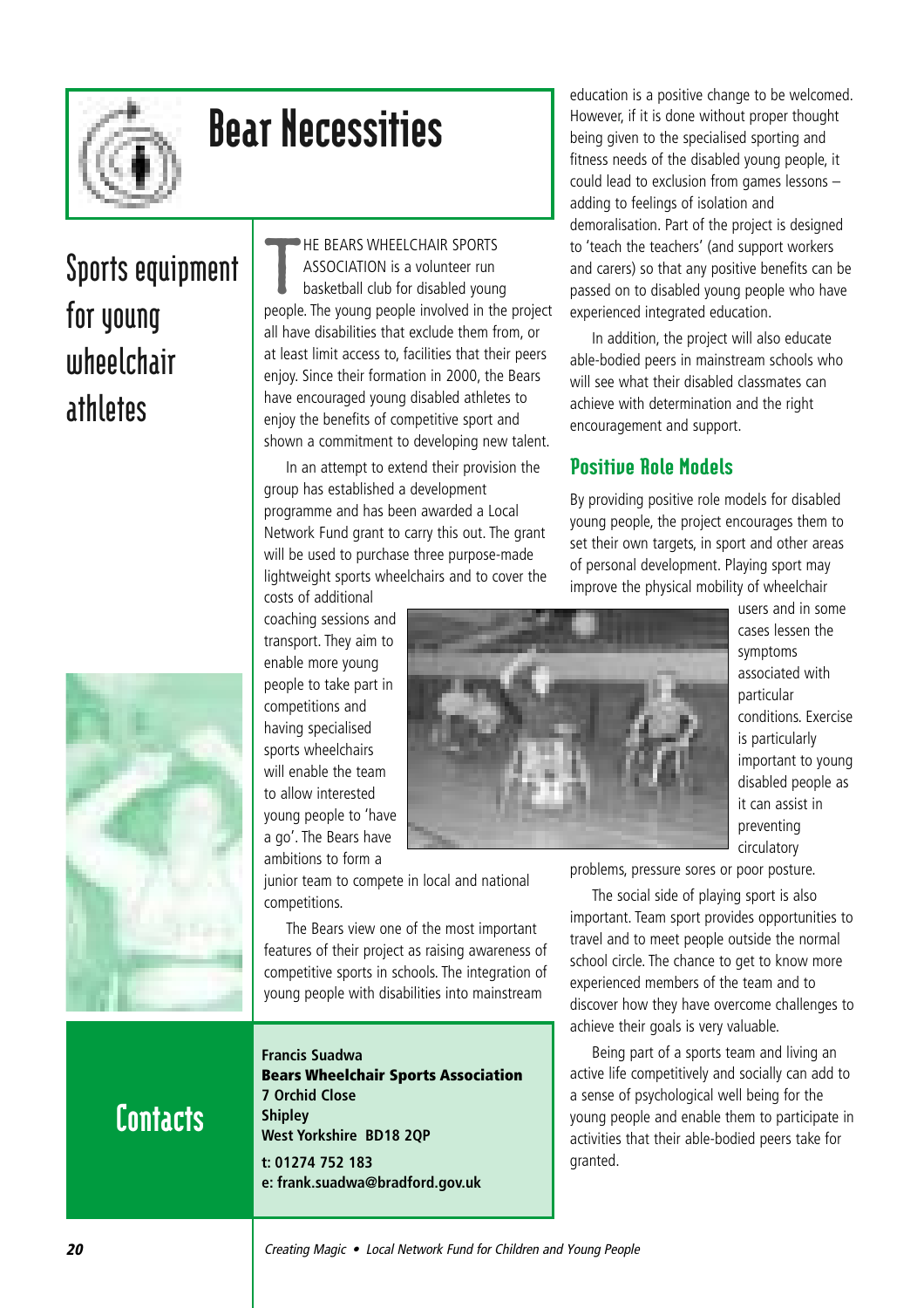# Bear Necessities

## Sports equipment for young wheelchair athletes

THE BEARS WHEELCHAIR SPORTS ASSOCIATION is a volunteer run basketball club for disabled young people. The young people involved in the project all have disabilities that exclude them from, or at least limit access to, facilities that their peers enjoy. Since their formation in 2000, the Bears have encouraged young disabled athletes to enjoy the benefits of competitive sport and shown a commitment to developing new talent.

In an attempt to extend their provision the group has established a development programme and has been awarded a Local Network Fund grant to carry this out. The grant will be used to purchase three purpose-made lightweight sports wheelchairs and to cover the costs of additional coaching sessions and transport. They aim to enable more young people to take part in competitions and having specialised sports wheelchairs will enable the team to allow interested young people to 'have a go'. The Bears have ambitions to form a junior team to compete in local and national competitions.

The Bears view one of the most important features of their project as raising awareness of competitive sports in schools. The integration of young people with disabilities into mainstream education is a positive change to be welcomed. However, if it is done without proper thought being given to the specialised sporting and fitness needs of the disabled young people, it could lead to exclusion from games lessons – adding to feelings of isolation and demoralisation. Part of the project is designed to 'teach the teachers' (and support workers and carers) so that any positive benefits can be passed on to disabled young people who have experienced integrated education.

In addition, the project will also educate able-bodied peers in mainstream schools who will see what their disabled classmates can achieve with determination and the right encouragement and support.

### Positive Role Models

By providing positive role models for disabled young people, the project encourages them to set their own targets, in sport and other areas of personal development. Playing sport may improve the physical mobility of wheelchair users and in some cases lessen the symptoms associated with particular conditions. Exercise is particularly important to young disabled people as it can assist in preventing circulatory problems, pressure sores or poor posture.

The social side of playing sport is also important. Team sport provides opportunities to travel and to meet people outside the normal school circle. The chance to get to know more experienced members of the team and to discover how they have overcome challenges to achieve their goals is very valuable.

Being part of a sports team and living an active life competitively and socially can add to a sense of psychological well being for the young people and enable them to participate in activities that their able-bodied peers take for granted.

## Contacts

**Francis Suadwa**
**Bears Wheelchair Sports Association**
**7 Orchid Close**
**Shipley**
**West Yorkshire BD18 2QP**
**t: 01274 752 183**
**e: frank.suadwa@bradford.gov.uk**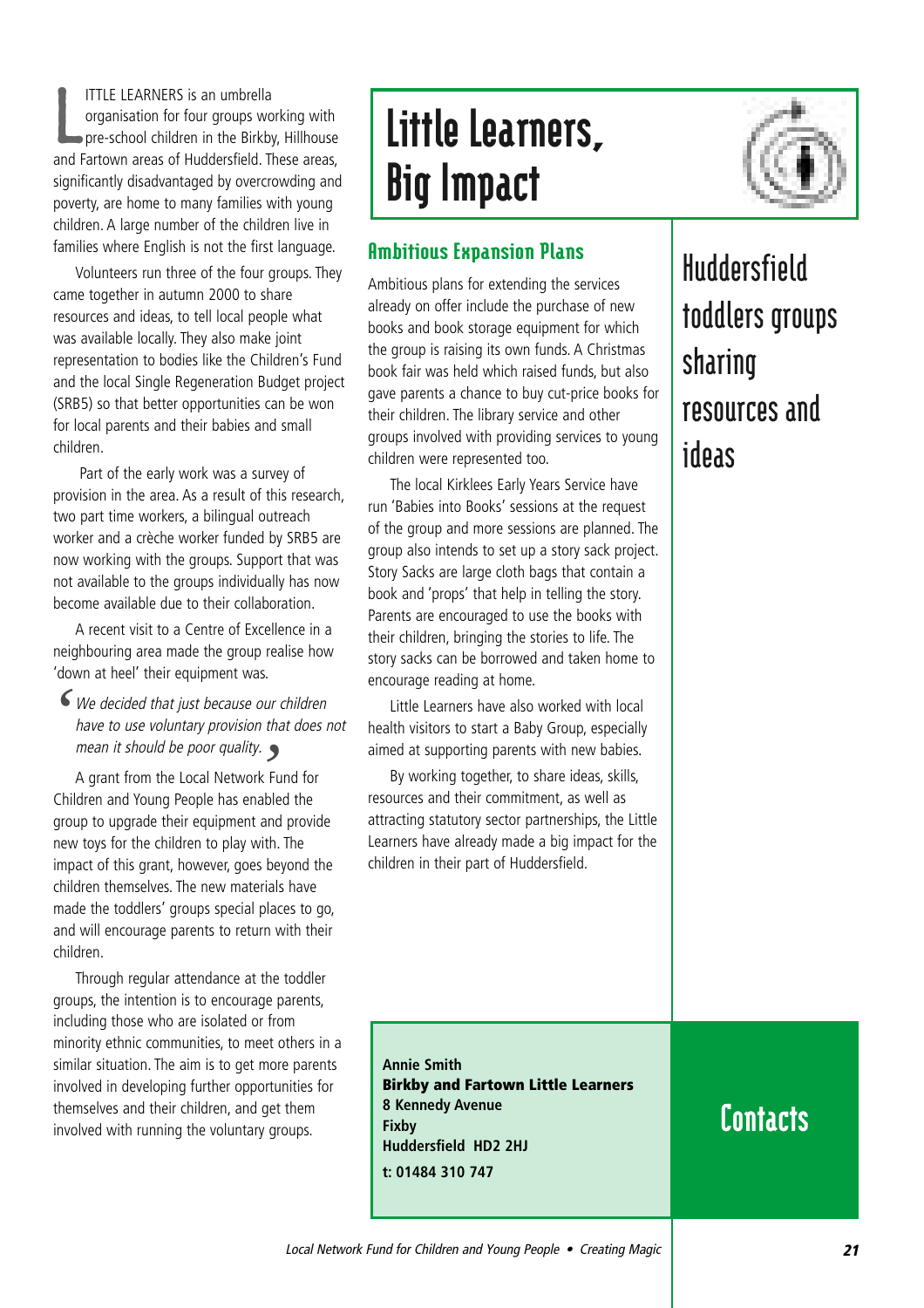# Little Learners, Big Impact

## Huddersfield toddlers groups sharing resources and ideas

LITTLE LEARNERS is an umbrella organisation for four groups working with pre-school children in the Birkby, Hillhouse and Fartown areas of Huddersfield. These areas, significantly disadvantaged by overcrowding and poverty, are home to many families with young children. A large number of the children live in families where English is not the first language.

Volunteers run three of the four groups. They came together in autumn 2000 to share resources and ideas, to tell local people what was available locally. They also make joint representation to bodies like the Children's Fund and the local Single Regeneration Budget project (SRB5) so that better opportunities can be won for local parents and their babies and small children.

Part of the early work was a survey of provision in the area. As a result of this research, two part time workers, a bilingual outreach worker and a crèche worker funded by SRB5 are now working with the groups. Support that was not available to the groups individually has now become available due to their collaboration.

A recent visit to a Centre of Excellence in a neighbouring area made the group realise how 'down at heel' their equipment was.

> *'We decided that just because our children have to use voluntary provision that does not mean it should be poor quality.'*

A grant from the Local Network Fund for Children and Young People has enabled the group to upgrade their equipment and provide new toys for the children to play with. The impact of this grant, however, goes beyond the children themselves. The new materials have made the toddlers' groups special places to go, and will encourage parents to return with their children.

Through regular attendance at the toddler groups, the intention is to encourage parents, including those who are isolated or from minority ethnic communities, to meet others in a similar situation. The aim is to get more parents involved in developing further opportunities for themselves and their children, and get them involved with running the voluntary groups.

### Ambitious Expansion Plans

Ambitious plans for extending the services already on offer include the purchase of new books and book storage equipment for which the group is raising its own funds. A Christmas book fair was held which raised funds, but also gave parents a chance to buy cut-price books for their children. The library service and other groups involved with providing services to young children were represented too.

The local Kirklees Early Years Service have run 'Babies into Books' sessions at the request of the group and more sessions are planned. The group also intends to set up a story sack project. Story Sacks are large cloth bags that contain a book and 'props' that help in telling the story. Parents are encouraged to use the books with their children, bringing the stories to life. The story sacks can be borrowed and taken home to encourage reading at home.

Little Learners have also worked with local health visitors to start a Baby Group, especially aimed at supporting parents with new babies.

By working together, to share ideas, skills, resources and their commitment, as well as attracting statutory sector partnerships, the Little Learners have already made a big impact for the children in their part of Huddersfield.

## Contacts

**Annie Smith**
**Birkby and Fartown Little Learners**
**8 Kennedy Avenue**
**Fixby**
**Huddersfield HD2 2HJ**
**t: 01484 310 747**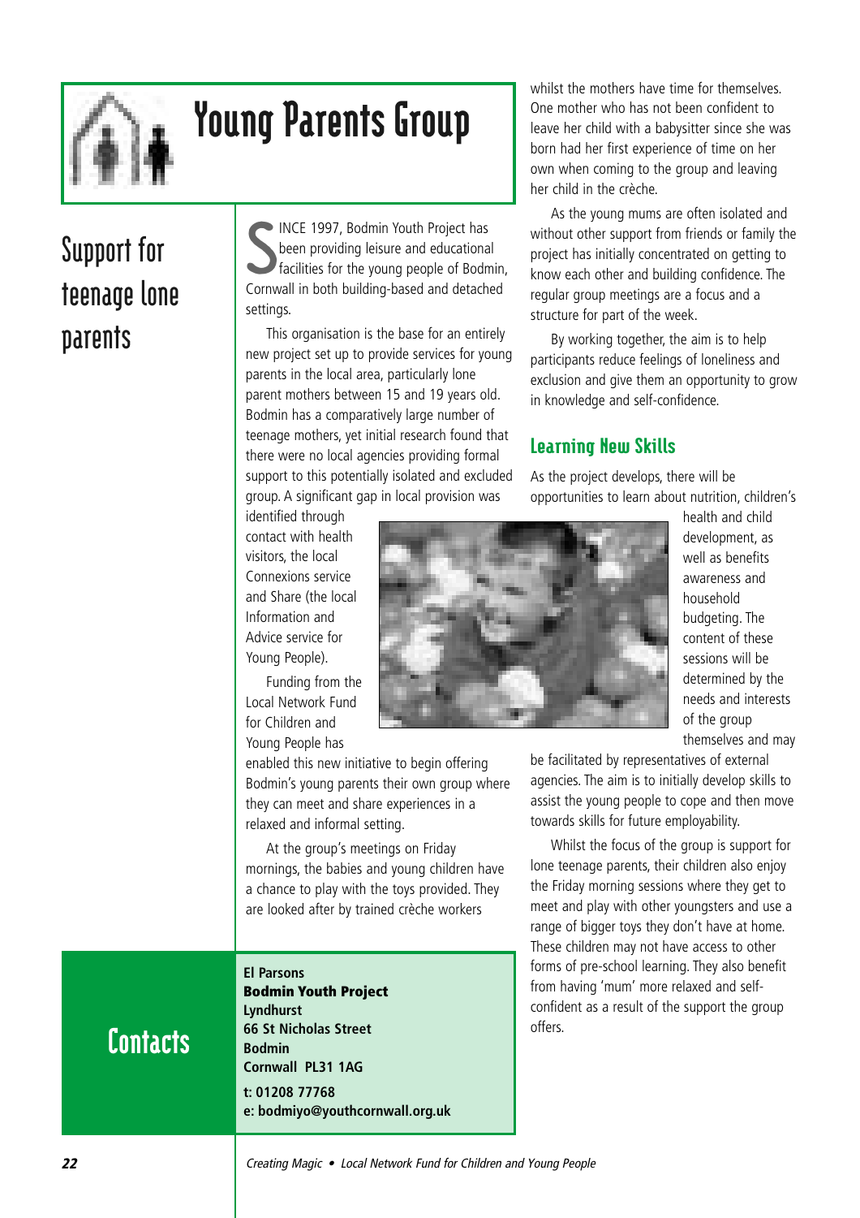# Young Parents Group

## Support for teenage lone parents

SINCE 1997, Bodmin Youth Project has been providing leisure and educational facilities for the young people of Bodmin, Cornwall in both building-based and detached settings.

This organisation is the base for an entirely new project set up to provide services for young parents in the local area, particularly lone parent mothers between 15 and 19 years old. Bodmin has a comparatively large number of teenage mothers, yet initial research found that there were no local agencies providing formal support to this potentially isolated and excluded group. A significant gap in local provision was identified through contact with health visitors, the local Connexions service and Share (the local Information and Advice service for Young People).

Funding from the Local Network Fund for Children and Young People has enabled this new initiative to begin offering Bodmin's young parents their own group where they can meet and share experiences in a relaxed and informal setting.

At the group's meetings on Friday mornings, the babies and young children have a chance to play with the toys provided. They are looked after by trained crèche workers whilst the mothers have time for themselves. One mother who has not been confident to leave her child with a babysitter since she was born had her first experience of time on her own when coming to the group and leaving her child in the crèche.

As the young mums are often isolated and without other support from friends or family the project has initially concentrated on getting to know each other and building confidence. The regular group meetings are a focus and a structure for part of the week.

By working together, the aim is to help participants reduce feelings of loneliness and exclusion and give them an opportunity to grow in knowledge and self-confidence.

### Learning New Skills

As the project develops, there will be opportunities to learn about nutrition, children's health and child development, as well as benefits awareness and household budgeting. The content of these sessions will be determined by the needs and interests of the group themselves and may be facilitated by representatives of external agencies. The aim is to initially develop skills to assist the young people to cope and then move towards skills for future employability.

Whilst the focus of the group is support for lone teenage parents, their children also enjoy the Friday morning sessions where they get to meet and play with other youngsters and use a range of bigger toys they don't have at home. These children may not have access to other forms of pre-school learning. They also benefit from having 'mum' more relaxed and self-confident as a result of the support the group offers.

## Contacts

**El Parsons**
**Bodmin Youth Project**
**Lyndhurst**
**66 St Nicholas Street**
**Bodmin**
**Cornwall PL31 1AG**

**t: 01208 77768**
**e: bodmiyo@youthcornwall.org.uk**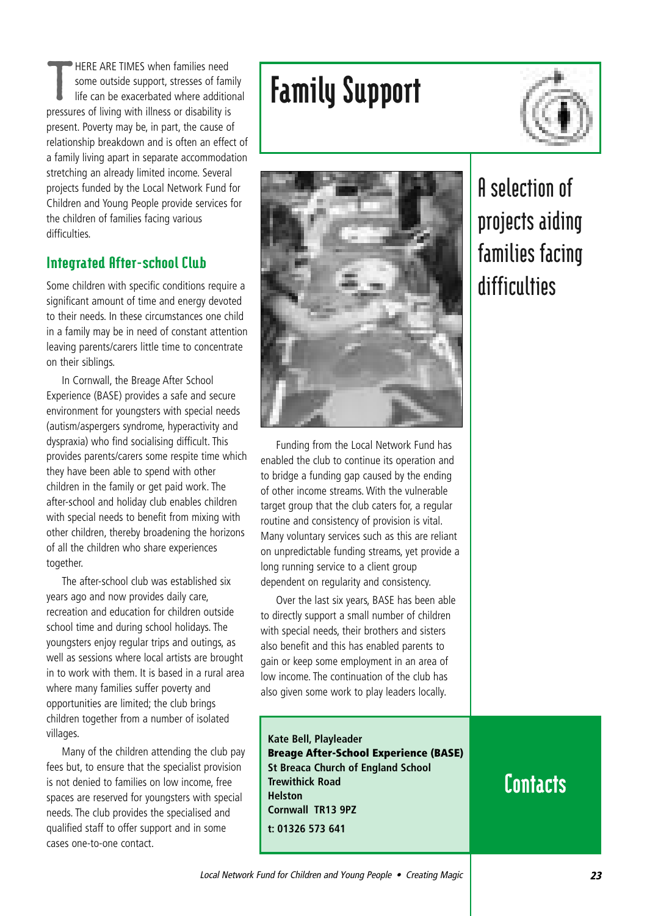# Family Support

## A selection of projects aiding families facing difficulties

THERE ARE TIMES when families need some outside support, stresses of family life can be exacerbated where additional pressures of living with illness or disability is present. Poverty may be, in part, the cause of relationship breakdown and is often an effect of a family living apart in separate accommodation stretching an already limited income. Several projects funded by the Local Network Fund for Children and Young People provide services for the children of families facing various difficulties.

### Integrated After-school Club

Some children with specific conditions require a significant amount of time and energy devoted to their needs. In these circumstances one child in a family may be in need of constant attention leaving parents/carers little time to concentrate on their siblings.

In Cornwall, the Breage After School Experience (BASE) provides a safe and secure environment for youngsters with special needs (autism/aspergers syndrome, hyperactivity and dyspraxia) who find socialising difficult. This provides parents/carers some respite time which they have been able to spend with other children in the family or get paid work. The after-school and holiday club enables children with special needs to benefit from mixing with other children, thereby broadening the horizons of all the children who share experiences together.

The after-school club was established six years ago and now provides daily care, recreation and education for children outside school time and during school holidays. The youngsters enjoy regular trips and outings, as well as sessions where local artists are brought in to work with them. It is based in a rural area where many families suffer poverty and opportunities are limited; the club brings children together from a number of isolated villages.

Many of the children attending the club pay fees but, to ensure that the specialist provision is not denied to families on low income, free spaces are reserved for youngsters with special needs. The club provides the specialised and qualified staff to offer support and in some cases one-to-one contact.

Funding from the Local Network Fund has enabled the club to continue its operation and to bridge a funding gap caused by the ending of other income streams. With the vulnerable target group that the club caters for, a regular routine and consistency of provision is vital. Many voluntary services such as this are reliant on unpredictable funding streams, yet provide a long running service to a client group dependent on regularity and consistency.

Over the last six years, BASE has been able to directly support a small number of children with special needs, their brothers and sisters also benefit and this has enabled parents to gain or keep some employment in an area of low income. The continuation of the club has also given some work to play leaders locally.

## Contacts

**Kate Bell, Playleader**
**Breage After-School Experience (BASE)**
**St Breaca Church of England School**
**Trewithick Road**
**Helston**
**Cornwall TR13 9PZ**
**t: 01326 573 641**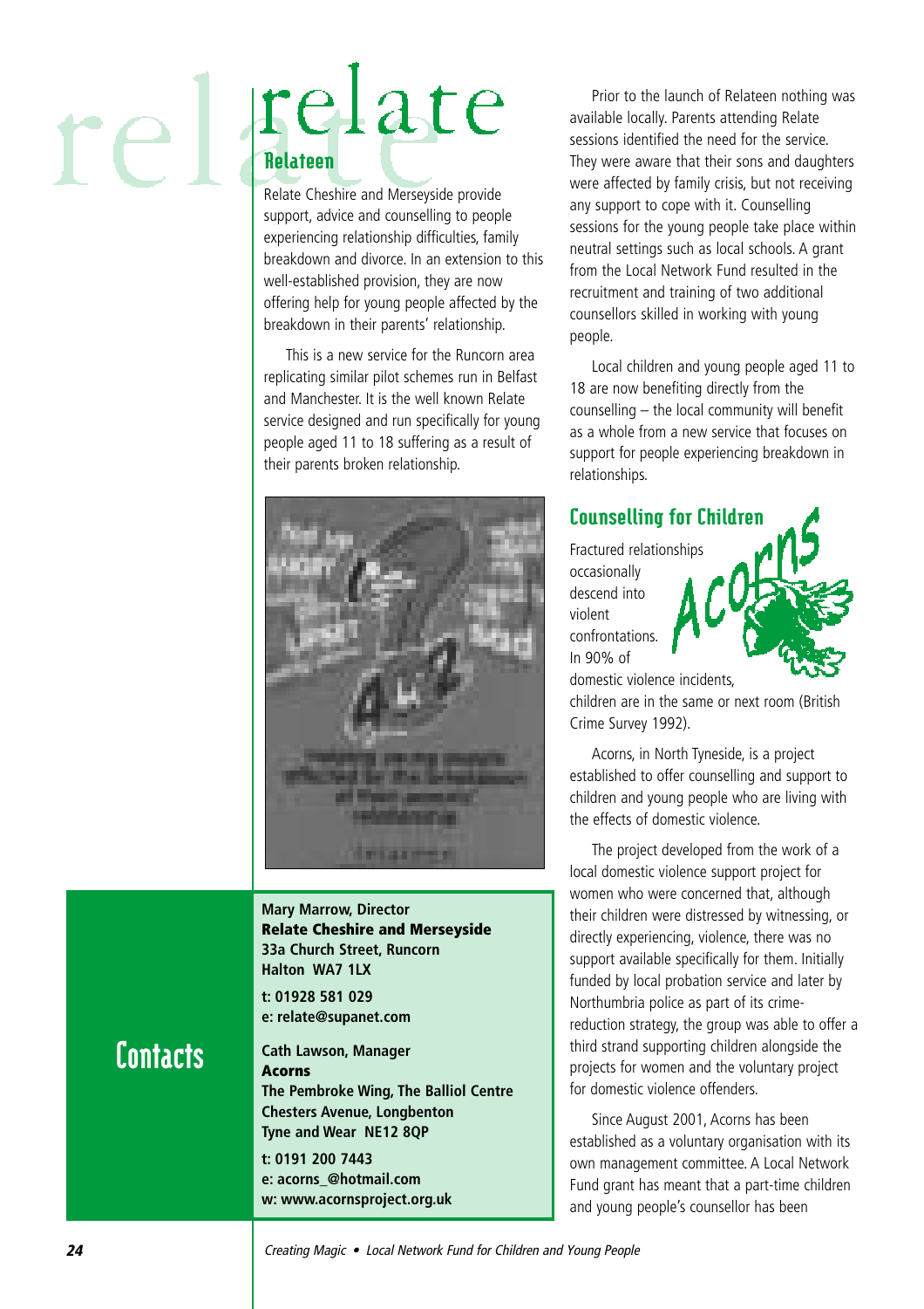## Relateen

Relate Cheshire and Merseyside provide support, advice and counselling to people experiencing relationship difficulties, family breakdown and divorce. In an extension to this well-established provision, they are now offering help for young people affected by the breakdown in their parents' relationship.

This is a new service for the Runcorn area replicating similar pilot schemes run in Belfast and Manchester. It is the well known Relate service designed and run specifically for young people aged 11 to 18 suffering as a result of their parents broken relationship.

Prior to the launch of Relateen nothing was available locally. Parents attending Relate sessions identified the need for the service. They were aware that their sons and daughters were affected by family crisis, but not receiving any support to cope with it. Counselling sessions for the young people take place within neutral settings such as local schools. A grant from the Local Network Fund resulted in the recruitment and training of two additional counsellors skilled in working with young people.

Local children and young people aged 11 to 18 are now benefiting directly from the counselling – the local community will benefit as a whole from a new service that focuses on support for people experiencing breakdown in relationships.

## Counselling for Children

Fractured relationships occasionally descend into violent confrontations. In 90% of domestic violence incidents, children are in the same or next room (British Crime Survey 1992).

Acorns, in North Tyneside, is a project established to offer counselling and support to children and young people who are living with the effects of domestic violence.

The project developed from the work of a local domestic violence support project for women who were concerned that, although their children were distressed by witnessing, or directly experiencing, violence, there was no support available specifically for them. Initially funded by local probation service and later by Northumbria police as part of its crime-reduction strategy, the group was able to offer a third strand supporting children alongside the projects for women and the voluntary project for domestic violence offenders.

Since August 2001, Acorns has been established as a voluntary organisation with its own management committee. A Local Network Fund grant has meant that a part-time children and young people's counsellor has been

## Contacts

**Mary Marrow, Director**
**Relate Cheshire and Merseyside**
**33a Church Street, Runcorn**
**Halton WA7 1LX**

**t: 01928 581 029**
**e: relate@supanet.com**

**Cath Lawson, Manager**
**Acorns**
**The Pembroke Wing, The Balliol Centre**
**Chesters Avenue, Longbenton**
**Tyne and Wear NE12 8QP**

**t: 0191 200 7443**
**e: acorns_@hotmail.com**
**w: www.acornsproject.org.uk**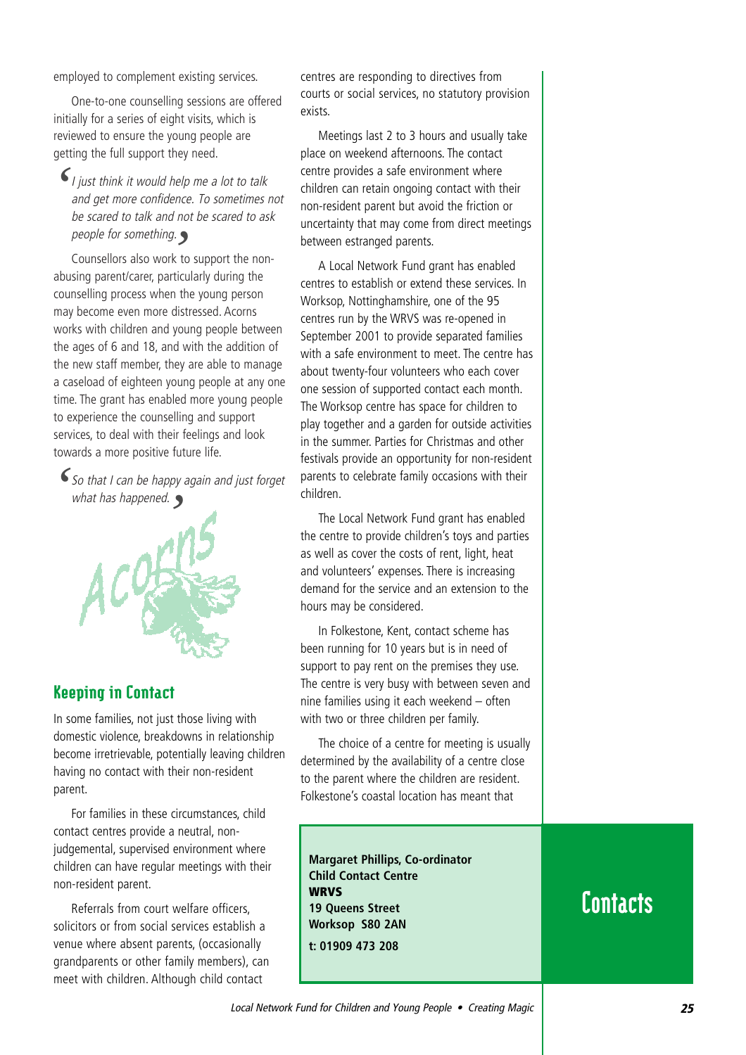employed to complement existing services.

One-to-one counselling sessions are offered initially for a series of eight visits, which is reviewed to ensure the young people are getting the full support they need.

> *I just think it would help me a lot to talk and get more confidence. To sometimes not be scared to talk and not be scared to ask people for something.*

Counsellors also work to support the non-abusing parent/carer, particularly during the counselling process when the young person may become even more distressed. Acorns works with children and young people between the ages of 6 and 18, and with the addition of the new staff member, they are able to manage a caseload of eighteen young people at any one time. The grant has enabled more young people to experience the counselling and support services, to deal with their feelings and look towards a more positive future life.

> *So that I can be happy again and just forget what has happened.*

## Keeping in Contact

In some families, not just those living with domestic violence, breakdowns in relationship become irretrievable, potentially leaving children having no contact with their non-resident parent.

For families in these circumstances, child contact centres provide a neutral, non-judgemental, supervised environment where children can have regular meetings with their non-resident parent.

Referrals from court welfare officers, solicitors or from social services establish a venue where absent parents, (occasionally grandparents or other family members), can meet with children. Although child contact centres are responding to directives from courts or social services, no statutory provision exists.

Meetings last 2 to 3 hours and usually take place on weekend afternoons. The contact centre provides a safe environment where children can retain ongoing contact with their non-resident parent but avoid the friction or uncertainty that may come from direct meetings between estranged parents.

A Local Network Fund grant has enabled centres to establish or extend these services. In Worksop, Nottinghamshire, one of the 95 centres run by the WRVS was re-opened in September 2001 to provide separated families with a safe environment to meet. The centre has about twenty-four volunteers who each cover one session of supported contact each month. The Worksop centre has space for children to play together and a garden for outside activities in the summer. Parties for Christmas and other festivals provide an opportunity for non-resident parents to celebrate family occasions with their children.

The Local Network Fund grant has enabled the centre to provide children's toys and parties as well as cover the costs of rent, light, heat and volunteers' expenses. There is increasing demand for the service and an extension to the hours may be considered.

In Folkestone, Kent, contact scheme has been running for 10 years but is in need of support to pay rent on the premises they use. The centre is very busy with between seven and nine families using it each weekend – often with two or three children per family.

The choice of a centre for meeting is usually determined by the availability of a centre close to the parent where the children are resident. Folkestone's coastal location has meant that

## Contacts

**Margaret Phillips, Co-ordinator**
**Child Contact Centre**
**WRVS**
**19 Queens Street**
**Worksop S80 2AN**
**t: 01909 473 208**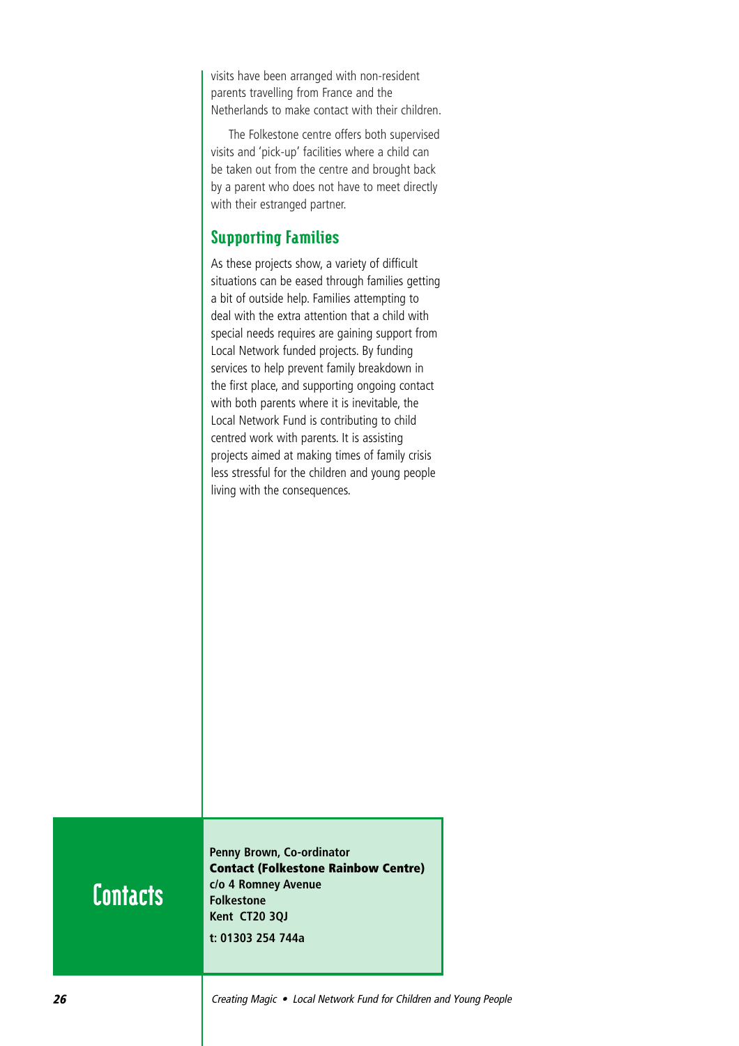visits have been arranged with non-resident parents travelling from France and the Netherlands to make contact with their children.

The Folkestone centre offers both supervised visits and 'pick-up' facilities where a child can be taken out from the centre and brought back by a parent who does not have to meet directly with their estranged partner.

## Supporting Families

As these projects show, a variety of difficult situations can be eased through families getting a bit of outside help. Families attempting to deal with the extra attention that a child with special needs requires are gaining support from Local Network funded projects. By funding services to help prevent family breakdown in the first place, and supporting ongoing contact with both parents where it is inevitable, the Local Network Fund is contributing to child centred work with parents. It is assisting projects aimed at making times of family crisis less stressful for the children and young people living with the consequences.

## Contacts

**Penny Brown, Co-ordinator**
**Contact (Folkestone Rainbow Centre)**
**c/o 4 Romney Avenue**
**Folkestone**
**Kent CT20 3QJ**

**t: 01303 254 744a**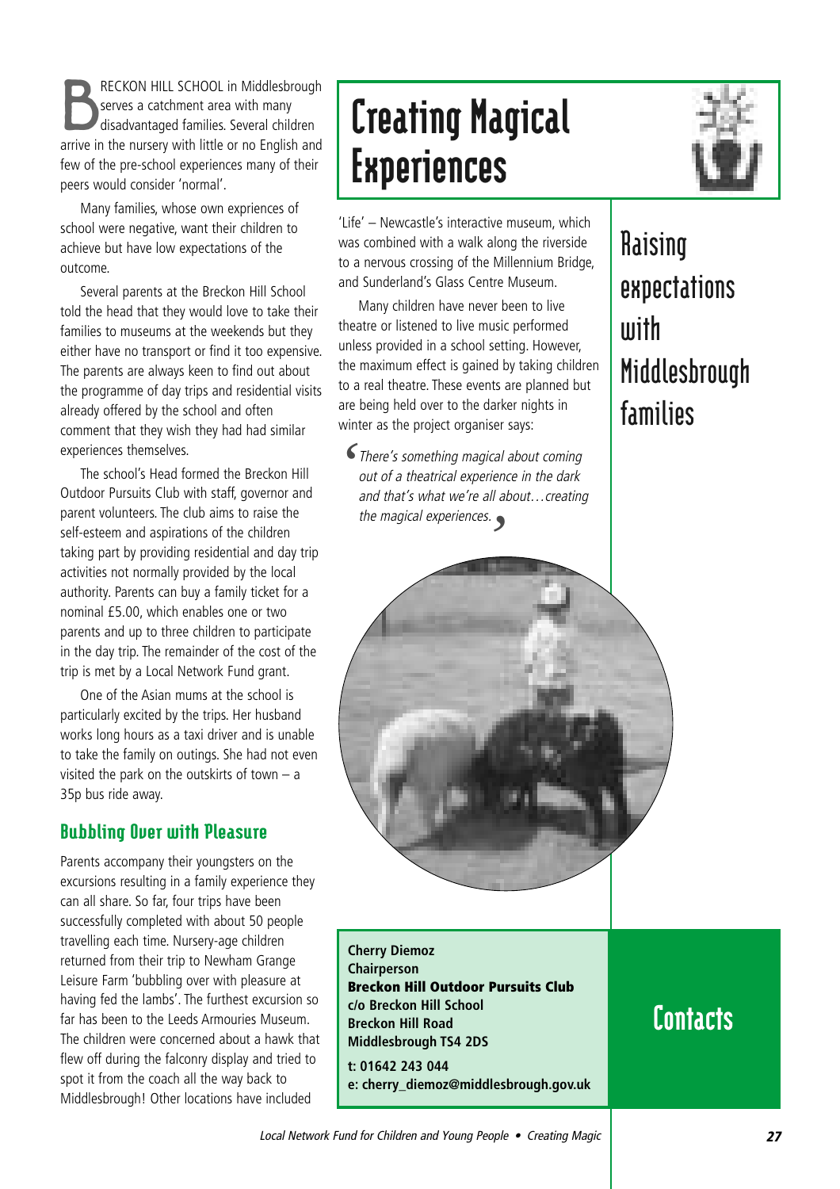# Creating Magical Experiences

## Raising expectations with Middlesbrough families

BRECKON HILL SCHOOL in Middlesbrough serves a catchment area with many disadvantaged families. Several children arrive in the nursery with little or no English and few of the pre-school experiences many of their peers would consider 'normal'.

Many families, whose own expriences of school were negative, want their children to achieve but have low expectations of the outcome.

Several parents at the Breckon Hill School told the head that they would love to take their families to museums at the weekends but they either have no transport or find it too expensive. The parents are always keen to find out about the programme of day trips and residential visits already offered by the school and often comment that they wish they had had similar experiences themselves.

The school's Head formed the Breckon Hill Outdoor Pursuits Club with staff, governor and parent volunteers. The club aims to raise the self-esteem and aspirations of the children taking part by providing residential and day trip activities not normally provided by the local authority. Parents can buy a family ticket for a nominal £5.00, which enables one or two parents and up to three children to participate in the day trip. The remainder of the cost of the trip is met by a Local Network Fund grant.

One of the Asian mums at the school is particularly excited by the trips. Her husband works long hours as a taxi driver and is unable to take the family on outings. She had not even visited the park on the outskirts of town – a 35p bus ride away.

### Bubbling Over with Pleasure

Parents accompany their youngsters on the excursions resulting in a family experience they can all share. So far, four trips have been successfully completed with about 50 people travelling each time. Nursery-age children returned from their trip to Newham Grange Leisure Farm 'bubbling over with pleasure at having fed the lambs'. The furthest excursion so far has been to the Leeds Armouries Museum. The children were concerned about a hawk that flew off during the falconry display and tried to spot it from the coach all the way back to Middlesbrough! Other locations have included 'Life' – Newcastle's interactive museum, which was combined with a walk along the riverside to a nervous crossing of the Millennium Bridge, and Sunderland's Glass Centre Museum.

Many children have never been to live theatre or listened to live music performed unless provided in a school setting. However, the maximum effect is gained by taking children to a real theatre. These events are planned but are being held over to the darker nights in winter as the project organiser says:

*'There's something magical about coming out of a theatrical experience in the dark and that's what we're all about…creating the magical experiences.'*

## Contacts

**Cherry Diemoz**
**Chairperson**
**Breckon Hill Outdoor Pursuits Club**
**c/o Breckon Hill School**
**Breckon Hill Road**
**Middlesbrough TS4 2DS**

**t: 01642 243 044**
**e: cherry_diemoz@middlesbrough.gov.uk**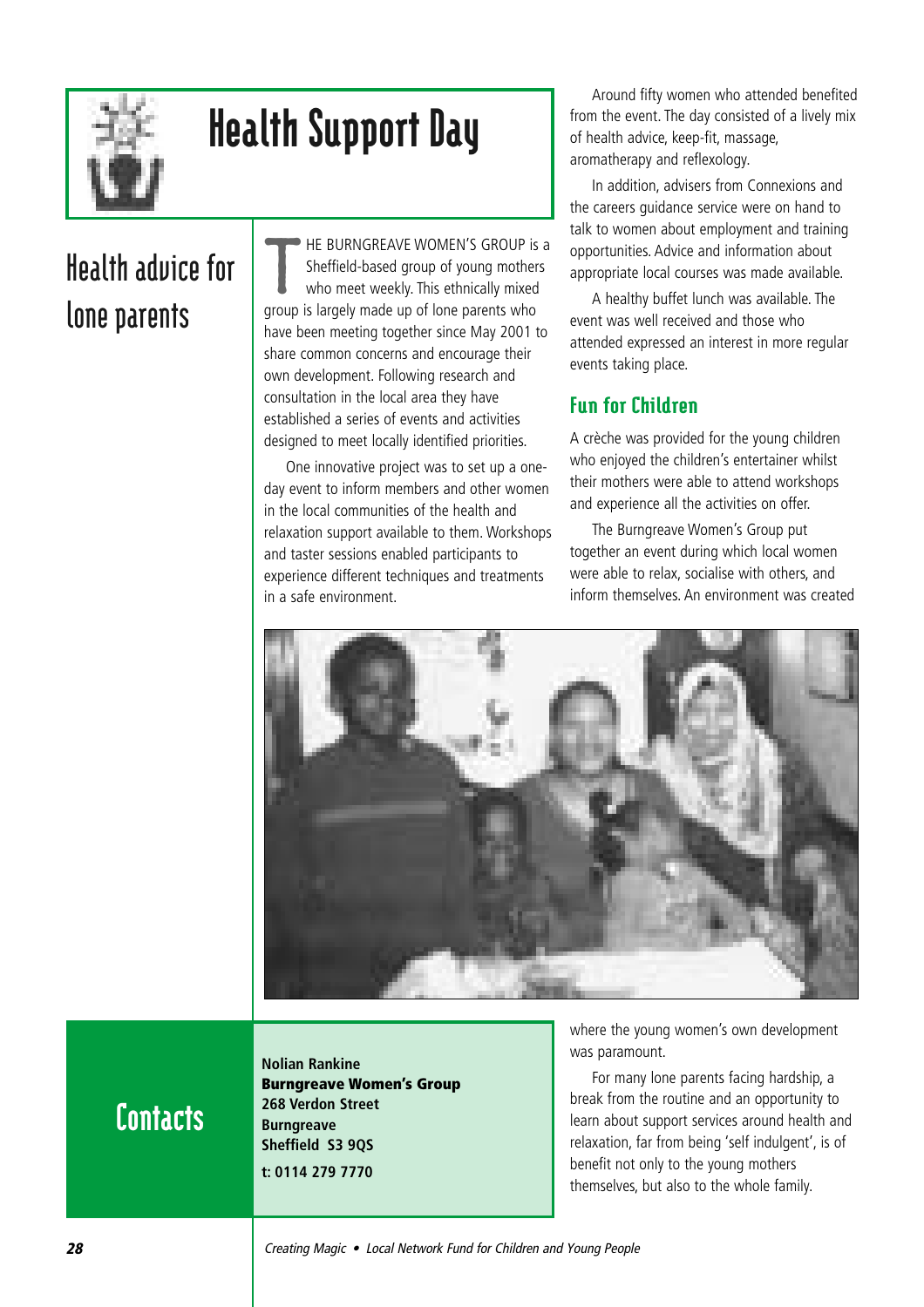# Health Support Day

## Health advice for lone parents

THE BURNGREAVE WOMEN'S GROUP is a Sheffield-based group of young mothers who meet weekly. This ethnically mixed group is largely made up of lone parents who have been meeting together since May 2001 to share common concerns and encourage their own development. Following research and consultation in the local area they have established a series of events and activities designed to meet locally identified priorities.

One innovative project was to set up a one-day event to inform members and other women in the local communities of the health and relaxation support available to them. Workshops and taster sessions enabled participants to experience different techniques and treatments in a safe environment.

Around fifty women who attended benefited from the event. The day consisted of a lively mix of health advice, keep-fit, massage, aromatherapy and reflexology.

In addition, advisers from Connexions and the careers guidance service were on hand to talk to women about employment and training opportunities. Advice and information about appropriate local courses was made available.

A healthy buffet lunch was available. The event was well received and those who attended expressed an interest in more regular events taking place.

### Fun for Children

A crèche was provided for the young children who enjoyed the children's entertainer whilst their mothers were able to attend workshops and experience all the activities on offer.

The Burngreave Women's Group put together an event during which local women were able to relax, socialise with others, and inform themselves. An environment was created where the young women's own development was paramount.

For many lone parents facing hardship, a break from the routine and an opportunity to learn about support services around health and relaxation, far from being 'self indulgent', is of benefit not only to the young mothers themselves, but also to the whole family.

## Contacts

**Nolian Rankine**
**Burngreave Women's Group**
**268 Verdon Street**
**Burngreave**
**Sheffield S3 9QS**
**t: 0114 279 7770**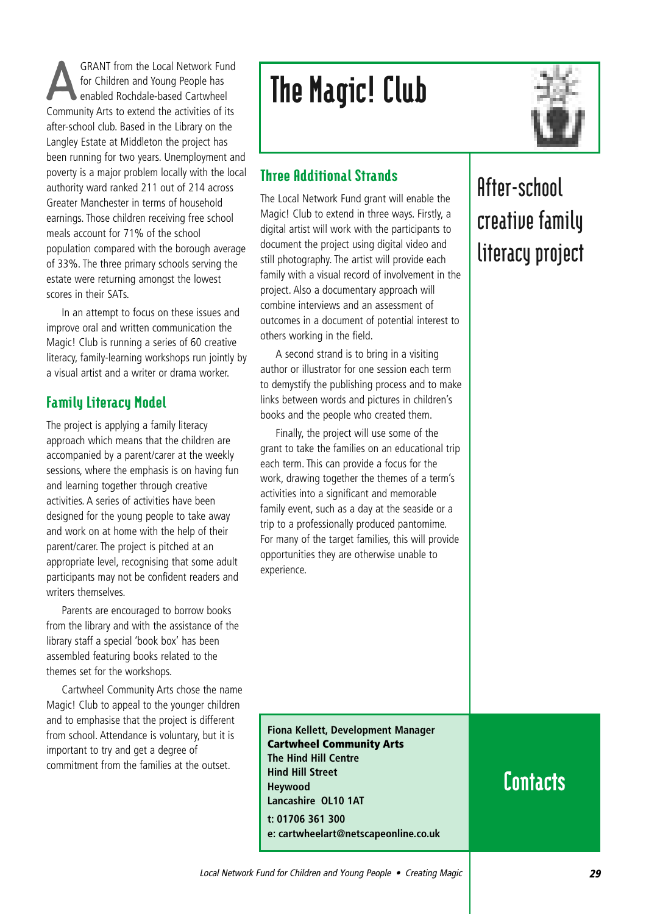# The Magic! Club

## After-school creative family literacy project

A GRANT from the Local Network Fund for Children and Young People has enabled Rochdale-based Cartwheel Community Arts to extend the activities of its after-school club. Based in the Library on the Langley Estate at Middleton the project has been running for two years. Unemployment and poverty is a major problem locally with the local authority ward ranked 211 out of 214 across Greater Manchester in terms of household earnings. Those children receiving free school meals account for 71% of the school population compared with the borough average of 33%. The three primary schools serving the estate were returning amongst the lowest scores in their SATs.

In an attempt to focus on these issues and improve oral and written communication the Magic! Club is running a series of 60 creative literacy, family-learning workshops run jointly by a visual artist and a writer or drama worker.

### Family Literacy Model

The project is applying a family literacy approach which means that the children are accompanied by a parent/carer at the weekly sessions, where the emphasis is on having fun and learning together through creative activities. A series of activities have been designed for the young people to take away and work on at home with the help of their parent/carer. The project is pitched at an appropriate level, recognising that some adult participants may not be confident readers and writers themselves.

Parents are encouraged to borrow books from the library and with the assistance of the library staff a special 'book box' has been assembled featuring books related to the themes set for the workshops.

Cartwheel Community Arts chose the name Magic! Club to appeal to the younger children and to emphasise that the project is different from school. Attendance is voluntary, but it is important to try and get a degree of commitment from the families at the outset.

### Three Additional Strands

The Local Network Fund grant will enable the Magic! Club to extend in three ways. Firstly, a digital artist will work with the participants to document the project using digital video and still photography. The artist will provide each family with a visual record of involvement in the project. Also a documentary approach will combine interviews and an assessment of outcomes in a document of potential interest to others working in the field.

A second strand is to bring in a visiting author or illustrator for one session each term to demystify the publishing process and to make links between words and pictures in children's books and the people who created them.

Finally, the project will use some of the grant to take the families on an educational trip each term. This can provide a focus for the work, drawing together the themes of a term's activities into a significant and memorable family event, such as a day at the seaside or a trip to a professionally produced pantomime. For many of the target families, this will provide opportunities they are otherwise unable to experience.

## Contacts

**Fiona Kellett, Development Manager**
**Cartwheel Community Arts**
**The Hind Hill Centre**
**Hind Hill Street**
**Heywood**
**Lancashire OL10 1AT**

**t: 01706 361 300**
**e: cartwheelart@netscapeonline.co.uk**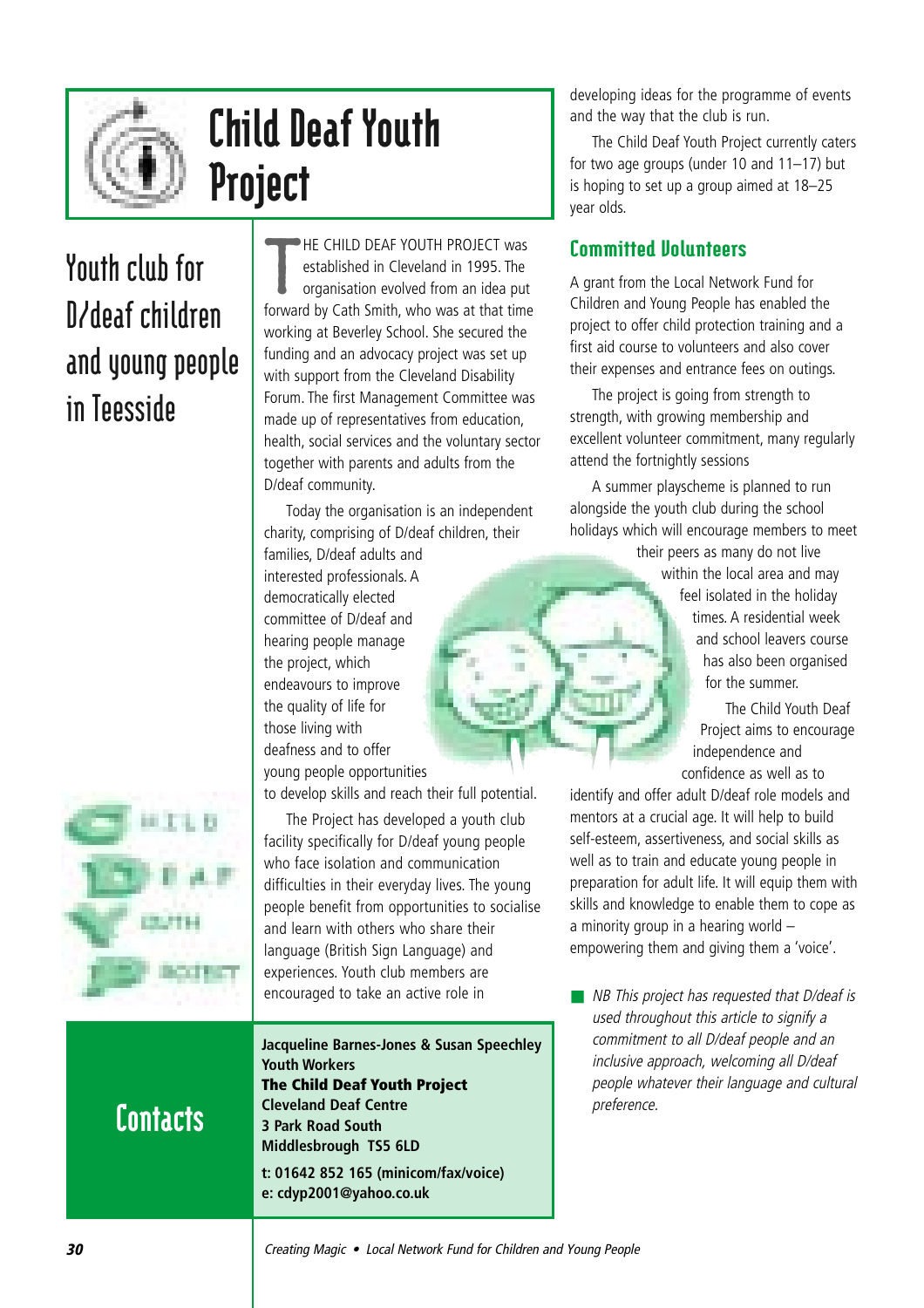# Child Deaf Youth Project

## Youth club for D/deaf children and young people in Teesside

THE CHILD DEAF YOUTH PROJECT was established in Cleveland in 1995. The organisation evolved from an idea put forward by Cath Smith, who was at that time working at Beverley School. She secured the funding and an advocacy project was set up with support from the Cleveland Disability Forum. The first Management Committee was made up of representatives from education, health, social services and the voluntary sector together with parents and adults from the D/deaf community.

Today the organisation is an independent charity, comprising of D/deaf children, their families, D/deaf adults and interested professionals. A democratically elected committee of D/deaf and hearing people manage the project, which endeavours to improve the quality of life for those living with deafness and to offer young people opportunities to develop skills and reach their full potential.

The Project has developed a youth club facility specifically for D/deaf young people who face isolation and communication difficulties in their everyday lives. The young people benefit from opportunities to socialise and learn with others who share their language (British Sign Language) and experiences. Youth club members are encouraged to take an active role in developing ideas for the programme of events and the way that the club is run.

The Child Deaf Youth Project currently caters for two age groups (under 10 and 11–17) but is hoping to set up a group aimed at 18–25 year olds.

### Committed Volunteers

A grant from the Local Network Fund for Children and Young People has enabled the project to offer child protection training and a first aid course to volunteers and also cover their expenses and entrance fees on outings.

The project is going from strength to strength, with growing membership and excellent volunteer commitment, many regularly attend the fortnightly sessions

A summer playscheme is planned to run alongside the youth club during the school holidays which will encourage members to meet their peers as many do not live within the local area and may feel isolated in the holiday times. A residential week and school leavers course has also been organised for the summer.

The Child Youth Deaf Project aims to encourage independence and confidence as well as to identify and offer adult D/deaf role models and mentors at a crucial age. It will help to build self-esteem, assertiveness, and social skills as well as to train and educate young people in preparation for adult life. It will equip them with skills and knowledge to enable them to cope as a minority group in a hearing world – empowering them and giving them a 'voice'.

*NB This project has requested that D/deaf is used throughout this article to signify a commitment to all D/deaf people and an inclusive approach, welcoming all D/deaf people whatever their language and cultural preference.*

## Contacts

**Jacqueline Barnes-Jones & Susan Speechley**
**Youth Workers**
**The Child Deaf Youth Project**
**Cleveland Deaf Centre**
**3 Park Road South**
**Middlesbrough TS5 6LD**

**t: 01642 852 165 (minicom/fax/voice)**
**e: cdyp2001@yahoo.co.uk**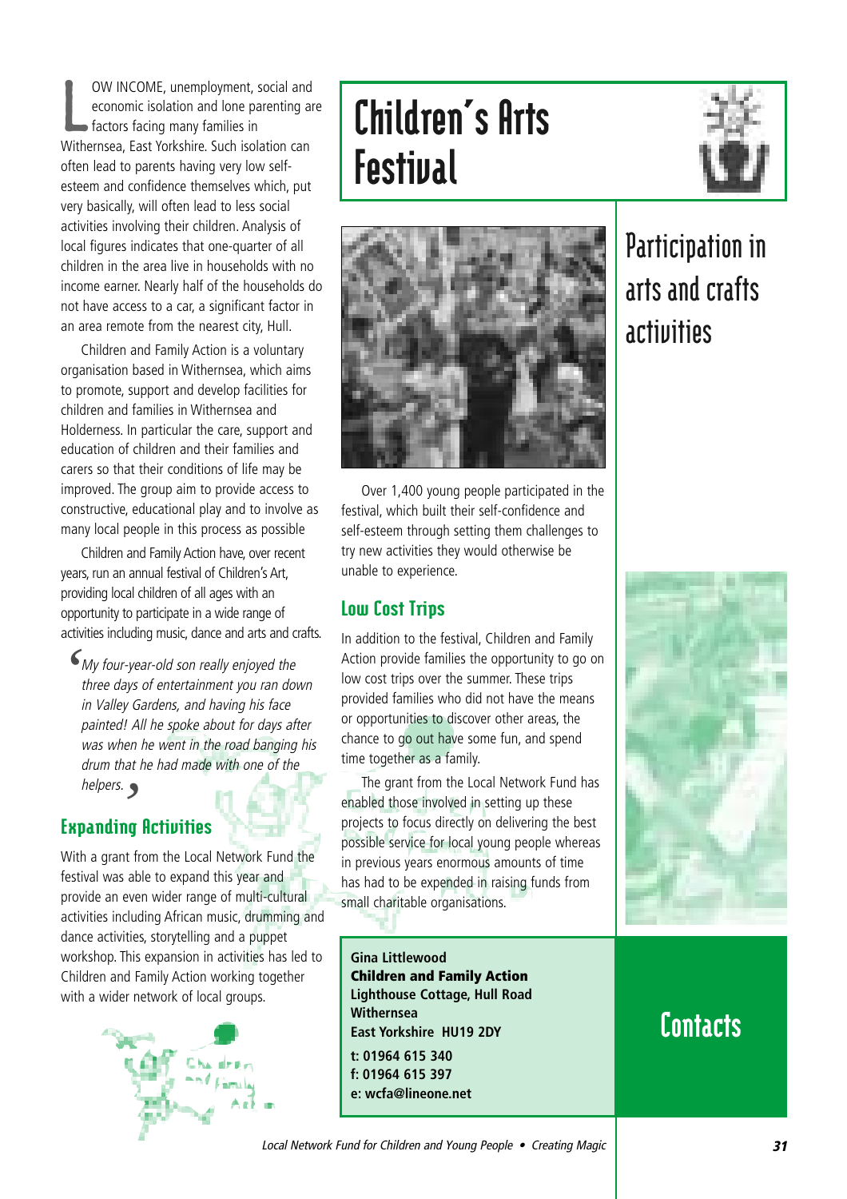# Children's Arts Festival

## Participation in arts and crafts activities

LOW INCOME, unemployment, social and economic isolation and lone parenting are factors facing many families in Withernsea, East Yorkshire. Such isolation can often lead to parents having very low self-esteem and confidence themselves which, put very basically, will often lead to less social activities involving their children. Analysis of local figures indicates that one-quarter of all children in the area live in households with no income earner. Nearly half of the households do not have access to a car, a significant factor in an area remote from the nearest city, Hull.

Children and Family Action is a voluntary organisation based in Withernsea, which aims to promote, support and develop facilities for children and families in Withernsea and Holderness. In particular the care, support and education of children and their families and carers so that their conditions of life may be improved. The group aim to provide access to constructive, educational play and to involve as many local people in this process as possible

Children and Family Action have, over recent years, run an annual festival of Children's Art, providing local children of all ages with an opportunity to participate in a wide range of activities including music, dance and arts and crafts.

> *My four-year-old son really enjoyed the three days of entertainment you ran down in Valley Gardens, and having his face painted! All he spoke about for days after was when he went in the road banging his drum that he had made with one of the helpers.*

### Expanding Activities

With a grant from the Local Network Fund the festival was able to expand this year and provide an even wider range of multi-cultural activities including African music, drumming and dance activities, storytelling and a puppet workshop. This expansion in activities has led to Children and Family Action working together with a wider network of local groups.

Over 1,400 young people participated in the festival, which built their self-confidence and self-esteem through setting them challenges to try new activities they would otherwise be unable to experience.

### Low Cost Trips

In addition to the festival, Children and Family Action provide families the opportunity to go on low cost trips over the summer. These trips provided families who did not have the means or opportunities to discover other areas, the chance to go out have some fun, and spend time together as a family.

The grant from the Local Network Fund has enabled those involved in setting up these projects to focus directly on delivering the best possible service for local young people whereas in previous years enormous amounts of time has had to be expended in raising funds from small charitable organisations.

## Contacts

**Gina Littlewood**
**Children and Family Action**
**Lighthouse Cottage, Hull Road**
**Withernsea**
**East Yorkshire HU19 2DY**

**t: 01964 615 340**
**f: 01964 615 397**
**e: wcfa@lineone.net**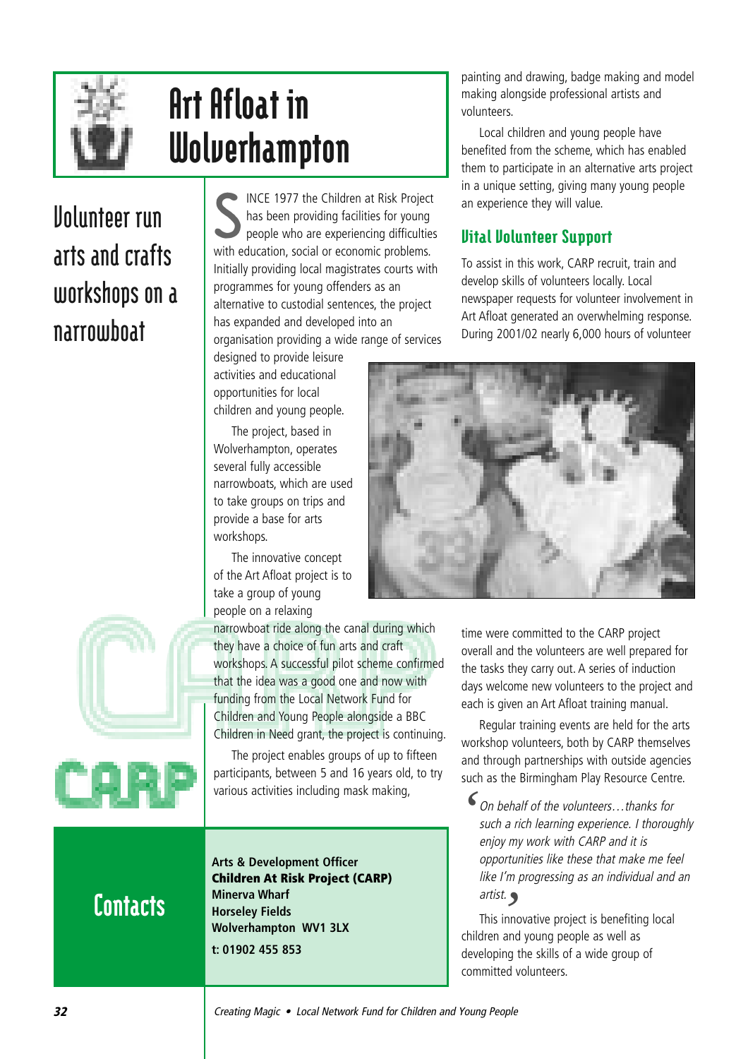# Art Afloat in Wolverhampton

## Volunteer run arts and crafts workshops on a narrowboat

SINCE 1977 the Children at Risk Project has been providing facilities for young people who are experiencing difficulties with education, social or economic problems. Initially providing local magistrates courts with programmes for young offenders as an alternative to custodial sentences, the project has expanded and developed into an organisation providing a wide range of services designed to provide leisure activities and educational opportunities for local children and young people.

The project, based in Wolverhampton, operates several fully accessible narrowboats, which are used to take groups on trips and provide a base for arts workshops.

The innovative concept of the Art Afloat project is to take a group of young people on a relaxing narrowboat ride along the canal during which they have a choice of fun arts and craft workshops. A successful pilot scheme confirmed that the idea was a good one and now with funding from the Local Network Fund for Children and Young People alongside a BBC Children in Need grant, the project is continuing.

The project enables groups of up to fifteen participants, between 5 and 16 years old, to try various activities including mask making, painting and drawing, badge making and model making alongside professional artists and volunteers.

Local children and young people have benefited from the scheme, which has enabled them to participate in an alternative arts project in a unique setting, giving many young people an experience they will value.

### Vital Volunteer Support

To assist in this work, CARP recruit, train and develop skills of volunteers locally. Local newspaper requests for volunteer involvement in Art Afloat generated an overwhelming response. During 2001/02 nearly 6,000 hours of volunteer time were committed to the CARP project overall and the volunteers are well prepared for the tasks they carry out. A series of induction days welcome new volunteers to the project and each is given an Art Afloat training manual.

Regular training events are held for the arts workshop volunteers, both by CARP themselves and through partnerships with outside agencies such as the Birmingham Play Resource Centre.

*'On behalf of the volunteers…thanks for such a rich learning experience. I thoroughly enjoy my work with CARP and it is opportunities like these that make me feel like I'm progressing as an individual and an artist.'*

This innovative project is benefiting local children and young people as well as developing the skills of a wide group of committed volunteers.

## Contacts

**Arts & Development Officer**
**Children At Risk Project (CARP)**
**Minerva Wharf**
**Horseley Fields**
**Wolverhampton WV1 3LX**
**t: 01902 455 853**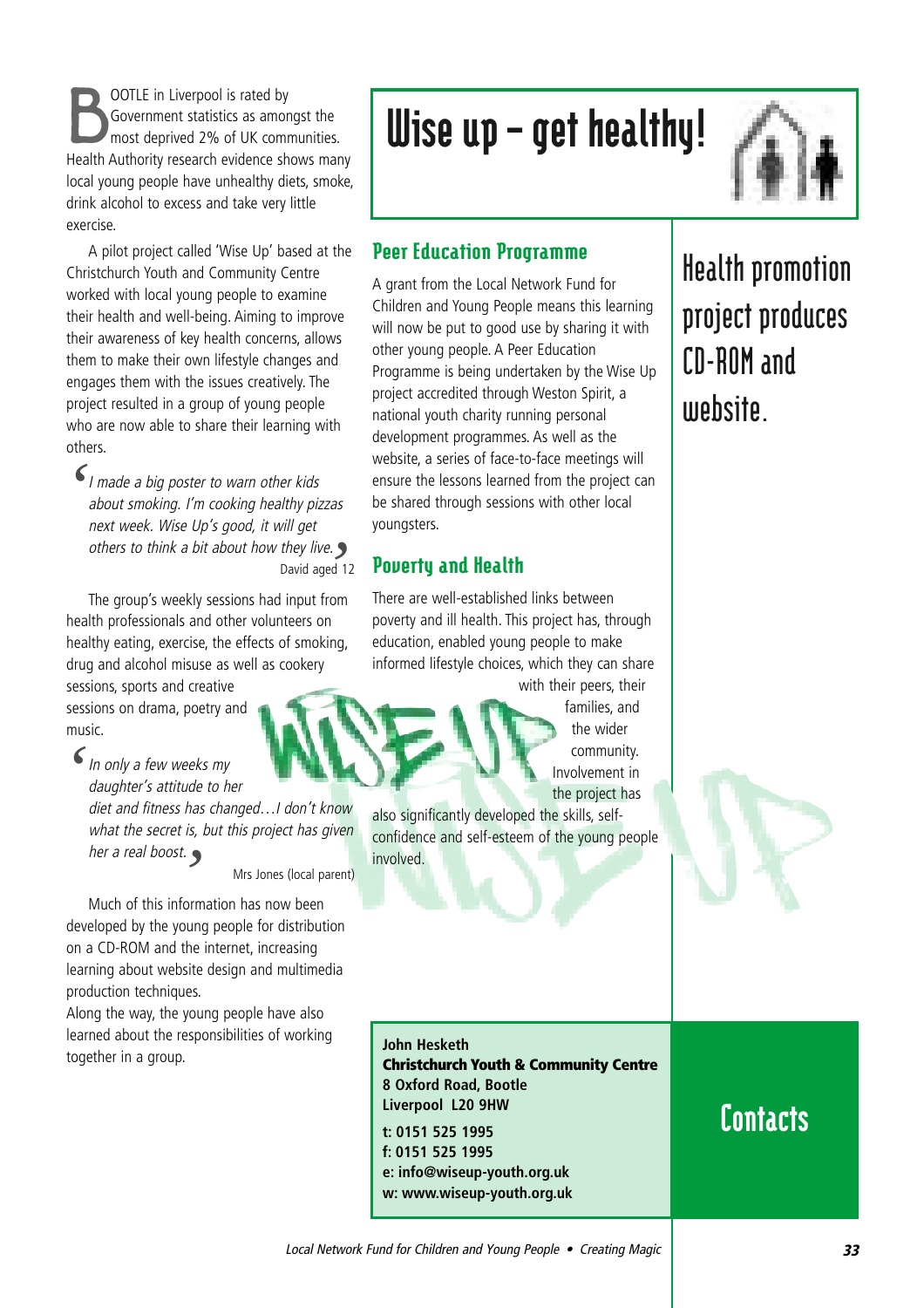# Wise up – get healthy!

## Health promotion project produces CD-ROM and website.

BOOTLE in Liverpool is rated by Government statistics as amongst the most deprived 2% of UK communities. Health Authority research evidence shows many local young people have unhealthy diets, smoke, drink alcohol to excess and take very little exercise.

A pilot project called 'Wise Up' based at the Christchurch Youth and Community Centre worked with local young people to examine their health and well-being. Aiming to improve their awareness of key health concerns, allows them to make their own lifestyle changes and engages them with the issues creatively. The project resulted in a group of young people who are now able to share their learning with others.

> *I made a big poster to warn other kids about smoking. I'm cooking healthy pizzas next week. Wise Up's good, it will get others to think a bit about how they live.*
>
> David aged 12

The group's weekly sessions had input from health professionals and other volunteers on healthy eating, exercise, the effects of smoking, drug and alcohol misuse as well as cookery sessions, sports and creative sessions on drama, poetry and music.

> *In only a few weeks my daughter's attitude to her diet and fitness has changed…I don't know what the secret is, but this project has given her a real boost.*
>
> Mrs Jones (local parent)

Much of this information has now been developed by the young people for distribution on a CD-ROM and the internet, increasing learning about website design and multimedia production techniques.
Along the way, the young people have also learned about the responsibilities of working together in a group.

### Peer Education Programme

A grant from the Local Network Fund for Children and Young People means this learning will now be put to good use by sharing it with other young people. A Peer Education Programme is being undertaken by the Wise Up project accredited through Weston Spirit, a national youth charity running personal development programmes. As well as the website, a series of face-to-face meetings will ensure the lessons learned from the project can be shared through sessions with other local youngsters.

### Poverty and Health

There are well-established links between poverty and ill health. This project has, through education, enabled young people to make informed lifestyle choices, which they can share with their peers, their families, and the wider community. Involvement in the project has also significantly developed the skills, self-confidence and self-esteem of the young people involved.

## Contacts

**John Hesketh**
**Christchurch Youth & Community Centre**
**8 Oxford Road, Bootle**
**Liverpool L20 9HW**

**t: 0151 525 1995**
**f: 0151 525 1995**
**e: info@wiseup-youth.org.uk**
**w: www.wiseup-youth.org.uk**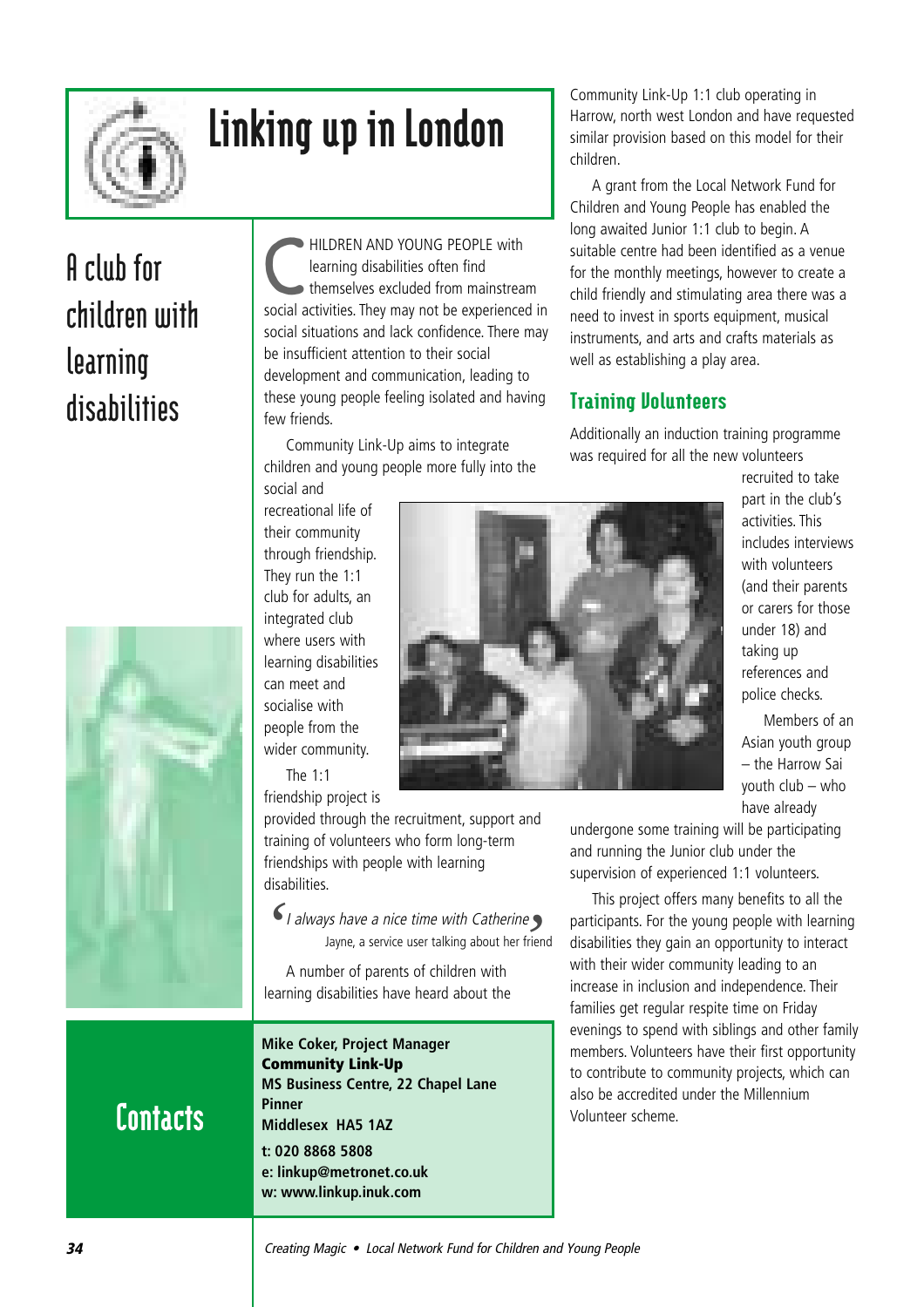# Linking up in London

## A club for children with learning disabilities

CHILDREN AND YOUNG PEOPLE with learning disabilities often find themselves excluded from mainstream social activities. They may not be experienced in social situations and lack confidence. There may be insufficient attention to their social development and communication, leading to these young people feeling isolated and having few friends.

Community Link-Up aims to integrate children and young people more fully into the social and recreational life of their community through friendship. They run the 1:1 club for adults, an integrated club where users with learning disabilities can meet and socialise with people from the wider community.

The 1:1 friendship project is provided through the recruitment, support and training of volunteers who form long-term friendships with people with learning disabilities.

*'I always have a nice time with Catherine'*
Jayne, a service user talking about her friend

A number of parents of children with learning disabilities have heard about the Community Link-Up 1:1 club operating in Harrow, north west London and have requested similar provision based on this model for their children.

A grant from the Local Network Fund for Children and Young People has enabled the long awaited Junior 1:1 club to begin. A suitable centre had been identified as a venue for the monthly meetings, however to create a child friendly and stimulating area there was a need to invest in sports equipment, musical instruments, and arts and crafts materials as well as establishing a play area.

### Training Volunteers

Additionally an induction training programme was required for all the new volunteers recruited to take part in the club's activities. This includes interviews with volunteers (and their parents or carers for those under 18) and taking up references and police checks.

Members of an Asian youth group – the Harrow Sai youth club – who have already undergone some training will be participating and running the Junior club under the supervision of experienced 1:1 volunteers.

This project offers many benefits to all the participants. For the young people with learning disabilities they gain an opportunity to interact with their wider community leading to an increase in inclusion and independence. Their families get regular respite time on Friday evenings to spend with siblings and other family members. Volunteers have their first opportunity to contribute to community projects, which can also be accredited under the Millennium Volunteer scheme.

## Contacts

**Mike Coker, Project Manager**
**Community Link-Up**
**MS Business Centre, 22 Chapel Lane**
**Pinner**
**Middlesex HA5 1AZ**

**t: 020 8868 5808**
**e: linkup@metronet.co.uk**
**w: www.linkup.inuk.com**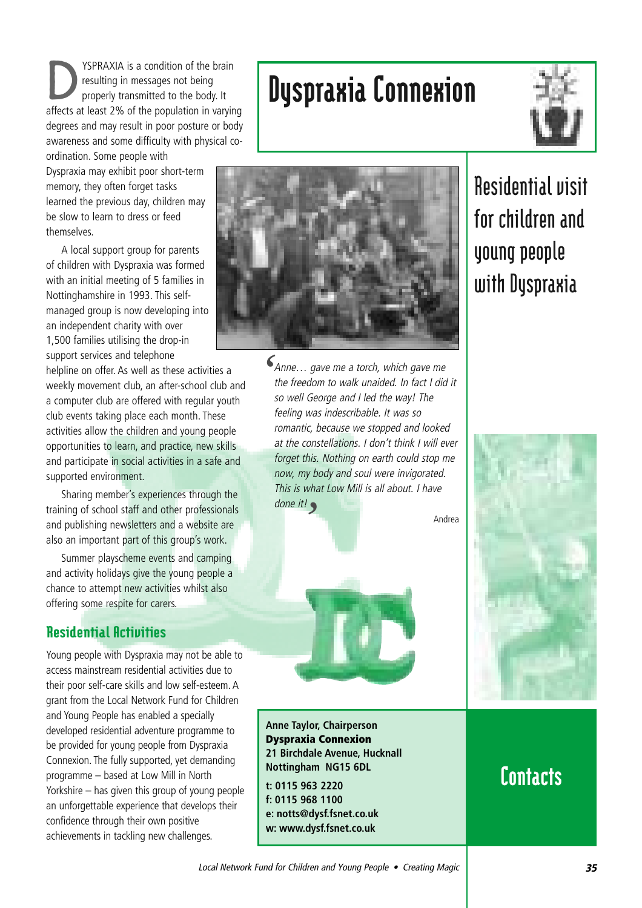# Dyspraxia Connexion

## Residential visit for children and young people with Dyspraxia

DYSPRAXIA is a condition of the brain resulting in messages not being properly transmitted to the body. It affects at least 2% of the population in varying degrees and may result in poor posture or body awareness and some difficulty with physical co-ordination. Some people with Dyspraxia may exhibit poor short-term memory, they often forget tasks learned the previous day, children may be slow to learn to dress or feed themselves.

A local support group for parents of children with Dyspraxia was formed with an initial meeting of 5 families in Nottinghamshire in 1993. This self-managed group is now developing into an independent charity with over 1,500 families utilising the drop-in support services and telephone helpline on offer. As well as these activities a weekly movement club, an after-school club and a computer club are offered with regular youth club events taking place each month. These activities allow the children and young people opportunities to learn, and practice, new skills and participate in social activities in a safe and supported environment.

Sharing member's experiences through the training of school staff and other professionals and publishing newsletters and a website are also an important part of this group's work.

Summer playscheme events and camping and activity holidays give the young people a chance to attempt new activities whilst also offering some respite for carers.

### Residential Activities

Young people with Dyspraxia may not be able to access mainstream residential activities due to their poor self-care skills and low self-esteem. A grant from the Local Network Fund for Children and Young People has enabled a specially developed residential adventure programme to be provided for young people from Dyspraxia Connexion. The fully supported, yet demanding programme – based at Low Mill in North Yorkshire – has given this group of young people an unforgettable experience that develops their confidence through their own positive achievements in tackling new challenges.

*'Anne… gave me a torch, which gave me the freedom to walk unaided. In fact I did it so well George and I led the way! The feeling was indescribable. It was so romantic, because we stopped and looked at the constellations. I don't think I will ever forget this. Nothing on earth could stop me now, my body and soul were invigorated. This is what Low Mill is all about. I have done it!'*

Andrea

## Contacts

**Anne Taylor, Chairperson**
**Dyspraxia Connexion**
**21 Birchdale Avenue, Hucknall**
**Nottingham NG15 6DL**

**t: 0115 963 2220**
**f: 0115 968 1100**
**e: notts@dysf.fsnet.co.uk**
**w: www.dysf.fsnet.co.uk**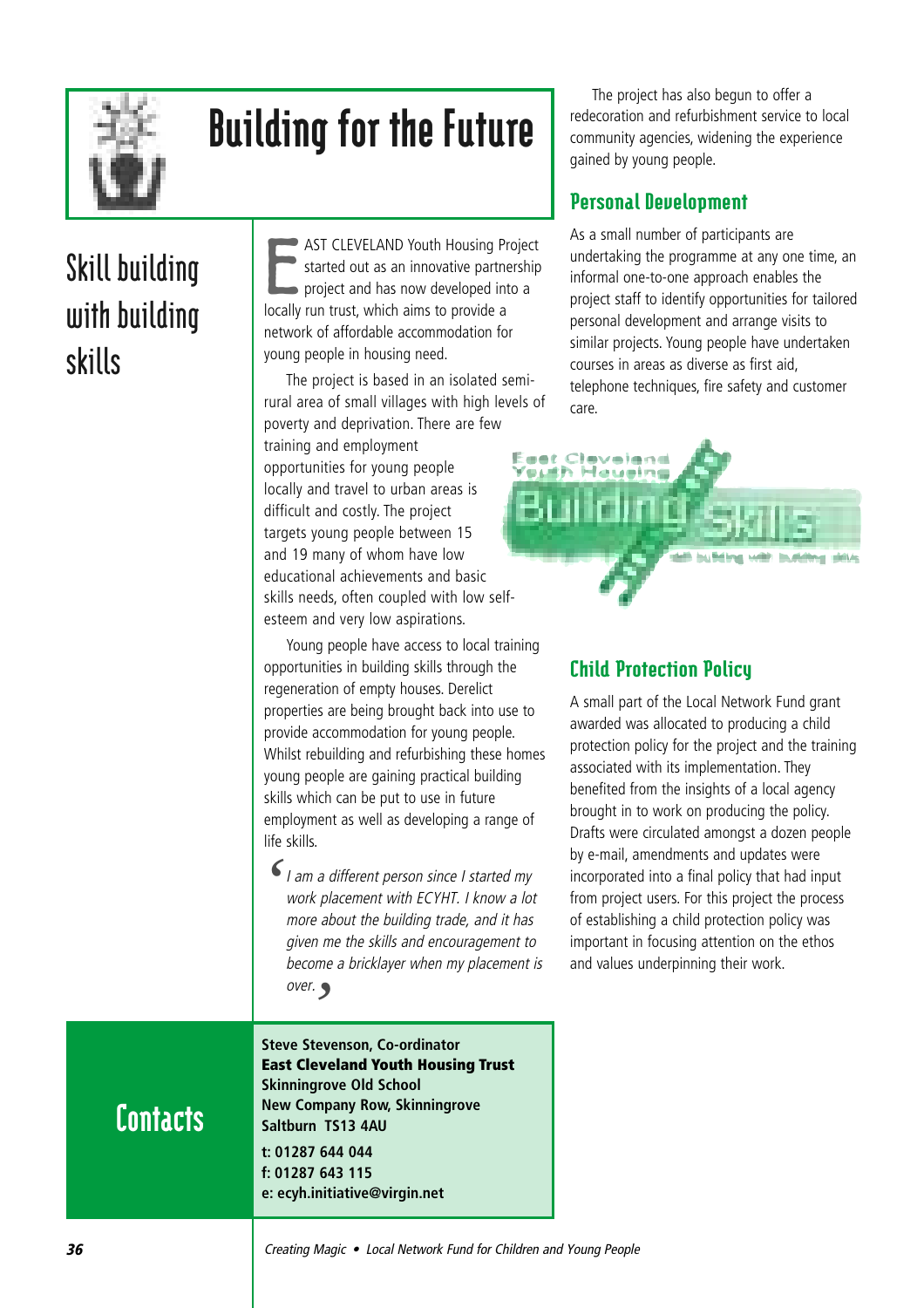# Building for the Future

## Skill building with building skills

EAST CLEVELAND Youth Housing Project started out as an innovative partnership project and has now developed into a locally run trust, which aims to provide a network of affordable accommodation for young people in housing need.

The project is based in an isolated semi-rural area of small villages with high levels of poverty and deprivation. There are few training and employment opportunities for young people locally and travel to urban areas is difficult and costly. The project targets young people between 15 and 19 many of whom have low educational achievements and basic skills needs, often coupled with low self-esteem and very low aspirations.

Young people have access to local training opportunities in building skills through the regeneration of empty houses. Derelict properties are being brought back into use to provide accommodation for young people. Whilst rebuilding and refurbishing these homes young people are gaining practical building skills which can be put to use in future employment as well as developing a range of life skills.

*'I am a different person since I started my work placement with ECYHT. I know a lot more about the building trade, and it has given me the skills and encouragement to become a bricklayer when my placement is over.'*

The project has also begun to offer a redecoration and refurbishment service to local community agencies, widening the experience gained by young people.

### Personal Development

As a small number of participants are undertaking the programme at any one time, an informal one-to-one approach enables the project staff to identify opportunities for tailored personal development and arrange visits to similar projects. Young people have undertaken courses in areas as diverse as first aid, telephone techniques, fire safety and customer care.

East Cleveland Youth Housing

Building Skills

skill building with building skills

### Child Protection Policy

A small part of the Local Network Fund grant awarded was allocated to producing a child protection policy for the project and the training associated with its implementation. They benefited from the insights of a local agency brought in to work on producing the policy. Drafts were circulated amongst a dozen people by e-mail, amendments and updates were incorporated into a final policy that had input from project users. For this project the process of establishing a child protection policy was important in focusing attention on the ethos and values underpinning their work.

## Contacts

**Steve Stevenson, Co-ordinator**
**East Cleveland Youth Housing Trust**
**Skinningrove Old School**
**New Company Row, Skinningrove**
**Saltburn TS13 4AU**

**t: 01287 644 044**
**f: 01287 643 115**
**e: ecyh.initiative@virgin.net**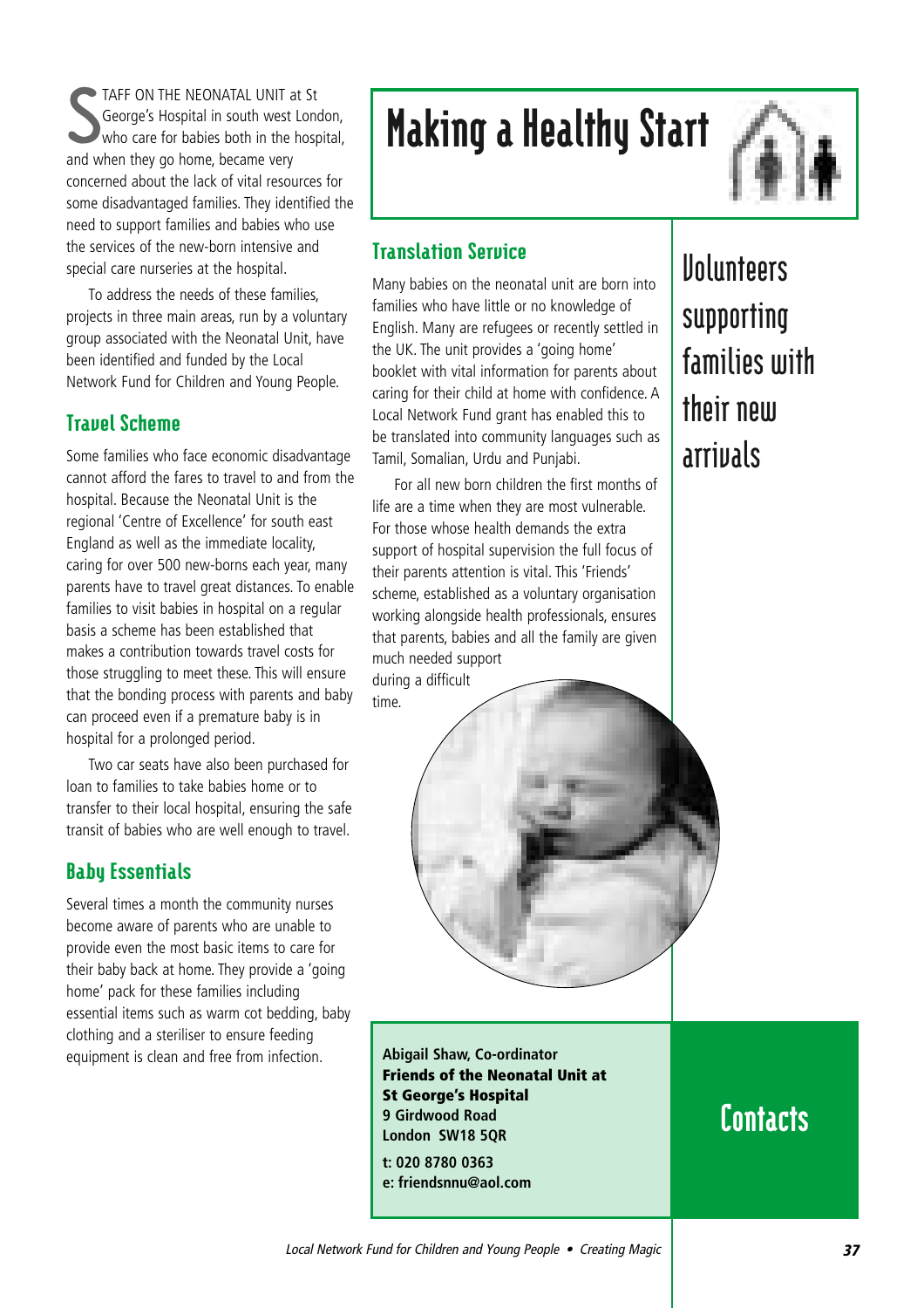# Making a Healthy Start

## Volunteers supporting families with their new arrivals

STAFF ON THE NEONATAL UNIT at St George's Hospital in south west London, who care for babies both in the hospital, and when they go home, became very concerned about the lack of vital resources for some disadvantaged families. They identified the need to support families and babies who use the services of the new-born intensive and special care nurseries at the hospital.

To address the needs of these families, projects in three main areas, run by a voluntary group associated with the Neonatal Unit, have been identified and funded by the Local Network Fund for Children and Young People.

### Travel Scheme

Some families who face economic disadvantage cannot afford the fares to travel to and from the hospital. Because the Neonatal Unit is the regional 'Centre of Excellence' for south east England as well as the immediate locality, caring for over 500 new-borns each year, many parents have to travel great distances. To enable families to visit babies in hospital on a regular basis a scheme has been established that makes a contribution towards travel costs for those struggling to meet these. This will ensure that the bonding process with parents and baby can proceed even if a premature baby is in hospital for a prolonged period.

Two car seats have also been purchased for loan to families to take babies home or to transfer to their local hospital, ensuring the safe transit of babies who are well enough to travel.

### Baby Essentials

Several times a month the community nurses become aware of parents who are unable to provide even the most basic items to care for their baby back at home. They provide a 'going home' pack for these families including essential items such as warm cot bedding, baby clothing and a steriliser to ensure feeding equipment is clean and free from infection.

### Translation Service

Many babies on the neonatal unit are born into families who have little or no knowledge of English. Many are refugees or recently settled in the UK. The unit provides a 'going home' booklet with vital information for parents about caring for their child at home with confidence. A Local Network Fund grant has enabled this to be translated into community languages such as Tamil, Somalian, Urdu and Punjabi.

For all new born children the first months of life are a time when they are most vulnerable. For those whose health demands the extra support of hospital supervision the full focus of their parents attention is vital. This 'Friends' scheme, established as a voluntary organisation working alongside health professionals, ensures that parents, babies and all the family are given much needed support during a difficult time.

## Contacts

**Abigail Shaw, Co-ordinator**
**Friends of the Neonatal Unit at St George's Hospital**
**9 Girdwood Road**
**London SW18 5QR**

**t: 020 8780 0363**
**e: friendsnnu@aol.com**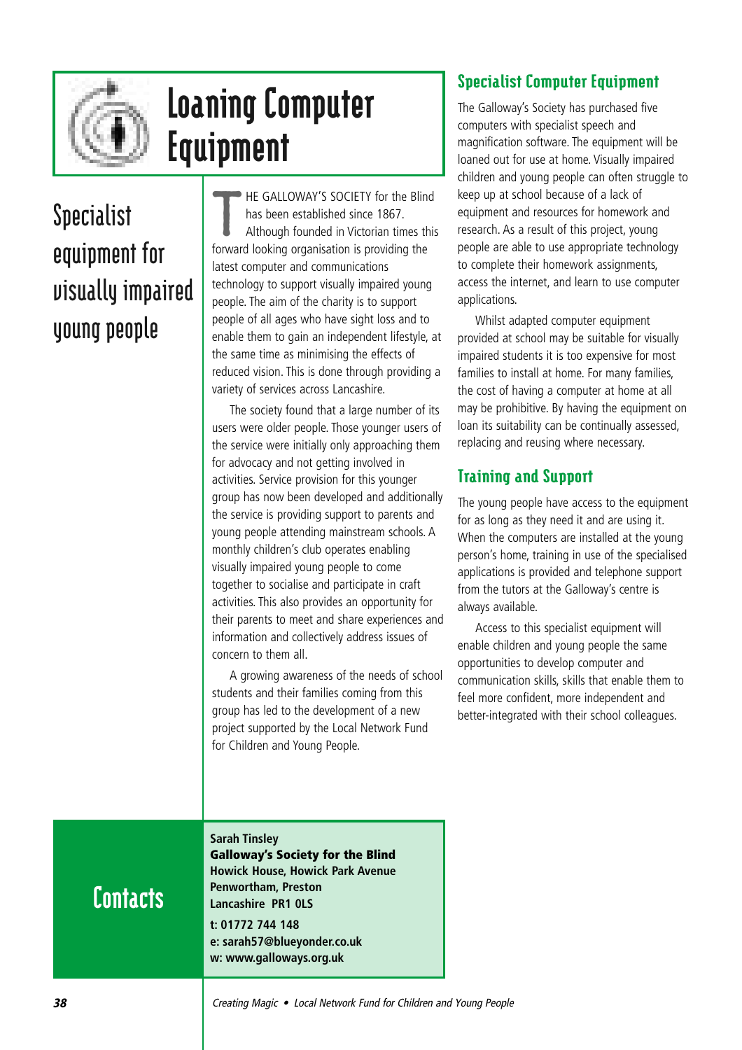# Loaning Computer Equipment

## Specialist equipment for visually impaired young people

THE GALLOWAY'S SOCIETY for the Blind has been established since 1867. Although founded in Victorian times this forward looking organisation is providing the latest computer and communications technology to support visually impaired young people. The aim of the charity is to support people of all ages who have sight loss and to enable them to gain an independent lifestyle, at the same time as minimising the effects of reduced vision. This is done through providing a variety of services across Lancashire.

The society found that a large number of its users were older people. Those younger users of the service were initially only approaching them for advocacy and not getting involved in activities. Service provision for this younger group has now been developed and additionally the service is providing support to parents and young people attending mainstream schools. A monthly children's club operates enabling visually impaired young people to come together to socialise and participate in craft activities. This also provides an opportunity for their parents to meet and share experiences and information and collectively address issues of concern to them all.

A growing awareness of the needs of school students and their families coming from this group has led to the development of a new project supported by the Local Network Fund for Children and Young People.

### Specialist Computer Equipment

The Galloway's Society has purchased five computers with specialist speech and magnification software. The equipment will be loaned out for use at home. Visually impaired children and young people can often struggle to keep up at school because of a lack of equipment and resources for homework and research. As a result of this project, young people are able to use appropriate technology to complete their homework assignments, access the internet, and learn to use computer applications.

Whilst adapted computer equipment provided at school may be suitable for visually impaired students it is too expensive for most families to install at home. For many families, the cost of having a computer at home at all may be prohibitive. By having the equipment on loan its suitability can be continually assessed, replacing and reusing where necessary.

### Training and Support

The young people have access to the equipment for as long as they need it and are using it. When the computers are installed at the young person's home, training in use of the specialised applications is provided and telephone support from the tutors at the Galloway's centre is always available.

Access to this specialist equipment will enable children and young people the same opportunities to develop computer and communication skills, skills that enable them to feel more confident, more independent and better-integrated with their school colleagues.

## Contacts

**Sarah Tinsley**
**Galloway's Society for the Blind**
**Howick House, Howick Park Avenue**
**Penwortham, Preston**
**Lancashire PR1 0LS**

**t: 01772 744 148**
**e: sarah57@blueyonder.co.uk**
**w: www.galloways.org.uk**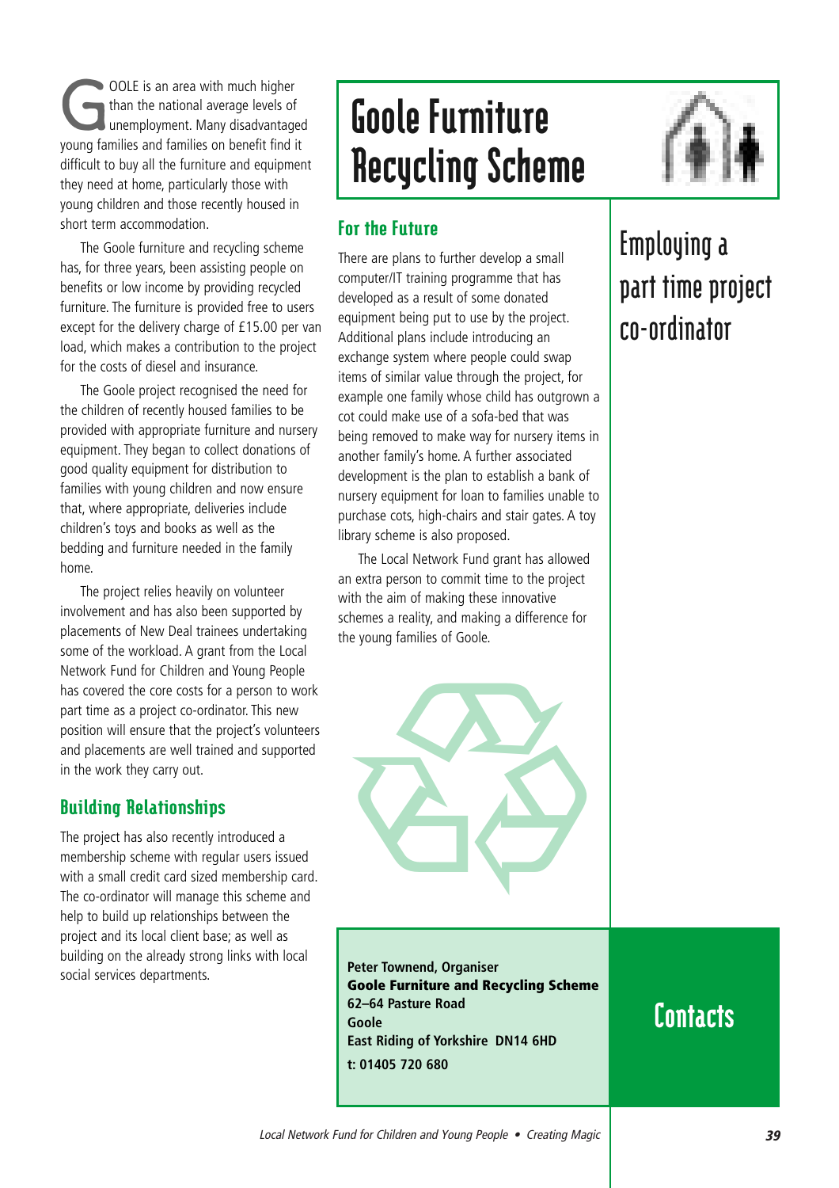# Goole Furniture Recycling Scheme

## Employing a part time project co-ordinator

GOOLE is an area with much higher than the national average levels of unemployment. Many disadvantaged young families and families on benefit find it difficult to buy all the furniture and equipment they need at home, particularly those with young children and those recently housed in short term accommodation.

The Goole furniture and recycling scheme has, for three years, been assisting people on benefits or low income by providing recycled furniture. The furniture is provided free to users except for the delivery charge of £15.00 per van load, which makes a contribution to the project for the costs of diesel and insurance.

The Goole project recognised the need for the children of recently housed families to be provided with appropriate furniture and nursery equipment. They began to collect donations of good quality equipment for distribution to families with young children and now ensure that, where appropriate, deliveries include children's toys and books as well as the bedding and furniture needed in the family home.

The project relies heavily on volunteer involvement and has also been supported by placements of New Deal trainees undertaking some of the workload. A grant from the Local Network Fund for Children and Young People has covered the core costs for a person to work part time as a project co-ordinator. This new position will ensure that the project's volunteers and placements are well trained and supported in the work they carry out.

### Building Relationships

The project has also recently introduced a membership scheme with regular users issued with a small credit card sized membership card. The co-ordinator will manage this scheme and help to build up relationships between the project and its local client base; as well as building on the already strong links with local social services departments.

### For the Future

There are plans to further develop a small computer/IT training programme that has developed as a result of some donated equipment being put to use by the project. Additional plans include introducing an exchange system where people could swap items of similar value through the project, for example one family whose child has outgrown a cot could make use of a sofa-bed that was being removed to make way for nursery items in another family's home. A further associated development is the plan to establish a bank of nursery equipment for loan to families unable to purchase cots, high-chairs and stair gates. A toy library scheme is also proposed.

The Local Network Fund grant has allowed an extra person to commit time to the project with the aim of making these innovative schemes a reality, and making a difference for the young families of Goole.

## Contacts

**Peter Townend, Organiser**
**Goole Furniture and Recycling Scheme**
**62–64 Pasture Road**
**Goole**
**East Riding of Yorkshire DN14 6HD**
**t: 01405 720 680**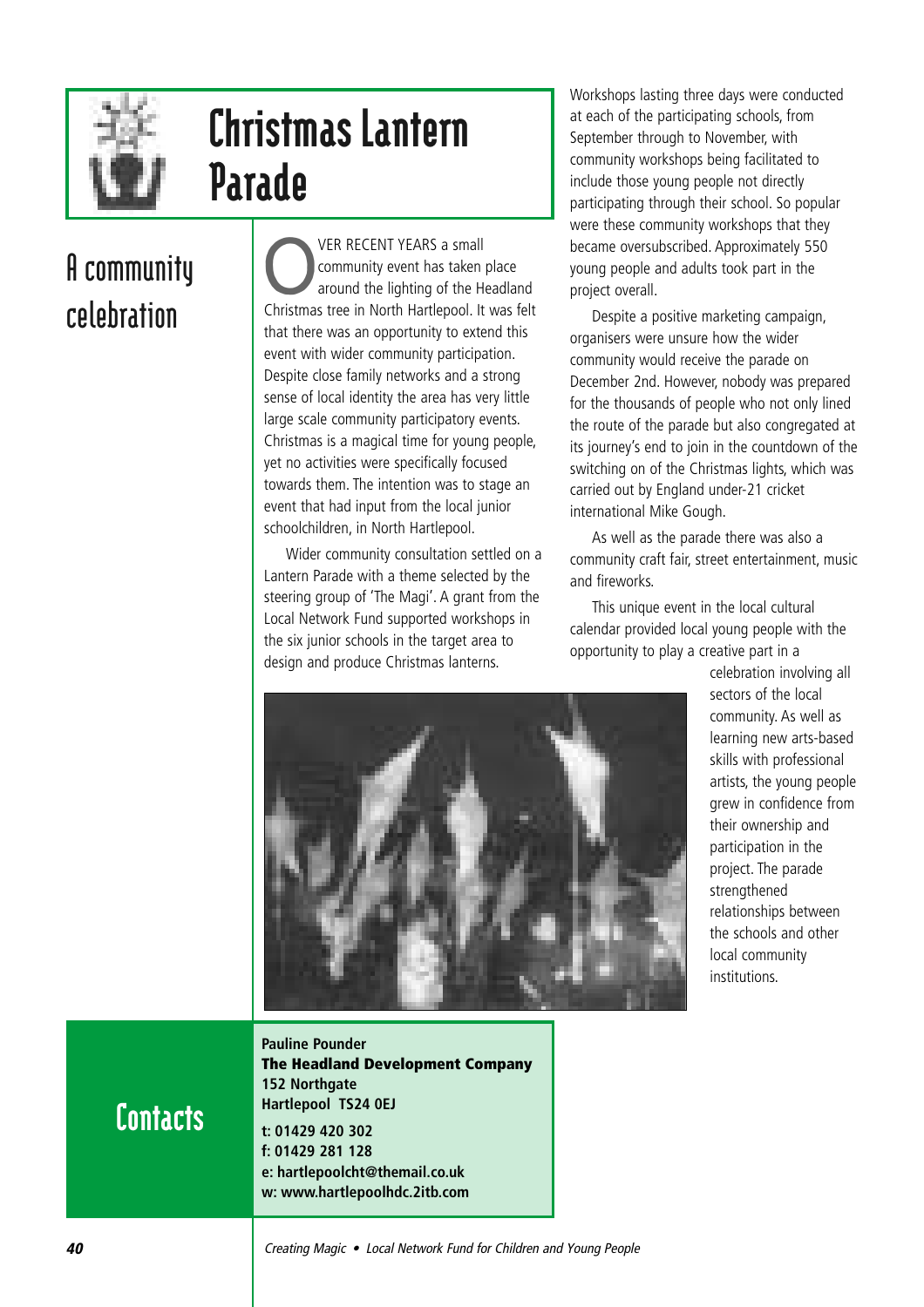# Christmas Lantern Parade

## A community celebration

OVER RECENT YEARS a small community event has taken place around the lighting of the Headland Christmas tree in North Hartlepool. It was felt that there was an opportunity to extend this event with wider community participation. Despite close family networks and a strong sense of local identity the area has very little large scale community participatory events. Christmas is a magical time for young people, yet no activities were specifically focused towards them. The intention was to stage an event that had input from the local junior schoolchildren, in North Hartlepool.

Wider community consultation settled on a Lantern Parade with a theme selected by the steering group of 'The Magi'. A grant from the Local Network Fund supported workshops in the six junior schools in the target area to design and produce Christmas lanterns.

Workshops lasting three days were conducted at each of the participating schools, from September through to November, with community workshops being facilitated to include those young people not directly participating through their school. So popular were these community workshops that they became oversubscribed. Approximately 550 young people and adults took part in the project overall.

Despite a positive marketing campaign, organisers were unsure how the wider community would receive the parade on December 2nd. However, nobody was prepared for the thousands of people who not only lined the route of the parade but also congregated at its journey's end to join in the countdown of the switching on of the Christmas lights, which was carried out by England under-21 cricket international Mike Gough.

As well as the parade there was also a community craft fair, street entertainment, music and fireworks.

This unique event in the local cultural calendar provided local young people with the opportunity to play a creative part in a celebration involving all sectors of the local community. As well as learning new arts-based skills with professional artists, the young people grew in confidence from their ownership and participation in the project. The parade strengthened relationships between the schools and other local community institutions.

## Contacts

**Pauline Pounder**
**The Headland Development Company**
**152 Northgate**
**Hartlepool TS24 0EJ**

**t: 01429 420 302**
**f: 01429 281 128**
**e: hartlepoolcht@themail.co.uk**
**w: www.hartlepoolhdc.2itb.com**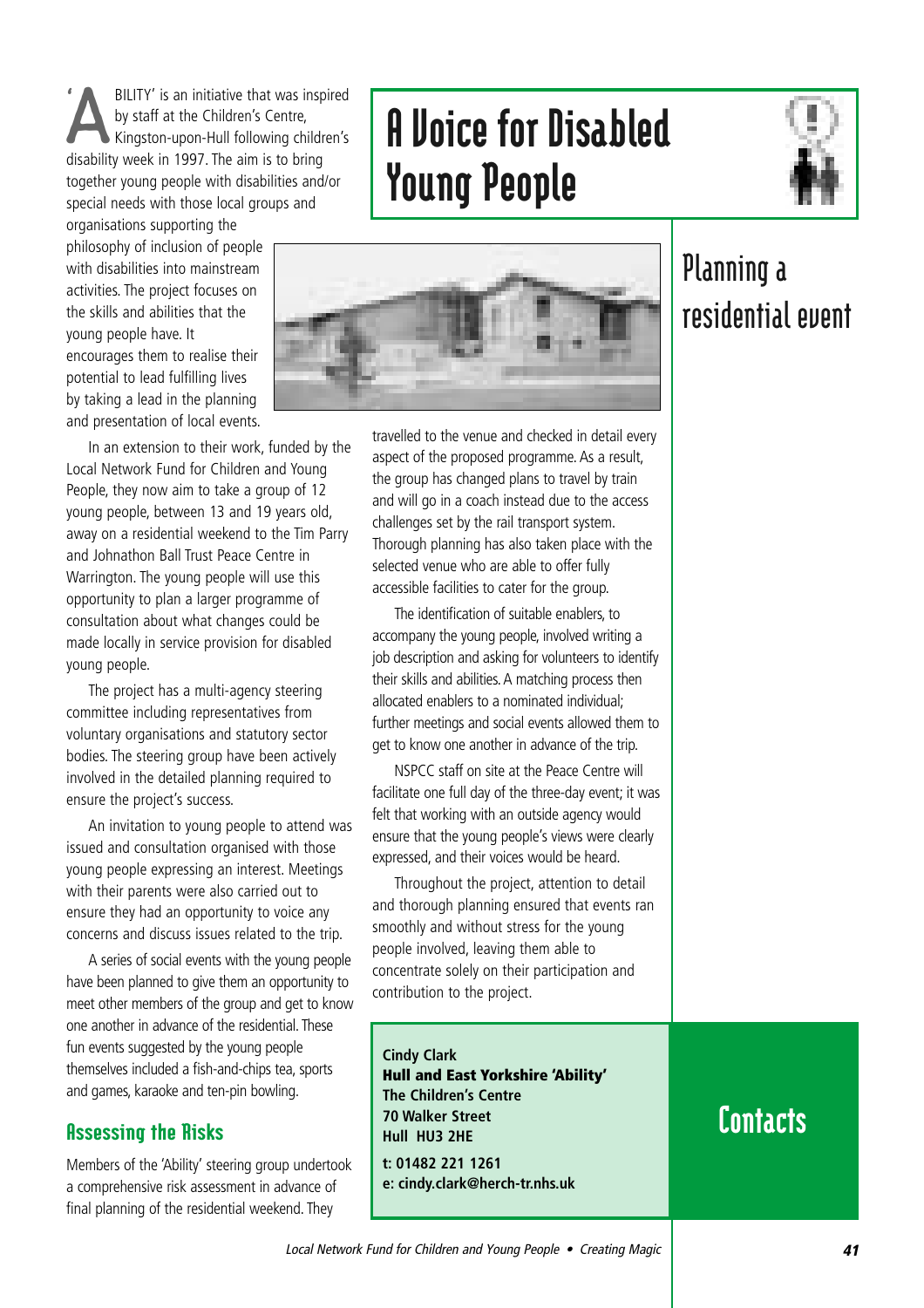# A Voice for Disabled Young People

## Planning a residential event

'ABILITY' is an initiative that was inspired by staff at the Children's Centre, Kingston-upon-Hull following children's disability week in 1997. The aim is to bring together young people with disabilities and/or special needs with those local groups and organisations supporting the philosophy of inclusion of people with disabilities into mainstream activities. The project focuses on the skills and abilities that the young people have. It encourages them to realise their potential to lead fulfilling lives by taking a lead in the planning and presentation of local events.

In an extension to their work, funded by the Local Network Fund for Children and Young People, they now aim to take a group of 12 young people, between 13 and 19 years old, away on a residential weekend to the Tim Parry and Johnathon Ball Trust Peace Centre in Warrington. The young people will use this opportunity to plan a larger programme of consultation about what changes could be made locally in service provision for disabled young people.

The project has a multi-agency steering committee including representatives from voluntary organisations and statutory sector bodies. The steering group have been actively involved in the detailed planning required to ensure the project's success.

An invitation to young people to attend was issued and consultation organised with those young people expressing an interest. Meetings with their parents were also carried out to ensure they had an opportunity to voice any concerns and discuss issues related to the trip.

A series of social events with the young people have been planned to give them an opportunity to meet other members of the group and get to know one another in advance of the residential. These fun events suggested by the young people themselves included a fish-and-chips tea, sports and games, karaoke and ten-pin bowling.

### Assessing the Risks

Members of the 'Ability' steering group undertook a comprehensive risk assessment in advance of final planning of the residential weekend. They travelled to the venue and checked in detail every aspect of the proposed programme. As a result, the group has changed plans to travel by train and will go in a coach instead due to the access challenges set by the rail transport system. Thorough planning has also taken place with the selected venue who are able to offer fully accessible facilities to cater for the group.

The identification of suitable enablers, to accompany the young people, involved writing a job description and asking for volunteers to identify their skills and abilities. A matching process then allocated enablers to a nominated individual; further meetings and social events allowed them to get to know one another in advance of the trip.

NSPCC staff on site at the Peace Centre will facilitate one full day of the three-day event; it was felt that working with an outside agency would ensure that the young people's views were clearly expressed, and their voices would be heard.

Throughout the project, attention to detail and thorough planning ensured that events ran smoothly and without stress for the young people involved, leaving them able to concentrate solely on their participation and contribution to the project.

## Contacts

**Cindy Clark**
**Hull and East Yorkshire 'Ability'**
**The Children's Centre**
**70 Walker Street**
**Hull HU3 2HE**

**t: 01482 221 1261**
**e: cindy.clark@herch-tr.nhs.uk**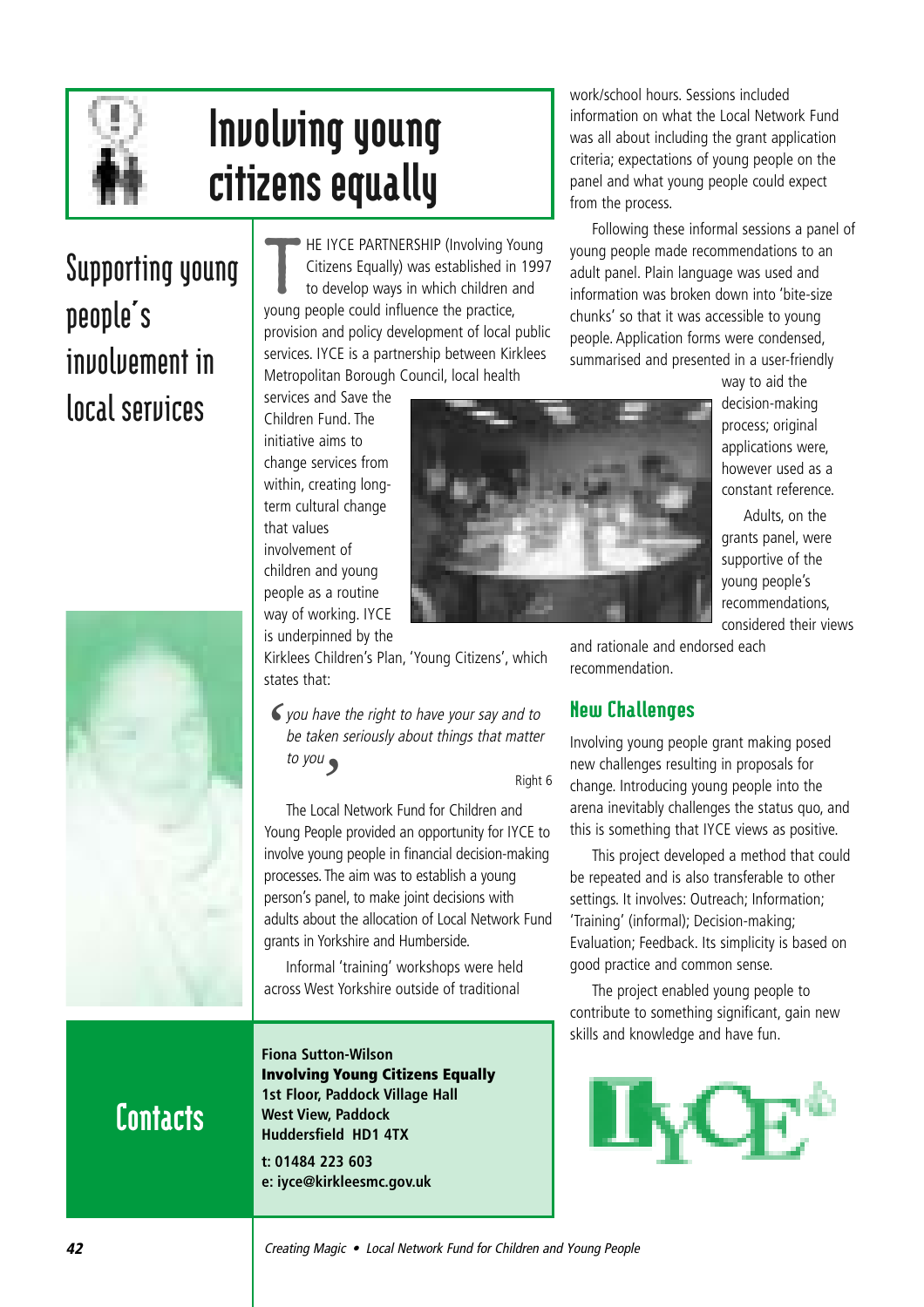# Involving young citizens equally

## Supporting young people's involvement in local services

THE IYCE PARTNERSHIP (Involving Young Citizens Equally) was established in 1997 to develop ways in which children and young people could influence the practice, provision and policy development of local public services. IYCE is a partnership between Kirklees Metropolitan Borough Council, local health services and Save the Children Fund. The initiative aims to change services from within, creating long-term cultural change that values involvement of children and young people as a routine way of working. IYCE is underpinned by the Kirklees Children's Plan, 'Young Citizens', which states that:

> *'you have the right to have your say and to be taken seriously about things that matter to you'*
>
> Right 6

The Local Network Fund for Children and Young People provided an opportunity for IYCE to involve young people in financial decision-making processes. The aim was to establish a young person's panel, to make joint decisions with adults about the allocation of Local Network Fund grants in Yorkshire and Humberside.

Informal 'training' workshops were held across West Yorkshire outside of traditional work/school hours. Sessions included information on what the Local Network Fund was all about including the grant application criteria; expectations of young people on the panel and what young people could expect from the process.

Following these informal sessions a panel of young people made recommendations to an adult panel. Plain language was used and information was broken down into 'bite-size chunks' so that it was accessible to young people. Application forms were condensed, summarised and presented in a user-friendly way to aid the decision-making process; original applications were, however used as a constant reference.

Adults, on the grants panel, were supportive of the young people's recommendations, considered their views and rationale and endorsed each recommendation.

### New Challenges

Involving young people grant making posed new challenges resulting in proposals for change. Introducing young people into the arena inevitably challenges the status quo, and this is something that IYCE views as positive.

This project developed a method that could be repeated and is also transferable to other settings. It involves: Outreach; Information; 'Training' (informal); Decision-making; Evaluation; Feedback. Its simplicity is based on good practice and common sense.

The project enabled young people to contribute to something significant, gain new skills and knowledge and have fun.

## Contacts

**Fiona Sutton-Wilson**
**Involving Young Citizens Equally**
**1st Floor, Paddock Village Hall**
**West View, Paddock**
**Huddersfield HD1 4TX**

**t: 01484 223 603**
**e: iyce@kirkleesmc.gov.uk**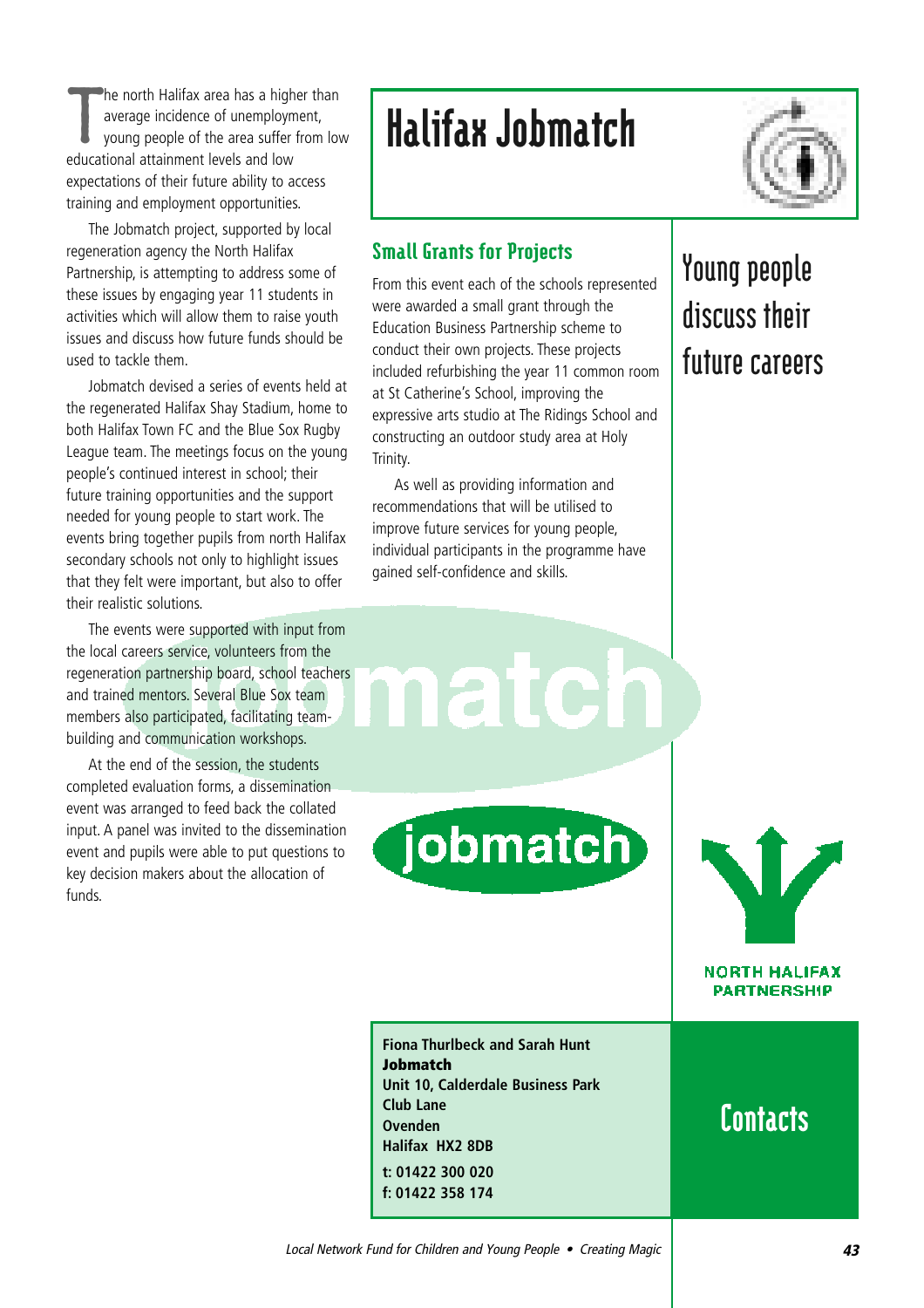# Halifax Jobmatch

## Young people discuss their future careers

The north Halifax area has a higher than average incidence of unemployment, young people of the area suffer from low educational attainment levels and low expectations of their future ability to access training and employment opportunities.

The Jobmatch project, supported by local regeneration agency the North Halifax Partnership, is attempting to address some of these issues by engaging year 11 students in activities which will allow them to raise youth issues and discuss how future funds should be used to tackle them.

Jobmatch devised a series of events held at the regenerated Halifax Shay Stadium, home to both Halifax Town FC and the Blue Sox Rugby League team. The meetings focus on the young people's continued interest in school; their future training opportunities and the support needed for young people to start work. The events bring together pupils from north Halifax secondary schools not only to highlight issues that they felt were important, but also to offer their realistic solutions.

The events were supported with input from the local careers service, volunteers from the regeneration partnership board, school teachers and trained mentors. Several Blue Sox team members also participated, facilitating team-building and communication workshops.

At the end of the session, the students completed evaluation forms, a dissemination event was arranged to feed back the collated input. A panel was invited to the dissemination event and pupils were able to put questions to key decision makers about the allocation of funds.

### Small Grants for Projects

From this event each of the schools represented were awarded a small grant through the Education Business Partnership scheme to conduct their own projects. These projects included refurbishing the year 11 common room at St Catherine's School, improving the expressive arts studio at The Ridings School and constructing an outdoor study area at Holy Trinity.

As well as providing information and recommendations that will be utilised to improve future services for young people, individual participants in the programme have gained self-confidence and skills.

jobmatch

NORTH HALIFAX PARTNERSHIP

## Contacts

**Fiona Thurlbeck and Sarah Hunt**
**Jobmatch**
**Unit 10, Calderdale Business Park**
**Club Lane**
**Ovenden**
**Halifax HX2 8DB**
**t: 01422 300 020**
**f: 01422 358 174**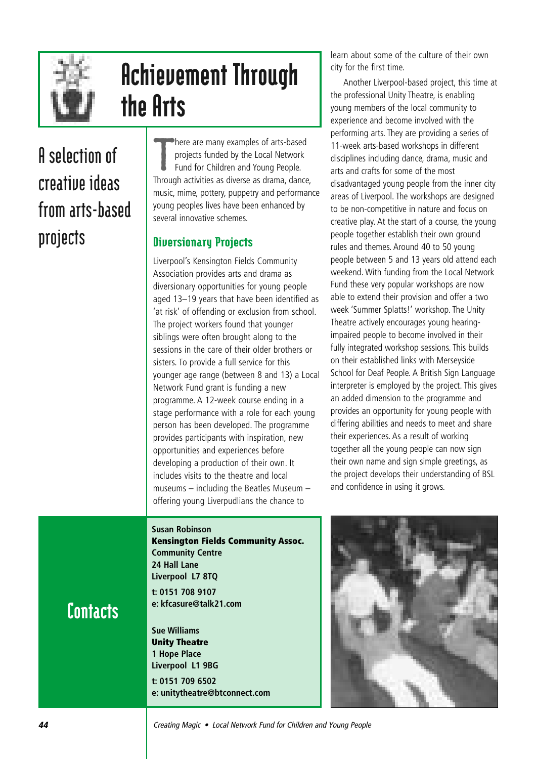# Achievement Through the Arts

## A selection of creative ideas from arts-based projects

There are many examples of arts-based projects funded by the Local Network Fund for Children and Young People. Through activities as diverse as drama, dance, music, mime, pottery, puppetry and performance young peoples lives have been enhanced by several innovative schemes.

### Diversionary Projects

Liverpool's Kensington Fields Community Association provides arts and drama as diversionary opportunities for young people aged 13–19 years that have been identified as 'at risk' of offending or exclusion from school. The project workers found that younger siblings were often brought along to the sessions in the care of their older brothers or sisters. To provide a full service for this younger age range (between 8 and 13) a Local Network Fund grant is funding a new programme. A 12-week course ending in a stage performance with a role for each young person has been developed. The programme provides participants with inspiration, new opportunities and experiences before developing a production of their own. It includes visits to the theatre and local museums – including the Beatles Museum – offering young Liverpudlians the chance to learn about some of the culture of their own city for the first time.

Another Liverpool-based project, this time at the professional Unity Theatre, is enabling young members of the local community to experience and become involved with the performing arts. They are providing a series of 11-week arts-based workshops in different disciplines including dance, drama, music and arts and crafts for some of the most disadvantaged young people from the inner city areas of Liverpool. The workshops are designed to be non-competitive in nature and focus on creative play. At the start of a course, the young people together establish their own ground rules and themes. Around 40 to 50 young people between 5 and 13 years old attend each weekend. With funding from the Local Network Fund these very popular workshops are now able to extend their provision and offer a two week 'Summer Splatts!' workshop. The Unity Theatre actively encourages young hearing-impaired people to become involved in their fully integrated workshop sessions. This builds on their established links with Merseyside School for Deaf People. A British Sign Language interpreter is employed by the project. This gives an added dimension to the programme and provides an opportunity for young people with differing abilities and needs to meet and share their experiences. As a result of working together all the young people can now sign their own name and sign simple greetings, as the project develops their understanding of BSL and confidence in using it grows.

## Contacts

**Susan Robinson**
**Kensington Fields Community Assoc.**
**Community Centre**
**24 Hall Lane**
**Liverpool L7 8TQ**
**t: 0151 708 9107**
**e: kfcasure@talk21.com**

**Sue Williams**
**Unity Theatre**
**1 Hope Place**
**Liverpool L1 9BG**
**t: 0151 709 6502**
**e: unitytheatre@btconnect.com**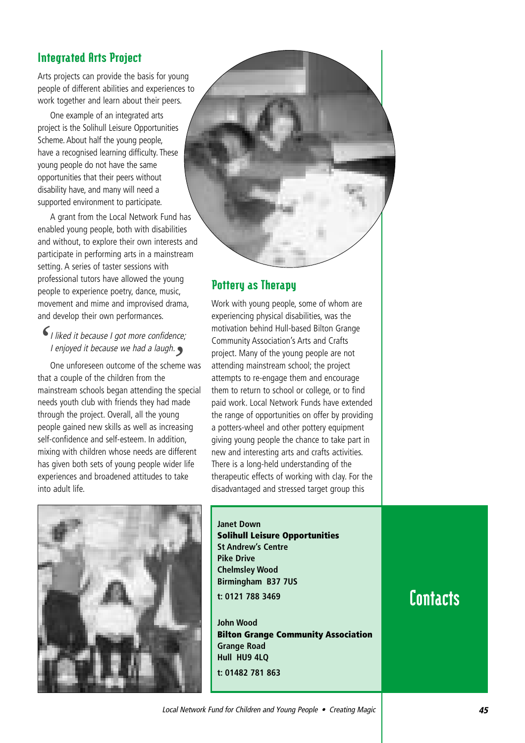## Integrated Arts Project

Arts projects can provide the basis for young people of different abilities and experiences to work together and learn about their peers.

One example of an integrated arts project is the Solihull Leisure Opportunities Scheme. About half the young people, have a recognised learning difficulty. These young people do not have the same opportunities that their peers without disability have, and many will need a supported environment to participate.

A grant from the Local Network Fund has enabled young people, both with disabilities and without, to explore their own interests and participate in performing arts in a mainstream setting. A series of taster sessions with professional tutors have allowed the young people to experience poetry, dance, music, movement and mime and improvised drama, and develop their own performances.

> *'I liked it because I got more confidence; I enjoyed it because we had a laugh.'*

One unforeseen outcome of the scheme was that a couple of the children from the mainstream schools began attending the special needs youth club with friends they had made through the project. Overall, all the young people gained new skills as well as increasing self-confidence and self-esteem. In addition, mixing with children whose needs are different has given both sets of young people wider life experiences and broadened attitudes to take into adult life.

## Pottery as Therapy

Work with young people, some of whom are experiencing physical disabilities, was the motivation behind Hull-based Bilton Grange Community Association's Arts and Crafts project. Many of the young people are not attending mainstream school; the project attempts to re-engage them and encourage them to return to school or college, or to find paid work. Local Network Funds have extended the range of opportunities on offer by providing a potters-wheel and other pottery equipment giving young people the chance to take part in new and interesting arts and crafts activities. There is a long-held understanding of the therapeutic effects of working with clay. For the disadvantaged and stressed target group this

## Contacts

**Janet Down**
**Solihull Leisure Opportunities**
**St Andrew's Centre**
**Pike Drive**
**Chelmsley Wood**
**Birmingham B37 7US**
**t: 0121 788 3469**

**John Wood**
**Bilton Grange Community Association**
**Grange Road**
**Hull HU9 4LQ**
**t: 01482 781 863**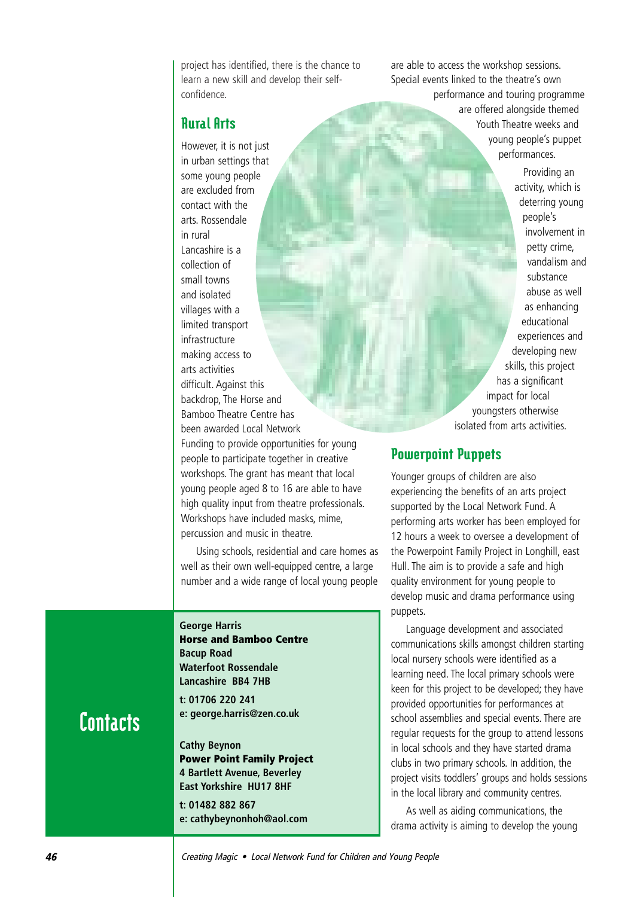project has identified, there is the chance to learn a new skill and develop their self-confidence.

## Rural Arts

However, it is not just in urban settings that some young people are excluded from contact with the arts. Rossendale in rural Lancashire is a collection of small towns and isolated villages with a limited transport infrastructure making access to arts activities difficult. Against this backdrop, The Horse and Bamboo Theatre Centre has been awarded Local Network Funding to provide opportunities for young people to participate together in creative workshops. The grant has meant that local young people aged 8 to 16 are able to have high quality input from theatre professionals. Workshops have included masks, mime, percussion and music in theatre.

Using schools, residential and care homes as well as their own well-equipped centre, a large number and a wide range of local young people are able to access the workshop sessions. Special events linked to the theatre's own performance and touring programme are offered alongside themed Youth Theatre weeks and young people's puppet performances.

Providing an activity, which is deterring young people's involvement in petty crime, vandalism and substance abuse as well as enhancing educational experiences and developing new skills, this project has a significant impact for local youngsters otherwise isolated from arts activities.

## Powerpoint Puppets

Younger groups of children are also experiencing the benefits of an arts project supported by the Local Network Fund. A performing arts worker has been employed for 12 hours a week to oversee a development of the Powerpoint Family Project in Longhill, east Hull. The aim is to provide a safe and high quality environment for young people to develop music and drama performance using puppets.

Language development and associated communications skills amongst children starting local nursery schools were identified as a learning need. The local primary schools were keen for this project to be developed; they have provided opportunities for performances at school assemblies and special events. There are regular requests for the group to attend lessons in local schools and they have started drama clubs in two primary schools. In addition, the project visits toddlers' groups and holds sessions in the local library and community centres.

As well as aiding communications, the drama activity is aiming to develop the young

## Contacts

**George Harris**
**Horse and Bamboo Centre**
**Bacup Road**
**Waterfoot Rossendale**
**Lancashire BB4 7HB**

**t: 01706 220 241**
**e: george.harris@zen.co.uk**

**Cathy Beynon**
**Power Point Family Project**
**4 Bartlett Avenue, Beverley**
**East Yorkshire HU17 8HF**

**t: 01482 882 867**
**e: cathybeynonhoh@aol.com**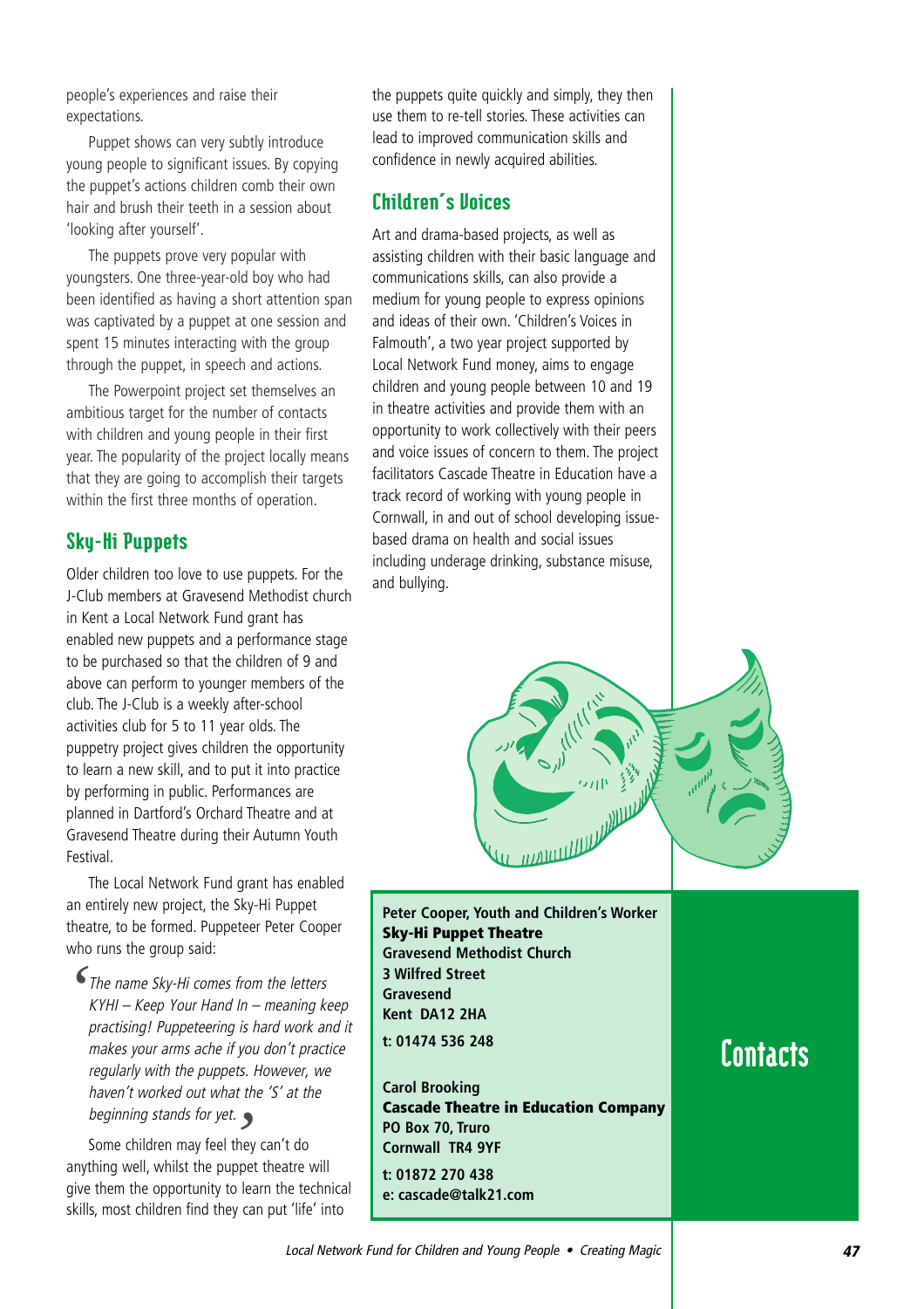people's experiences and raise their expectations.

Puppet shows can very subtly introduce young people to significant issues. By copying the puppet's actions children comb their own hair and brush their teeth in a session about 'looking after yourself'.

The puppets prove very popular with youngsters. One three-year-old boy who had been identified as having a short attention span was captivated by a puppet at one session and spent 15 minutes interacting with the group through the puppet, in speech and actions.

The Powerpoint project set themselves an ambitious target for the number of contacts with children and young people in their first year. The popularity of the project locally means that they are going to accomplish their targets within the first three months of operation.

## Sky-Hi Puppets

Older children too love to use puppets. For the J-Club members at Gravesend Methodist church in Kent a Local Network Fund grant has enabled new puppets and a performance stage to be purchased so that the children of 9 and above can perform to younger members of the club. The J-Club is a weekly after-school activities club for 5 to 11 year olds. The puppetry project gives children the opportunity to learn a new skill, and to put it into practice by performing in public. Performances are planned in Dartford's Orchard Theatre and at Gravesend Theatre during their Autumn Youth Festival.

The Local Network Fund grant has enabled an entirely new project, the Sky-Hi Puppet theatre, to be formed. Puppeteer Peter Cooper who runs the group said:

> *'The name Sky-Hi comes from the letters KYHI – Keep Your Hand In – meaning keep practising! Puppeteering is hard work and it makes your arms ache if you don't practice regularly with the puppets. However, we haven't worked out what the 'S' at the beginning stands for yet.'*

Some children may feel they can't do anything well, whilst the puppet theatre will give them the opportunity to learn the technical skills, most children find they can put 'life' into the puppets quite quickly and simply, they then use them to re-tell stories. These activities can lead to improved communication skills and confidence in newly acquired abilities.

## Children's Voices

Art and drama-based projects, as well as assisting children with their basic language and communications skills, can also provide a medium for young people to express opinions and ideas of their own. 'Children's Voices in Falmouth', a two year project supported by Local Network Fund money, aims to engage children and young people between 10 and 19 in theatre activities and provide them with an opportunity to work collectively with their peers and voice issues of concern to them. The project facilitators Cascade Theatre in Education have a track record of working with young people in Cornwall, in and out of school developing issue-based drama on health and social issues including underage drinking, substance misuse, and bullying.

## Contacts

**Peter Cooper, Youth and Children's Worker**
**Sky-Hi Puppet Theatre**
**Gravesend Methodist Church**
**3 Wilfred Street**
**Gravesend**
**Kent DA12 2HA**
**t: 01474 536 248**

**Carol Brooking**
**Cascade Theatre in Education Company**
**PO Box 70, Truro**
**Cornwall TR4 9YF**
**t: 01872 270 438**
**e: cascade@talk21.com**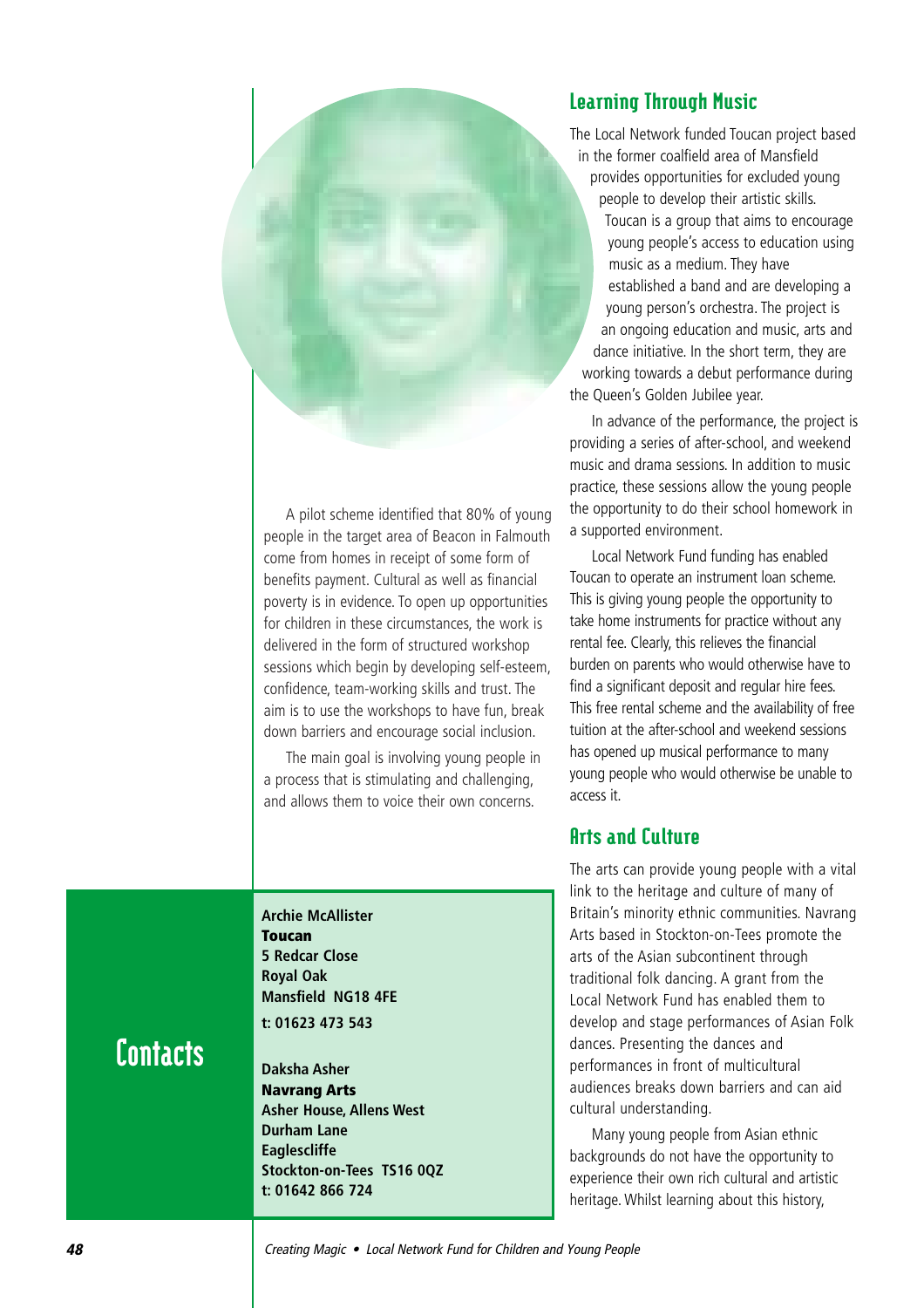A pilot scheme identified that 80% of young people in the target area of Beacon in Falmouth come from homes in receipt of some form of benefits payment. Cultural as well as financial poverty is in evidence. To open up opportunities for children in these circumstances, the work is delivered in the form of structured workshop sessions which begin by developing self-esteem, confidence, team-working skills and trust. The aim is to use the workshops to have fun, break down barriers and encourage social inclusion.

The main goal is involving young people in a process that is stimulating and challenging, and allows them to voice their own concerns.

## Learning Through Music

The Local Network funded Toucan project based in the former coalfield area of Mansfield provides opportunities for excluded young people to develop their artistic skills. Toucan is a group that aims to encourage young people's access to education using music as a medium. They have established a band and are developing a young person's orchestra. The project is an ongoing education and music, arts and dance initiative. In the short term, they are working towards a debut performance during the Queen's Golden Jubilee year.

In advance of the performance, the project is providing a series of after-school, and weekend music and drama sessions. In addition to music practice, these sessions allow the young people the opportunity to do their school homework in a supported environment.

Local Network Fund funding has enabled Toucan to operate an instrument loan scheme. This is giving young people the opportunity to take home instruments for practice without any rental fee. Clearly, this relieves the financial burden on parents who would otherwise have to find a significant deposit and regular hire fees. This free rental scheme and the availability of free tuition at the after-school and weekend sessions has opened up musical performance to many young people who would otherwise be unable to access it.

## Arts and Culture

The arts can provide young people with a vital link to the heritage and culture of many of Britain's minority ethnic communities. Navrang Arts based in Stockton-on-Tees promote the arts of the Asian subcontinent through traditional folk dancing. A grant from the Local Network Fund has enabled them to develop and stage performances of Asian Folk dances. Presenting the dances and performances in front of multicultural audiences breaks down barriers and can aid cultural understanding.

Many young people from Asian ethnic backgrounds do not have the opportunity to experience their own rich cultural and artistic heritage. Whilst learning about this history,

## Contacts

**Archie McAllister**
**Toucan**
**5 Redcar Close**
**Royal Oak**
**Mansfield NG18 4FE**
**t: 01623 473 543**

**Daksha Asher**
**Navrang Arts**
**Asher House, Allens West**
**Durham Lane**
**Eaglescliffe**
**Stockton-on-Tees TS16 0QZ**
**t: 01642 866 724**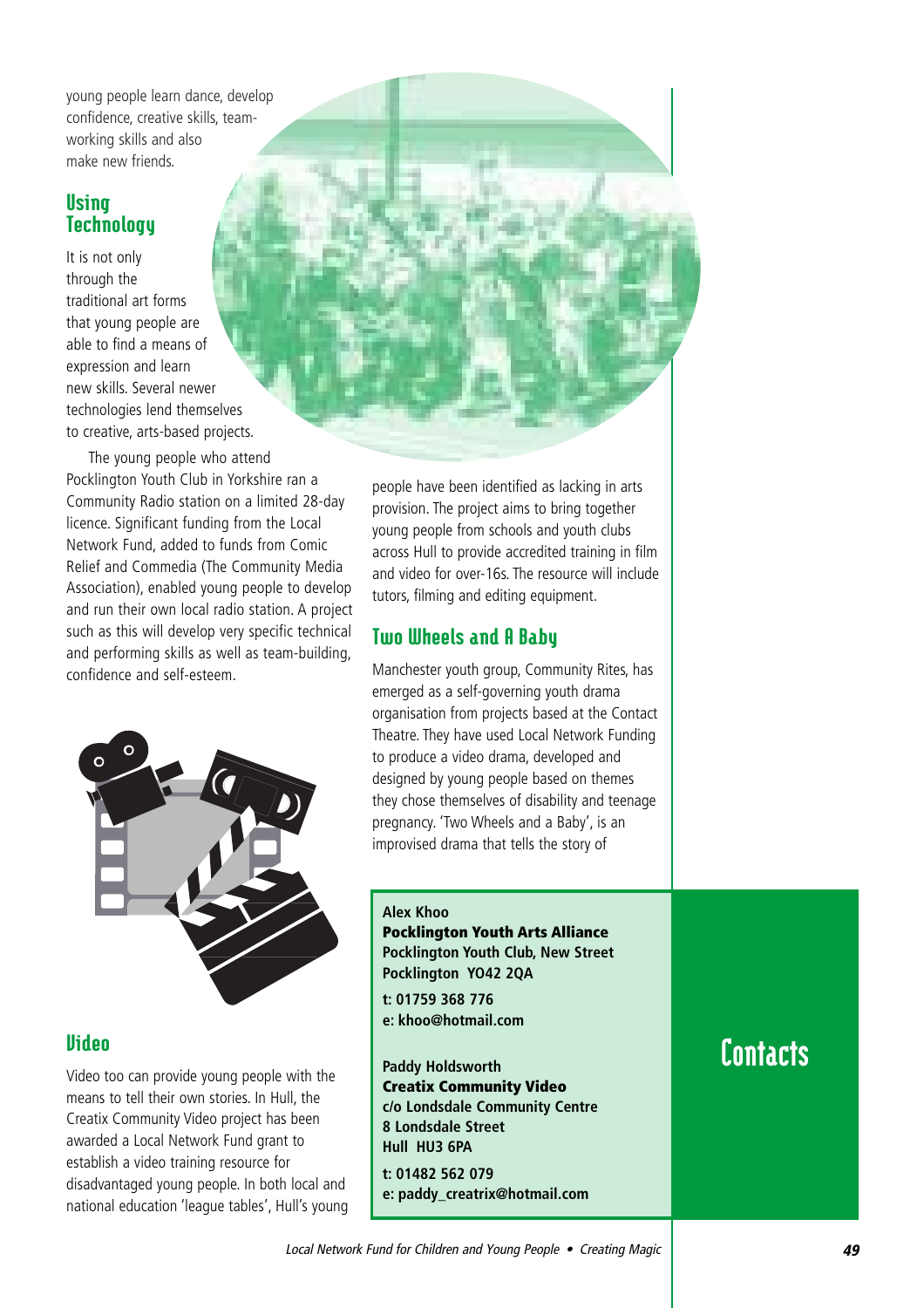young people learn dance, develop confidence, creative skills, team-working skills and also make new friends.

## Using Technology

It is not only through the traditional art forms that young people are able to find a means of expression and learn new skills. Several newer technologies lend themselves to creative, arts-based projects.

The young people who attend Pocklington Youth Club in Yorkshire ran a Community Radio station on a limited 28-day licence. Significant funding from the Local Network Fund, added to funds from Comic Relief and Commedia (The Community Media Association), enabled young people to develop and run their own local radio station. A project such as this will develop very specific technical and performing skills as well as team-building, confidence and self-esteem.

## Video

Video too can provide young people with the means to tell their own stories. In Hull, the Creatix Community Video project has been awarded a Local Network Fund grant to establish a video training resource for disadvantaged young people. In both local and national education 'league tables', Hull's young people have been identified as lacking in arts provision. The project aims to bring together young people from schools and youth clubs across Hull to provide accredited training in film and video for over-16s. The resource will include tutors, filming and editing equipment.

## Two Wheels and A Baby

Manchester youth group, Community Rites, has emerged as a self-governing youth drama organisation from projects based at the Contact Theatre. They have used Local Network Funding to produce a video drama, developed and designed by young people based on themes they chose themselves of disability and teenage pregnancy. 'Two Wheels and a Baby', is an improvised drama that tells the story of

## Contacts

**Alex Khoo**
**Pocklington Youth Arts Alliance**
**Pocklington Youth Club, New Street**
**Pocklington YO42 2QA**
**t: 01759 368 776**
**e: khoo@hotmail.com**

**Paddy Holdsworth**
**Creatix Community Video**
**c/o Londsdale Community Centre**
**8 Londsdale Street**
**Hull HU3 6PA**
**t: 01482 562 079**
**e: paddy_creatrix@hotmail.com**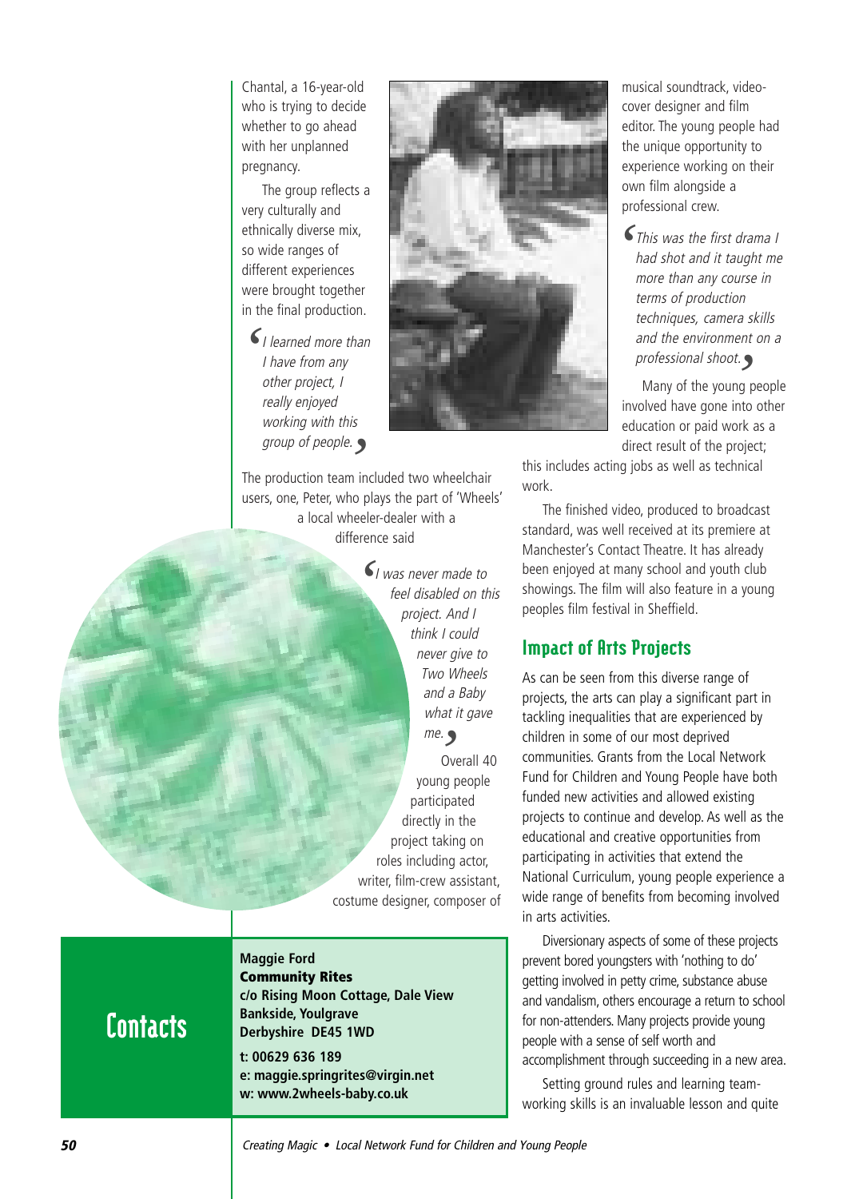Chantal, a 16-year-old who is trying to decide whether to go ahead with her unplanned pregnancy.

The group reflects a very culturally and ethnically diverse mix, so wide ranges of different experiences were brought together in the final production.

> *I learned more than I have from any other project, I really enjoyed working with this group of people.*

The production team included two wheelchair users, one, Peter, who plays the part of 'Wheels' a local wheeler-dealer with a difference said

> *I was never made to feel disabled on this project. And I think I could never give to Two Wheels and a Baby what it gave me.*

Overall 40 young people participated directly in the project taking on roles including actor, writer, film-crew assistant, costume designer, composer of musical soundtrack, video-cover designer and film editor. The young people had the unique opportunity to experience working on their own film alongside a professional crew.

> *This was the first drama I had shot and it taught me more than any course in terms of production techniques, camera skills and the environment on a professional shoot.*

Many of the young people involved have gone into other education or paid work as a direct result of the project; this includes acting jobs as well as technical work.

The finished video, produced to broadcast standard, was well received at its premiere at Manchester's Contact Theatre. It has already been enjoyed at many school and youth club showings. The film will also feature in a young peoples film festival in Sheffield.

## Impact of Arts Projects

As can be seen from this diverse range of projects, the arts can play a significant part in tackling inequalities that are experienced by children in some of our most deprived communities. Grants from the Local Network Fund for Children and Young People have both funded new activities and allowed existing projects to continue and develop. As well as the educational and creative opportunities from participating in activities that extend the National Curriculum, young people experience a wide range of benefits from becoming involved in arts activities.

Diversionary aspects of some of these projects prevent bored youngsters with 'nothing to do' getting involved in petty crime, substance abuse and vandalism, others encourage a return to school for non-attenders. Many projects provide young people with a sense of self worth and accomplishment through succeeding in a new area.

Setting ground rules and learning team-working skills is an invaluable lesson and quite

## Contacts

**Maggie Ford**
**Community Rites**
**c/o Rising Moon Cottage, Dale View**
**Bankside, Youlgrave**
**Derbyshire DE45 1WD**

**t: 00629 636 189**
**e: maggie.springrites@virgin.net**
**w: www.2wheels-baby.co.uk**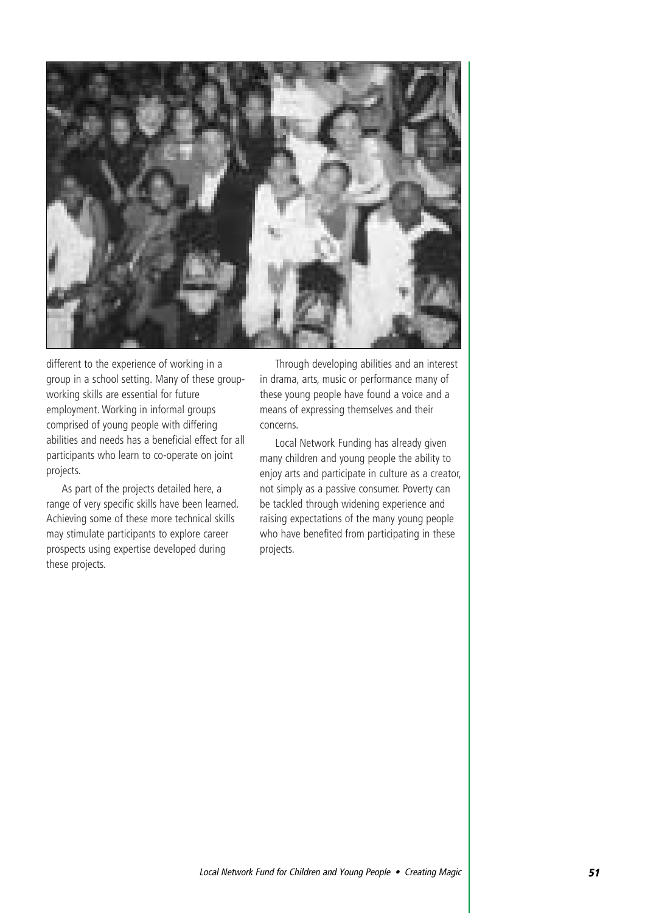different to the experience of working in a group in a school setting. Many of these group-working skills are essential for future employment. Working in informal groups comprised of young people with differing abilities and needs has a beneficial effect for all participants who learn to co-operate on joint projects.

As part of the projects detailed here, a range of very specific skills have been learned. Achieving some of these more technical skills may stimulate participants to explore career prospects using expertise developed during these projects.

Through developing abilities and an interest in drama, arts, music or performance many of these young people have found a voice and a means of expressing themselves and their concerns.

Local Network Funding has already given many children and young people the ability to enjoy arts and participate in culture as a creator, not simply as a passive consumer. Poverty can be tackled through widening experience and raising expectations of the many young people who have benefited from participating in these projects.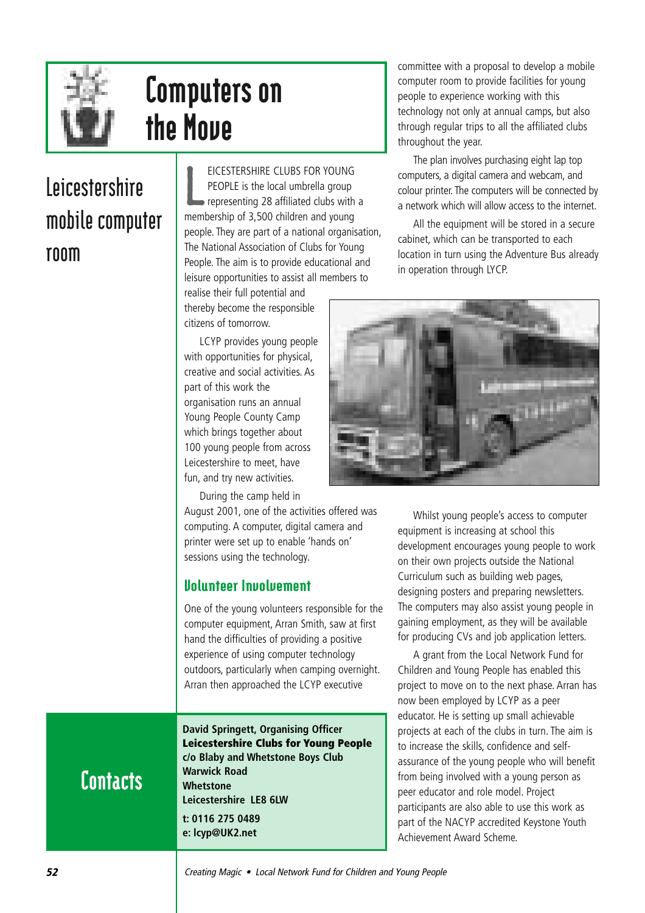# Computers on the Move

## Leicestershire mobile computer room

LEICESTERSHIRE CLUBS FOR YOUNG PEOPLE is the local umbrella group representing 28 affiliated clubs with a membership of 3,500 children and young people. They are part of a national organisation, The National Association of Clubs for Young People. The aim is to provide educational and leisure opportunities to assist all members to realise their full potential and thereby become the responsible citizens of tomorrow.

LCYP provides young people with opportunities for physical, creative and social activities. As part of this work the organisation runs an annual Young People County Camp which brings together about 100 young people from across Leicestershire to meet, have fun, and try new activities.

During the camp held in August 2001, one of the activities offered was computing. A computer, digital camera and printer were set up to enable 'hands on' sessions using the technology.

### Volunteer Involvement

One of the young volunteers responsible for the computer equipment, Arran Smith, saw at first hand the difficulties of providing a positive experience of using computer technology outdoors, particularly when camping overnight. Arran then approached the LCYP executive committee with a proposal to develop a mobile computer room to provide facilities for young people to experience working with this technology not only at annual camps, but also through regular trips to all the affiliated clubs throughout the year.

The plan involves purchasing eight lap top computers, a digital camera and webcam, and colour printer. The computers will be connected by a network which will allow access to the internet.

All the equipment will be stored in a secure cabinet, which can be transported to each location in turn using the Adventure Bus already in operation through LCYP.

Whilst young people's access to computer equipment is increasing at school this development encourages young people to work on their own projects outside the National Curriculum such as building web pages, designing posters and preparing newsletters. The computers may also assist young people in gaining employment, as they will be available for producing CVs and job application letters.

A grant from the Local Network Fund for Children and Young People has enabled this project to move on to the next phase. Arran has now been employed by LCYP as a peer educator. He is setting up small achievable projects at each of the clubs in turn. The aim is to increase the skills, confidence and self-assurance of the young people who will benefit from being involved with a young person as peer educator and role model. Project participants are also able to use this work as part of the NACYP accredited Keystone Youth Achievement Award Scheme.

## Contacts

**David Springett, Organising Officer**
**Leicestershire Clubs for Young People**
**c/o Blaby and Whetstone Boys Club**
**Warwick Road**
**Whetstone**
**Leicestershire LE8 6LW**

**t: 0116 275 0489**
**e: lcyp@UK2.net**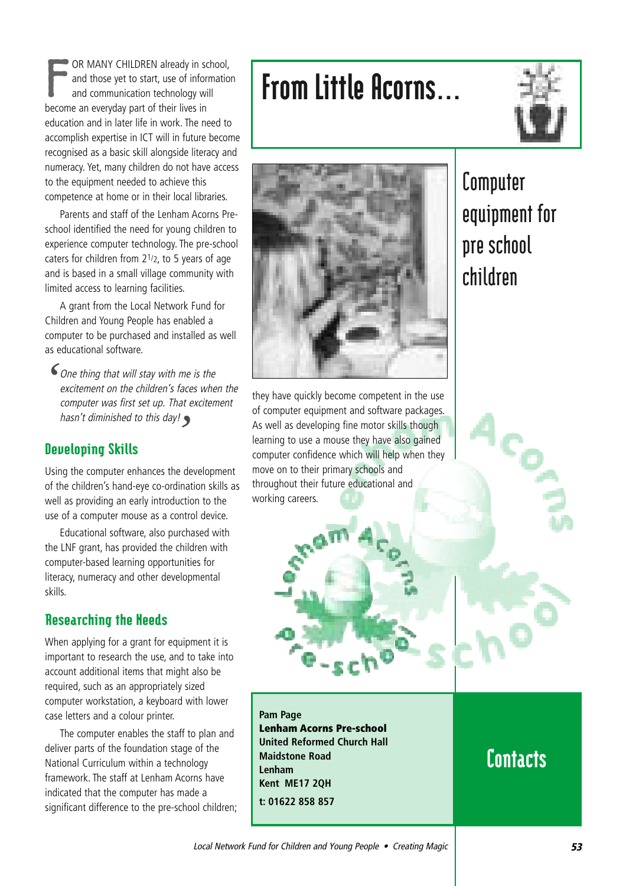# From Little Acorns...

## Computer equipment for pre school children

FOR MANY CHILDREN already in school, and those yet to start, use of information and communication technology will become an everyday part of their lives in education and in later life in work. The need to accomplish expertise in ICT will in future become recognised as a basic skill alongside literacy and numeracy. Yet, many children do not have access to the equipment needed to achieve this competence at home or in their local libraries.

Parents and staff of the Lenham Acorns Pre-school identified the need for young children to experience computer technology. The pre-school caters for children from 2½, to 5 years of age and is based in a small village community with limited access to learning facilities.

A grant from the Local Network Fund for Children and Young People has enabled a computer to be purchased and installed as well as educational software.

> *One thing that will stay with me is the excitement on the children's faces when the computer was first set up. That excitement hasn't diminished to this day!*

### Developing Skills

Using the computer enhances the development of the children's hand-eye co-ordination skills as well as providing an early introduction to the use of a computer mouse as a control device.

Educational software, also purchased with the LNF grant, has provided the children with computer-based learning opportunities for literacy, numeracy and other developmental skills.

### Researching the Needs

When applying for a grant for equipment it is important to research the use, and to take into account additional items that might also be required, such as an appropriately sized computer workstation, a keyboard with lower case letters and a colour printer.

The computer enables the staff to plan and deliver parts of the foundation stage of the National Curriculum within a technology framework. The staff at Lenham Acorns have indicated that the computer has made a significant difference to the pre-school children; they have quickly become competent in the use of computer equipment and software packages. As well as developing fine motor skills though learning to use a mouse they have also gained computer confidence which will help when they move on to their primary schools and throughout their future educational and working careers.

## Contacts

**Pam Page**
**Lenham Acorns Pre-school**
**United Reformed Church Hall**
**Maidstone Road**
**Lenham**
**Kent ME17 2QH**
**t: 01622 858 857**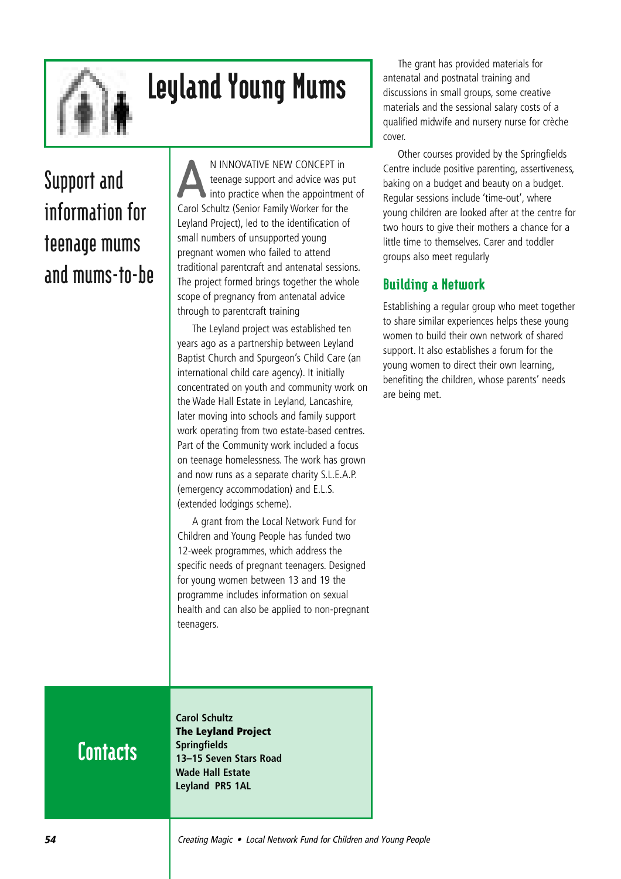# Leyland Young Mums

## Support and information for teenage mums and mums-to-be

AN INNOVATIVE NEW CONCEPT in teenage support and advice was put into practice when the appointment of Carol Schultz (Senior Family Worker for the Leyland Project), led to the identification of small numbers of unsupported young pregnant women who failed to attend traditional parentcraft and antenatal sessions. The project formed brings together the whole scope of pregnancy from antenatal advice through to parentcraft training

The Leyland project was established ten years ago as a partnership between Leyland Baptist Church and Spurgeon's Child Care (an international child care agency). It initially concentrated on youth and community work on the Wade Hall Estate in Leyland, Lancashire, later moving into schools and family support work operating from two estate-based centres. Part of the Community work included a focus on teenage homelessness. The work has grown and now runs as a separate charity S.L.E.A.P. (emergency accommodation) and E.L.S. (extended lodgings scheme).

A grant from the Local Network Fund for Children and Young People has funded two 12-week programmes, which address the specific needs of pregnant teenagers. Designed for young women between 13 and 19 the programme includes information on sexual health and can also be applied to non-pregnant teenagers.

The grant has provided materials for antenatal and postnatal training and discussions in small groups, some creative materials and the sessional salary costs of a qualified midwife and nursery nurse for crèche cover.

Other courses provided by the Springfields Centre include positive parenting, assertiveness, baking on a budget and beauty on a budget. Regular sessions include 'time-out', where young children are looked after at the centre for two hours to give their mothers a chance for a little time to themselves. Carer and toddler groups also meet regularly

### Building a Network

Establishing a regular group who meet together to share similar experiences helps these young women to build their own network of shared support. It also establishes a forum for the young women to direct their own learning, benefiting the children, whose parents' needs are being met.

## Contacts

**Carol Schultz**
**The Leyland Project**
**Springfields**
**13–15 Seven Stars Road**
**Wade Hall Estate**
**Leyland PR5 1AL**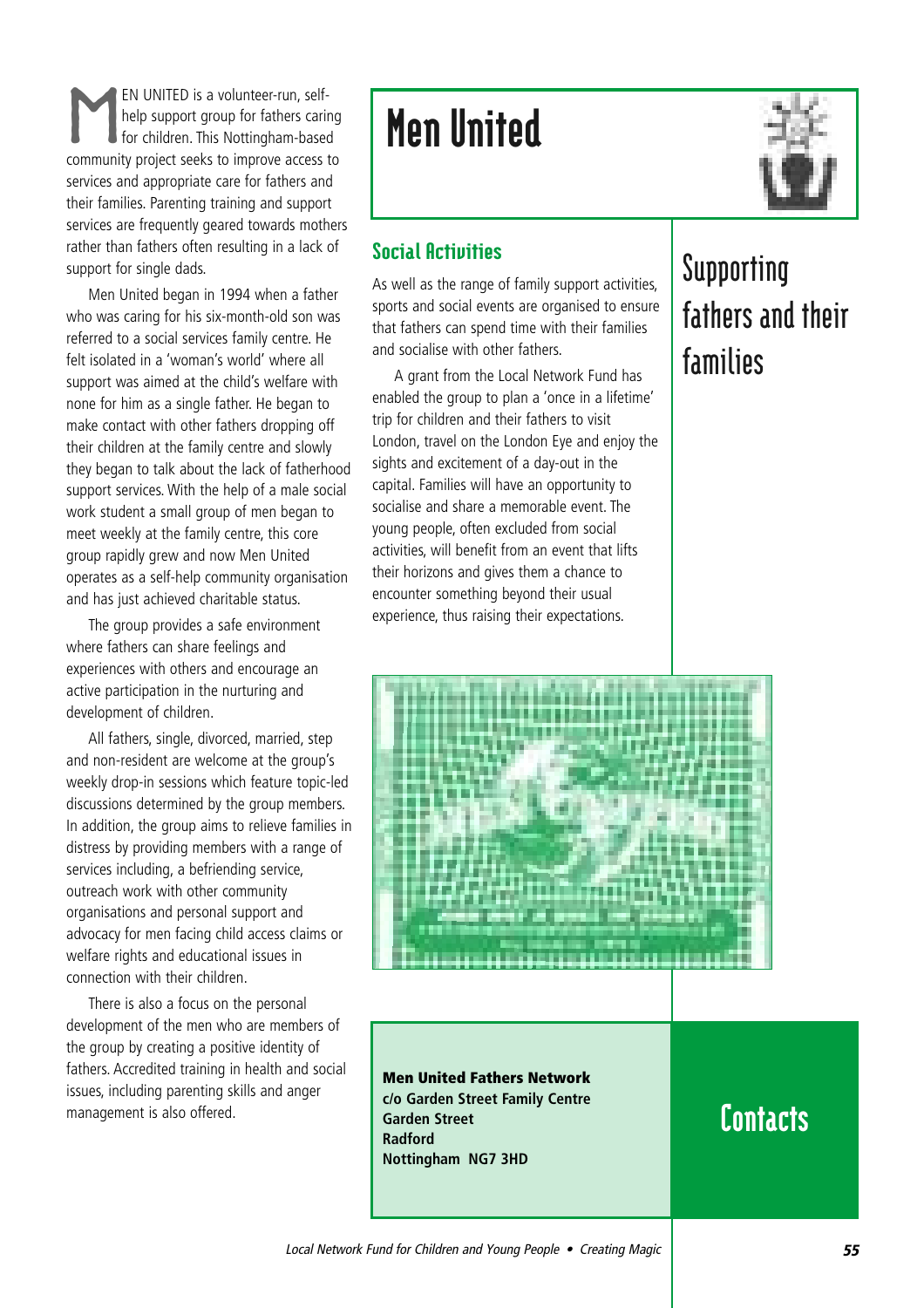# Men United

## Supporting fathers and their families

MEN UNITED is a volunteer-run, self-help support group for fathers caring for children. This Nottingham-based community project seeks to improve access to services and appropriate care for fathers and their families. Parenting training and support services are frequently geared towards mothers rather than fathers often resulting in a lack of support for single dads.

Men United began in 1994 when a father who was caring for his six-month-old son was referred to a social services family centre. He felt isolated in a 'woman's world' where all support was aimed at the child's welfare with none for him as a single father. He began to make contact with other fathers dropping off their children at the family centre and slowly they began to talk about the lack of fatherhood support services. With the help of a male social work student a small group of men began to meet weekly at the family centre, this core group rapidly grew and now Men United operates as a self-help community organisation and has just achieved charitable status.

The group provides a safe environment where fathers can share feelings and experiences with others and encourage an active participation in the nurturing and development of children.

All fathers, single, divorced, married, step and non-resident are welcome at the group's weekly drop-in sessions which feature topic-led discussions determined by the group members. In addition, the group aims to relieve families in distress by providing members with a range of services including, a befriending service, outreach work with other community organisations and personal support and advocacy for men facing child access claims or welfare rights and educational issues in connection with their children.

There is also a focus on the personal development of the men who are members of the group by creating a positive identity of fathers. Accredited training in health and social issues, including parenting skills and anger management is also offered.

### Social Activities

As well as the range of family support activities, sports and social events are organised to ensure that fathers can spend time with their families and socialise with other fathers.

A grant from the Local Network Fund has enabled the group to plan a 'once in a lifetime' trip for children and their fathers to visit London, travel on the London Eye and enjoy the sights and excitement of a day-out in the capital. Families will have an opportunity to socialise and share a memorable event. The young people, often excluded from social activities, will benefit from an event that lifts their horizons and gives them a chance to encounter something beyond their usual experience, thus raising their expectations.

## Contacts

**Men United Fathers Network**
**c/o Garden Street Family Centre**
**Garden Street**
**Radford**
**Nottingham NG7 3HD**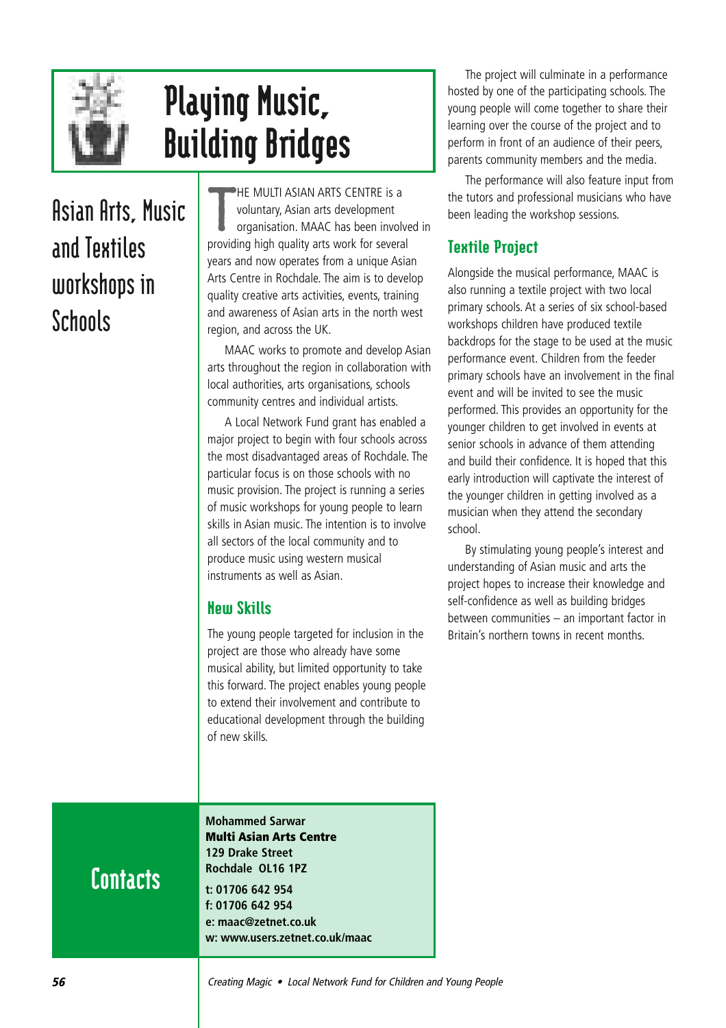# Playing Music, Building Bridges

## Asian Arts, Music and Textiles workshops in Schools

THE MULTI ASIAN ARTS CENTRE is a voluntary, Asian arts development organisation. MAAC has been involved in providing high quality arts work for several years and now operates from a unique Asian Arts Centre in Rochdale. The aim is to develop quality creative arts activities, events, training and awareness of Asian arts in the north west region, and across the UK.

MAAC works to promote and develop Asian arts throughout the region in collaboration with local authorities, arts organisations, schools community centres and individual artists.

A Local Network Fund grant has enabled a major project to begin with four schools across the most disadvantaged areas of Rochdale. The particular focus is on those schools with no music provision. The project is running a series of music workshops for young people to learn skills in Asian music. The intention is to involve all sectors of the local community and to produce music using western musical instruments as well as Asian.

### New Skills

The young people targeted for inclusion in the project are those who already have some musical ability, but limited opportunity to take this forward. The project enables young people to extend their involvement and contribute to educational development through the building of new skills.

The project will culminate in a performance hosted by one of the participating schools. The young people will come together to share their learning over the course of the project and to perform in front of an audience of their peers, parents community members and the media.

The performance will also feature input from the tutors and professional musicians who have been leading the workshop sessions.

### Textile Project

Alongside the musical performance, MAAC is also running a textile project with two local primary schools. At a series of six school-based workshops children have produced textile backdrops for the stage to be used at the music performance event. Children from the feeder primary schools have an involvement in the final event and will be invited to see the music performed. This provides an opportunity for the younger children to get involved in events at senior schools in advance of them attending and build their confidence. It is hoped that this early introduction will captivate the interest of the younger children in getting involved as a musician when they attend the secondary school.

By stimulating young people's interest and understanding of Asian music and arts the project hopes to increase their knowledge and self-confidence as well as building bridges between communities – an important factor in Britain's northern towns in recent months.

## Contacts

**Mohammed Sarwar**
**Multi Asian Arts Centre**
**129 Drake Street**
**Rochdale OL16 1PZ**

**t: 01706 642 954**
**f: 01706 642 954**
**e: maac@zetnet.co.uk**
**w: www.users.zetnet.co.uk/maac**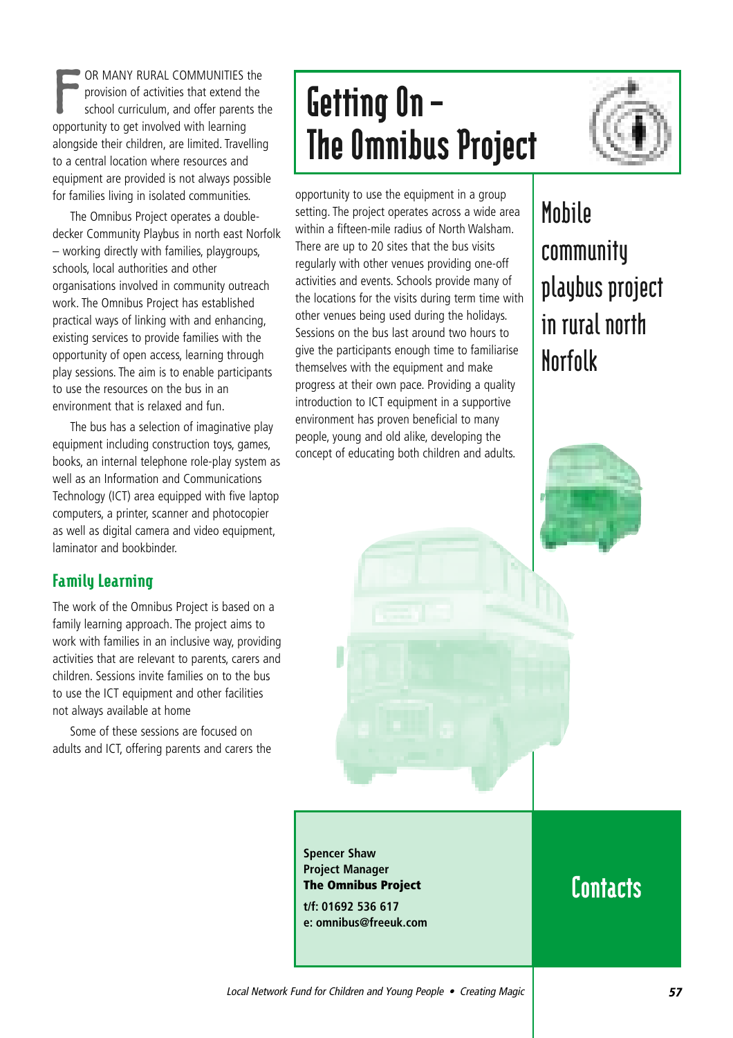# Getting On – The Omnibus Project

## Mobile community playbus project in rural north Norfolk

FOR MANY RURAL COMMUNITIES the provision of activities that extend the school curriculum, and offer parents the opportunity to get involved with learning alongside their children, are limited. Travelling to a central location where resources and equipment are provided is not always possible for families living in isolated communities.

The Omnibus Project operates a double-decker Community Playbus in north east Norfolk – working directly with families, playgroups, schools, local authorities and other organisations involved in community outreach work. The Omnibus Project has established practical ways of linking with and enhancing, existing services to provide families with the opportunity of open access, learning through play sessions. The aim is to enable participants to use the resources on the bus in an environment that is relaxed and fun.

The bus has a selection of imaginative play equipment including construction toys, games, books, an internal telephone role-play system as well as an Information and Communications Technology (ICT) area equipped with five laptop computers, a printer, scanner and photocopier as well as digital camera and video equipment, laminator and bookbinder.

### Family Learning

The work of the Omnibus Project is based on a family learning approach. The project aims to work with families in an inclusive way, providing activities that are relevant to parents, carers and children. Sessions invite families on to the bus to use the ICT equipment and other facilities not always available at home

Some of these sessions are focused on adults and ICT, offering parents and carers the opportunity to use the equipment in a group setting. The project operates across a wide area within a fifteen-mile radius of North Walsham. There are up to 20 sites that the bus visits regularly with other venues providing one-off activities and events. Schools provide many of the locations for the visits during term time with other venues being used during the holidays. Sessions on the bus last around two hours to give the participants enough time to familiarise themselves with the equipment and make progress at their own pace. Providing a quality introduction to ICT equipment in a supportive environment has proven beneficial to many people, young and old alike, developing the concept of educating both children and adults.

## Contacts

**Spencer Shaw**
**Project Manager**
**The Omnibus Project**
**t/f: 01692 536 617**
**e: omnibus@freeuk.com**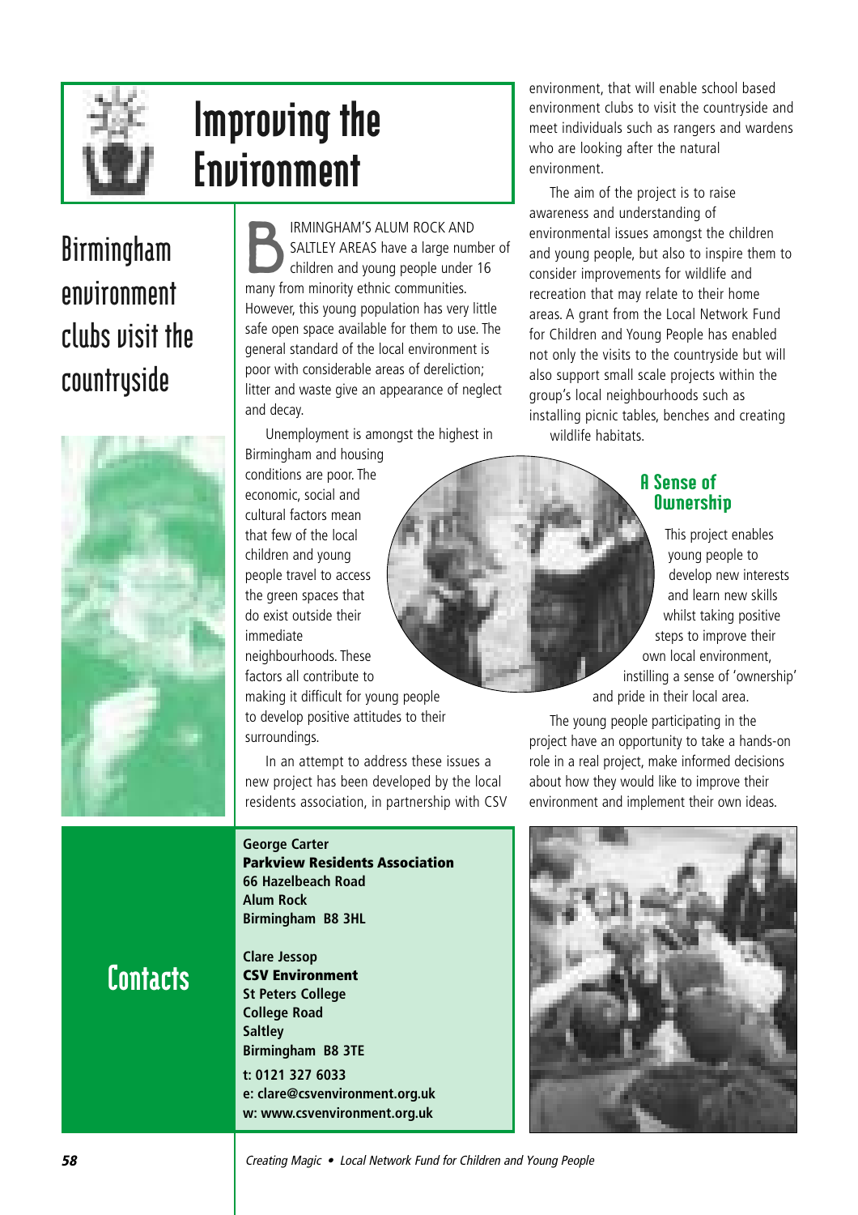# Improving the Environment

## Birmingham environment clubs visit the countryside

BIRMINGHAM'S ALUM ROCK AND SALTLEY AREAS have a large number of children and young people under 16 many from minority ethnic communities. However, this young population has very little safe open space available for them to use. The general standard of the local environment is poor with considerable areas of dereliction; litter and waste give an appearance of neglect and decay.

Unemployment is amongst the highest in Birmingham and housing conditions are poor. The economic, social and cultural factors mean that few of the local children and young people travel to access the green spaces that do exist outside their immediate neighbourhoods. These factors all contribute to making it difficult for young people to develop positive attitudes to their surroundings.

In an attempt to address these issues a new project has been developed by the local residents association, in partnership with CSV environment, that will enable school based environment clubs to visit the countryside and meet individuals such as rangers and wardens who are looking after the natural environment.

The aim of the project is to raise awareness and understanding of environmental issues amongst the children and young people, but also to inspire them to consider improvements for wildlife and recreation that may relate to their home areas. A grant from the Local Network Fund for Children and Young People has enabled not only the visits to the countryside but will also support small scale projects within the group's local neighbourhoods such as installing picnic tables, benches and creating wildlife habitats.

### A Sense of Ownership

This project enables young people to develop new interests and learn new skills whilst taking positive steps to improve their own local environment, instilling a sense of 'ownership' and pride in their local area.

The young people participating in the project have an opportunity to take a hands-on role in a real project, make informed decisions about how they would like to improve their environment and implement their own ideas.

## Contacts

**George Carter**
**Parkview Residents Association**
**66 Hazelbeach Road**
**Alum Rock**
**Birmingham B8 3HL**

**Clare Jessop**
**CSV Environment**
**St Peters College**
**College Road**
**Saltley**
**Birmingham B8 3TE**

**t: 0121 327 6033**
**e: clare@csvenvironment.org.uk**
**w: www.csvenvironment.org.uk**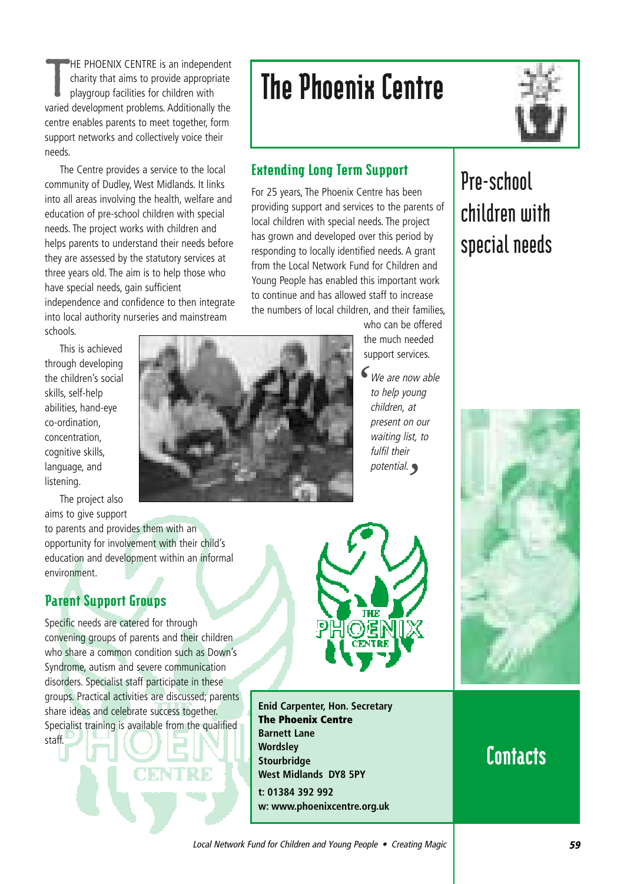# The Phoenix Centre

## Pre-school children with special needs

THE PHOENIX CENTRE is an independent charity that aims to provide appropriate playgroup facilities for children with varied development problems. Additionally the centre enables parents to meet together, form support networks and collectively voice their needs.

The Centre provides a service to the local community of Dudley, West Midlands. It links into all areas involving the health, welfare and education of pre-school children with special needs. The project works with children and helps parents to understand their needs before they are assessed by the statutory services at three years old. The aim is to help those who have special needs, gain sufficient independence and confidence to then integrate into local authority nurseries and mainstream schools.

This is achieved through developing the children's social skills, self-help abilities, hand-eye co-ordination, concentration, cognitive skills, language, and listening.

The project also aims to give support to parents and provides them with an opportunity for involvement with their child's education and development within an informal environment.

### Parent Support Groups

Specific needs are catered for through convening groups of parents and their children who share a common condition such as Down's Syndrome, autism and severe communication disorders. Specialist staff participate in these groups. Practical activities are discussed; parents share ideas and celebrate success together. Specialist training is available from the qualified staff.

### Extending Long Term Support

For 25 years, The Phoenix Centre has been providing support and services to the parents of local children with special needs. The project has grown and developed over this period by responding to locally identified needs. A grant from the Local Network Fund for Children and Young People has enabled this important work to continue and has allowed staff to increase the numbers of local children, and their families, who can be offered the much needed support services.

*'We are now able to help young children, at present on our waiting list, to fulfil their potential.'*

## Contacts

**Enid Carpenter, Hon. Secretary**
**The Phoenix Centre**
**Barnett Lane**
**Wordsley**
**Stourbridge**
**West Midlands DY8 5PY**

**t: 01384 392 992**
**w: www.phoenixcentre.org.uk**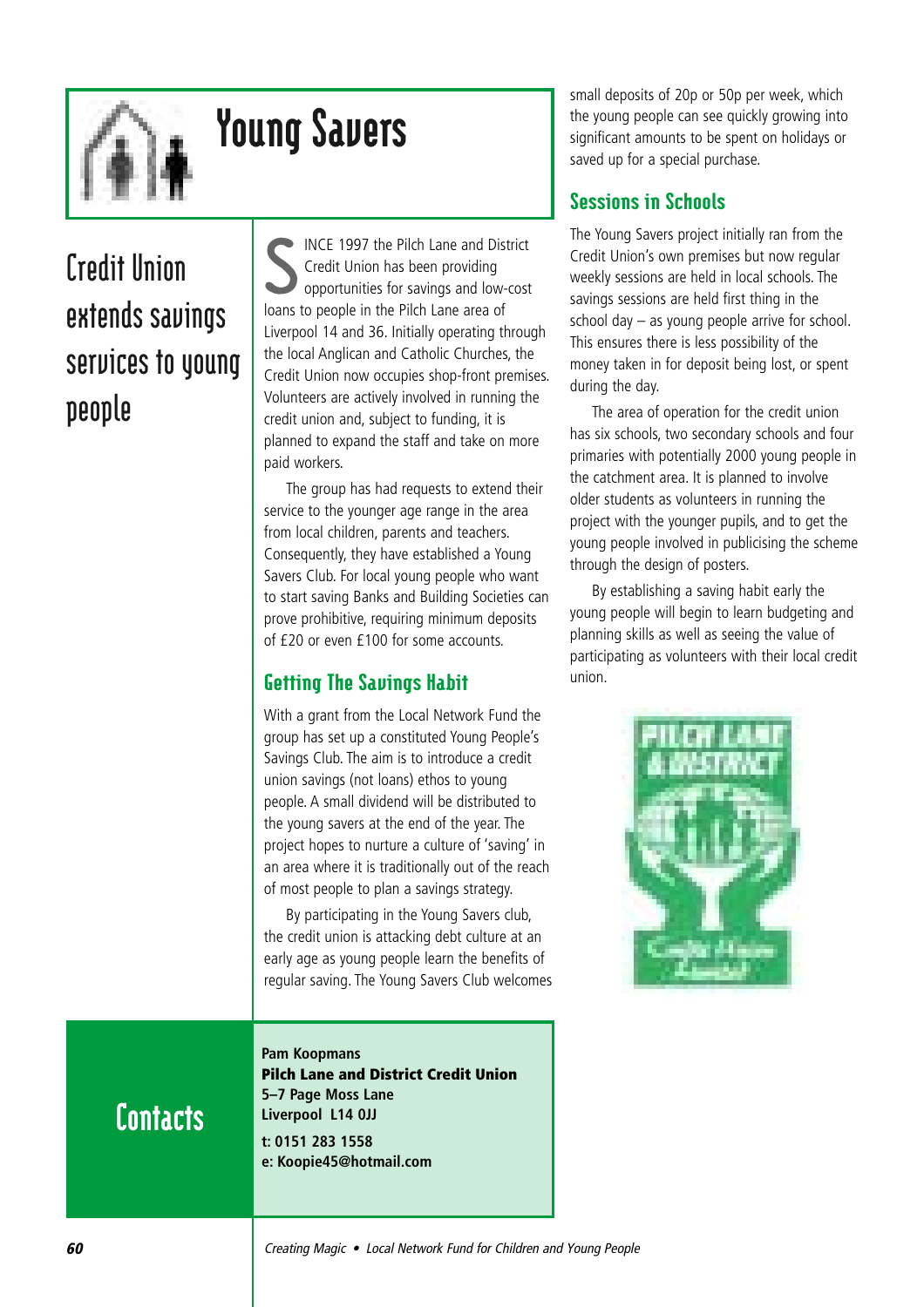# Young Savers

## Credit Union extends savings services to young people

SINCE 1997 the Pilch Lane and District Credit Union has been providing opportunities for savings and low-cost loans to people in the Pilch Lane area of Liverpool 14 and 36. Initially operating through the local Anglican and Catholic Churches, the Credit Union now occupies shop-front premises. Volunteers are actively involved in running the credit union and, subject to funding, it is planned to expand the staff and take on more paid workers.

The group has had requests to extend their service to the younger age range in the area from local children, parents and teachers. Consequently, they have established a Young Savers Club. For local young people who want to start saving Banks and Building Societies can prove prohibitive, requiring minimum deposits of £20 or even £100 for some accounts.

### Getting The Savings Habit

With a grant from the Local Network Fund the group has set up a constituted Young People's Savings Club. The aim is to introduce a credit union savings (not loans) ethos to young people. A small dividend will be distributed to the young savers at the end of the year. The project hopes to nurture a culture of 'saving' in an area where it is traditionally out of the reach of most people to plan a savings strategy.

By participating in the Young Savers club, the credit union is attacking debt culture at an early age as young people learn the benefits of regular saving. The Young Savers Club welcomes small deposits of 20p or 50p per week, which the young people can see quickly growing into significant amounts to be spent on holidays or saved up for a special purchase.

### Sessions in Schools

The Young Savers project initially ran from the Credit Union's own premises but now regular weekly sessions are held in local schools. The savings sessions are held first thing in the school day – as young people arrive for school. This ensures there is less possibility of the money taken in for deposit being lost, or spent during the day.

The area of operation for the credit union has six schools, two secondary schools and four primaries with potentially 2000 young people in the catchment area. It is planned to involve older students as volunteers in running the project with the younger pupils, and to get the young people involved in publicising the scheme through the design of posters.

By establishing a saving habit early the young people will begin to learn budgeting and planning skills as well as seeing the value of participating as volunteers with their local credit union.

## Contacts

**Pam Koopmans**
**Pilch Lane and District Credit Union**
**5–7 Page Moss Lane**
**Liverpool L14 0JJ**
**t: 0151 283 1558**
**e: Koopie45@hotmail.com**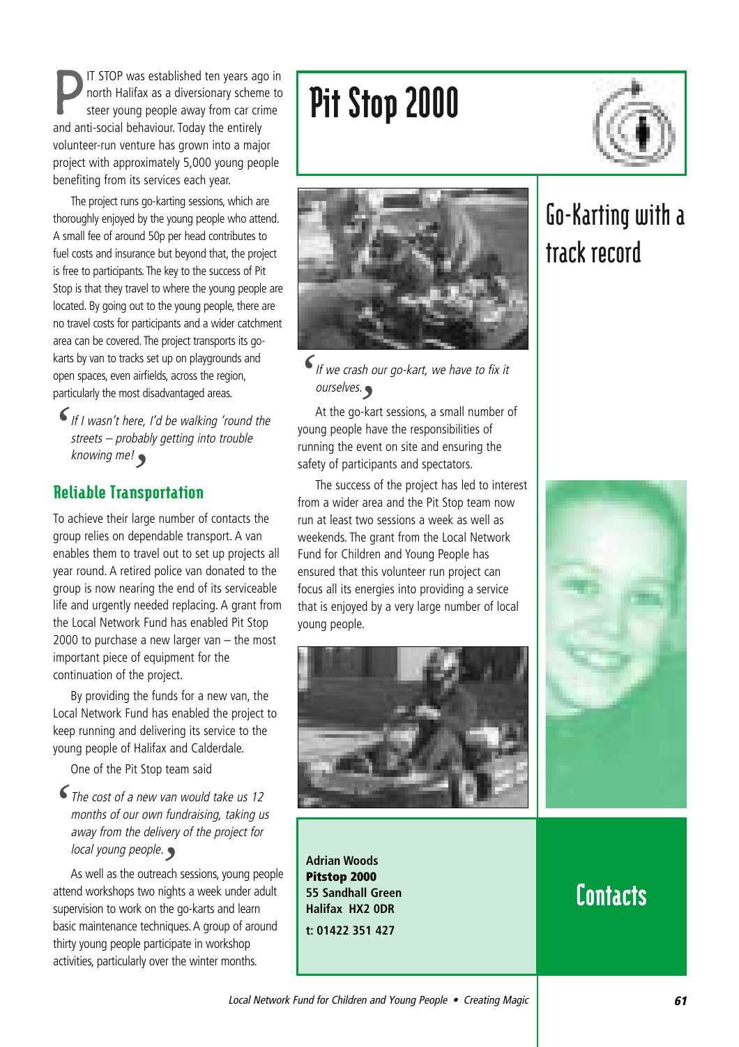# Pit Stop 2000

## Go-Karting with a track record

PIT STOP was established ten years ago in north Halifax as a diversionary scheme to steer young people away from car crime and anti-social behaviour. Today the entirely volunteer-run venture has grown into a major project with approximately 5,000 young people benefiting from its services each year.

The project runs go-karting sessions, which are thoroughly enjoyed by the young people who attend. A small fee of around 50p per head contributes to fuel costs and insurance but beyond that, the project is free to participants. The key to the success of Pit Stop is that they travel to where the young people are located. By going out to the young people, there are no travel costs for participants and a wider catchment area can be covered. The project transports its go-karts by van to tracks set up on playgrounds and open spaces, even airfields, across the region, particularly the most disadvantaged areas.

*'If I wasn't here, I'd be walking 'round the streets – probably getting into trouble knowing me!'*

### Reliable Transportation

To achieve their large number of contacts the group relies on dependable transport. A van enables them to travel out to set up projects all year round. A retired police van donated to the group is now nearing the end of its serviceable life and urgently needed replacing. A grant from the Local Network Fund has enabled Pit Stop 2000 to purchase a new larger van – the most important piece of equipment for the continuation of the project.

By providing the funds for a new van, the Local Network Fund has enabled the project to keep running and delivering its service to the young people of Halifax and Calderdale.

One of the Pit Stop team said

*'The cost of a new van would take us 12 months of our own fundraising, taking us away from the delivery of the project for local young people.'*

As well as the outreach sessions, young people attend workshops two nights a week under adult supervision to work on the go-karts and learn basic maintenance techniques. A group of around thirty young people participate in workshop activities, particularly over the winter months.

*'If we crash our go-kart, we have to fix it ourselves.'*

At the go-kart sessions, a small number of young people have the responsibilities of running the event on site and ensuring the safety of participants and spectators.

The success of the project has led to interest from a wider area and the Pit Stop team now run at least two sessions a week as well as weekends. The grant from the Local Network Fund for Children and Young People has ensured that this volunteer run project can focus all its energies into providing a service that is enjoyed by a very large number of local young people.

## Contacts

**Adrian Woods**
**Pitstop 2000**
**55 Sandhall Green**
**Halifax HX2 0DR**

**t: 01422 351 427**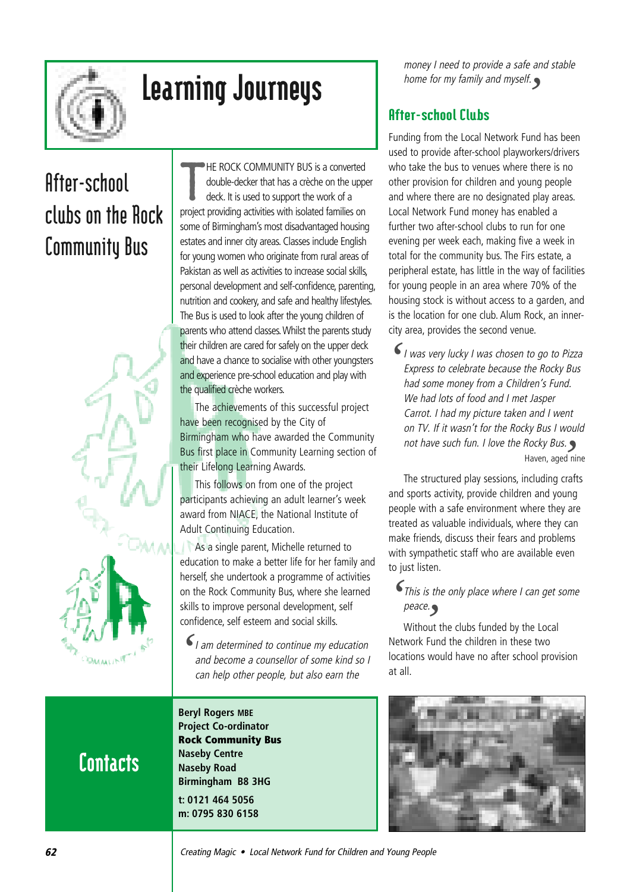# Learning Journeys

## After-school clubs on the Rock Community Bus

THE ROCK COMMUNITY BUS is a converted double-decker that has a crèche on the upper deck. It is used to support the work of a project providing activities with isolated families on some of Birmingham's most disadvantaged housing estates and inner city areas. Classes include English for young women who originate from rural areas of Pakistan as well as activities to increase social skills, personal development and self-confidence, parenting, nutrition and cookery, and safe and healthy lifestyles. The Bus is used to look after the young children of parents who attend classes. Whilst the parents study their children are cared for safely on the upper deck and have a chance to socialise with other youngsters and experience pre-school education and play with the qualified crèche workers.

The achievements of this successful project have been recognised by the City of Birmingham who have awarded the Community Bus first place in Community Learning section of their Lifelong Learning Awards.

This follows on from one of the project participants achieving an adult learner's week award from NIACE, the National Institute of Adult Continuing Education.

As a single parent, Michelle returned to education to make a better life for her family and herself, she undertook a programme of activities on the Rock Community Bus, where she learned skills to improve personal development, self confidence, self esteem and social skills.

> *I am determined to continue my education and become a counsellor of some kind so I can help other people, but also earn the money I need to provide a safe and stable home for my family and myself.*

### After-school Clubs

Funding from the Local Network Fund has been used to provide after-school playworkers/drivers who take the bus to venues where there is no other provision for children and young people and where there are no designated play areas. Local Network Fund money has enabled a further two after-school clubs to run for one evening per week each, making five a week in total for the community bus. The Firs estate, a peripheral estate, has little in the way of facilities for young people in an area where 70% of the housing stock is without access to a garden, and is the location for one club. Alum Rock, an inner-city area, provides the second venue.

> *I was very lucky I was chosen to go to Pizza Express to celebrate because the Rocky Bus had some money from a Children's Fund. We had lots of food and I met Jasper Carrot. I had my picture taken and I went on TV. If it wasn't for the Rocky Bus I would not have such fun. I love the Rocky Bus.*
>
> Haven, aged nine

The structured play sessions, including crafts and sports activity, provide children and young people with a safe environment where they are treated as valuable individuals, where they can make friends, discuss their fears and problems with sympathetic staff who are available even to just listen.

> *This is the only place where I can get some peace.*

Without the clubs funded by the Local Network Fund the children in these two locations would have no after school provision at all.

## Contacts

**Beryl Rogers MBE**
**Project Co-ordinator**
**Rock Community Bus**
**Naseby Centre**
**Naseby Road**
**Birmingham B8 3HG**

**t: 0121 464 5056**
**m: 0795 830 6158**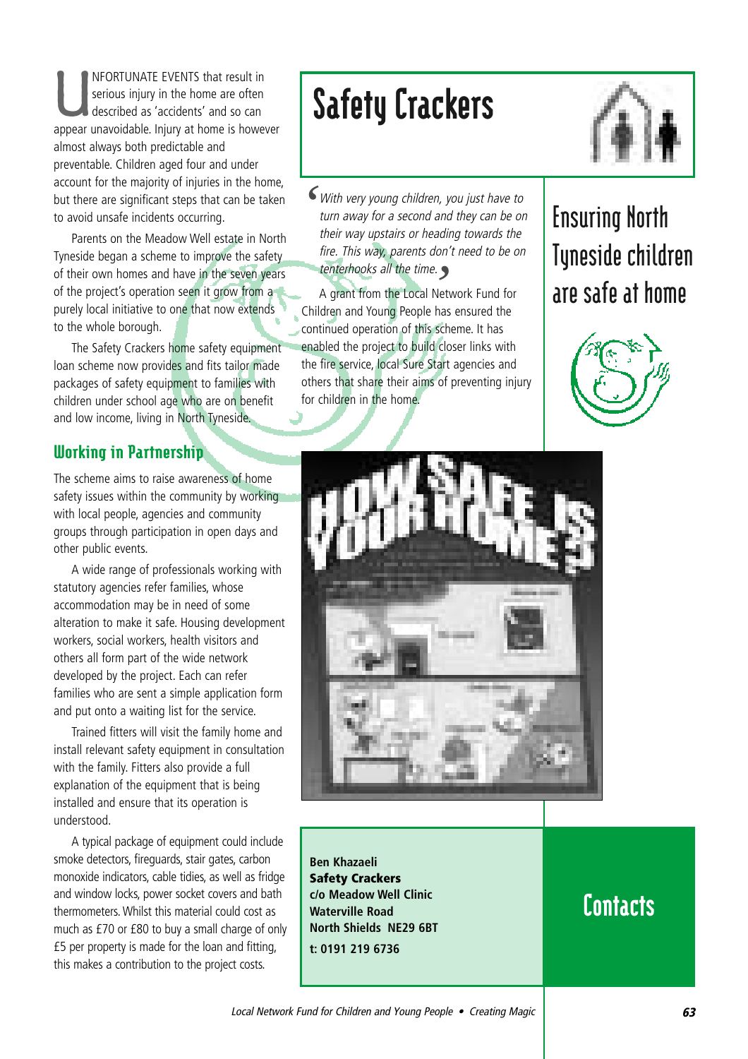# Safety Crackers

## Ensuring North Tyneside children are safe at home

UNFORTUNATE EVENTS that result in serious injury in the home are often described as 'accidents' and so can appear unavoidable. Injury at home is however almost always both predictable and preventable. Children aged four and under account for the majority of injuries in the home, but there are significant steps that can be taken to avoid unsafe incidents occurring.

Parents on the Meadow Well estate in North Tyneside began a scheme to improve the safety of their own homes and have in the seven years of the project's operation seen it grow from a purely local initiative to one that now extends to the whole borough.

The Safety Crackers home safety equipment loan scheme now provides and fits tailor made packages of safety equipment to families with children under school age who are on benefit and low income, living in North Tyneside.

### Working in Partnership

The scheme aims to raise awareness of home safety issues within the community by working with local people, agencies and community groups through participation in open days and other public events.

A wide range of professionals working with statutory agencies refer families, whose accommodation may be in need of some alteration to make it safe. Housing development workers, social workers, health visitors and others all form part of the wide network developed by the project. Each can refer families who are sent a simple application form and put onto a waiting list for the service.

Trained fitters will visit the family home and install relevant safety equipment in consultation with the family. Fitters also provide a full explanation of the equipment that is being installed and ensure that its operation is understood.

A typical package of equipment could include smoke detectors, fireguards, stair gates, carbon monoxide indicators, cable tidies, as well as fridge and window locks, power socket covers and bath thermometers. Whilst this material could cost as much as £70 or £80 to buy a small charge of only £5 per property is made for the loan and fitting, this makes a contribution to the project costs.

*'With very young children, you just have to turn away for a second and they can be on their way upstairs or heading towards the fire. This way, parents don't need to be on tenterhooks all the time.'*

A grant from the Local Network Fund for Children and Young People has ensured the continued operation of this scheme. It has enabled the project to build closer links with the fire service, local Sure Start agencies and others that share their aims of preventing injury for children in the home.

## Contacts

**Ben Khazaeli**
**Safety Crackers**
**c/o Meadow Well Clinic**
**Waterville Road**
**North Shields NE29 6BT**
**t: 0191 219 6736**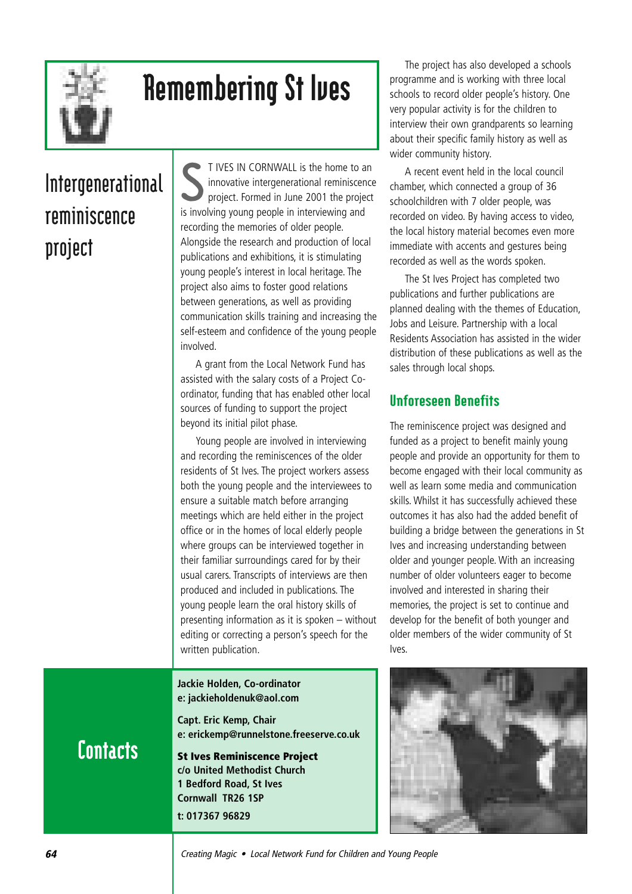# Remembering St Ives

## Intergenerational reminiscence project

ST IVES IN CORNWALL is the home to an innovative intergenerational reminiscence project. Formed in June 2001 the project is involving young people in interviewing and recording the memories of older people. Alongside the research and production of local publications and exhibitions, it is stimulating young people's interest in local heritage. The project also aims to foster good relations between generations, as well as providing communication skills training and increasing the self-esteem and confidence of the young people involved.

A grant from the Local Network Fund has assisted with the salary costs of a Project Co-ordinator, funding that has enabled other local sources of funding to support the project beyond its initial pilot phase.

Young people are involved in interviewing and recording the reminiscences of the older residents of St Ives. The project workers assess both the young people and the interviewees to ensure a suitable match before arranging meetings which are held either in the project office or in the homes of local elderly people where groups can be interviewed together in their familiar surroundings cared for by their usual carers. Transcripts of interviews are then produced and included in publications. The young people learn the oral history skills of presenting information as it is spoken – without editing or correcting a person's speech for the written publication.

The project has also developed a schools programme and is working with three local schools to record older people's history. One very popular activity is for the children to interview their own grandparents so learning about their specific family history as well as wider community history.

A recent event held in the local council chamber, which connected a group of 36 schoolchildren with 7 older people, was recorded on video. By having access to video, the local history material becomes even more immediate with accents and gestures being recorded as well as the words spoken.

The St Ives Project has completed two publications and further publications are planned dealing with the themes of Education, Jobs and Leisure. Partnership with a local Residents Association has assisted in the wider distribution of these publications as well as the sales through local shops.

### Unforeseen Benefits

The reminiscence project was designed and funded as a project to benefit mainly young people and provide an opportunity for them to become engaged with their local community as well as learn some media and communication skills. Whilst it has successfully achieved these outcomes it has also had the added benefit of building a bridge between the generations in St Ives and increasing understanding between older and younger people. With an increasing number of older volunteers eager to become involved and interested in sharing their memories, the project is set to continue and develop for the benefit of both younger and older members of the wider community of St Ives.

## Contacts

**Jackie Holden, Co-ordinator**
**e: jackieholdenuk@aol.com**

**Capt. Eric Kemp, Chair**
**e: erickemp@runnelstone.freeserve.co.uk**

**St Ives Reminiscence Project**
**c/o United Methodist Church**
**1 Bedford Road, St Ives**
**Cornwall TR26 1SP**
**t: 017367 96829**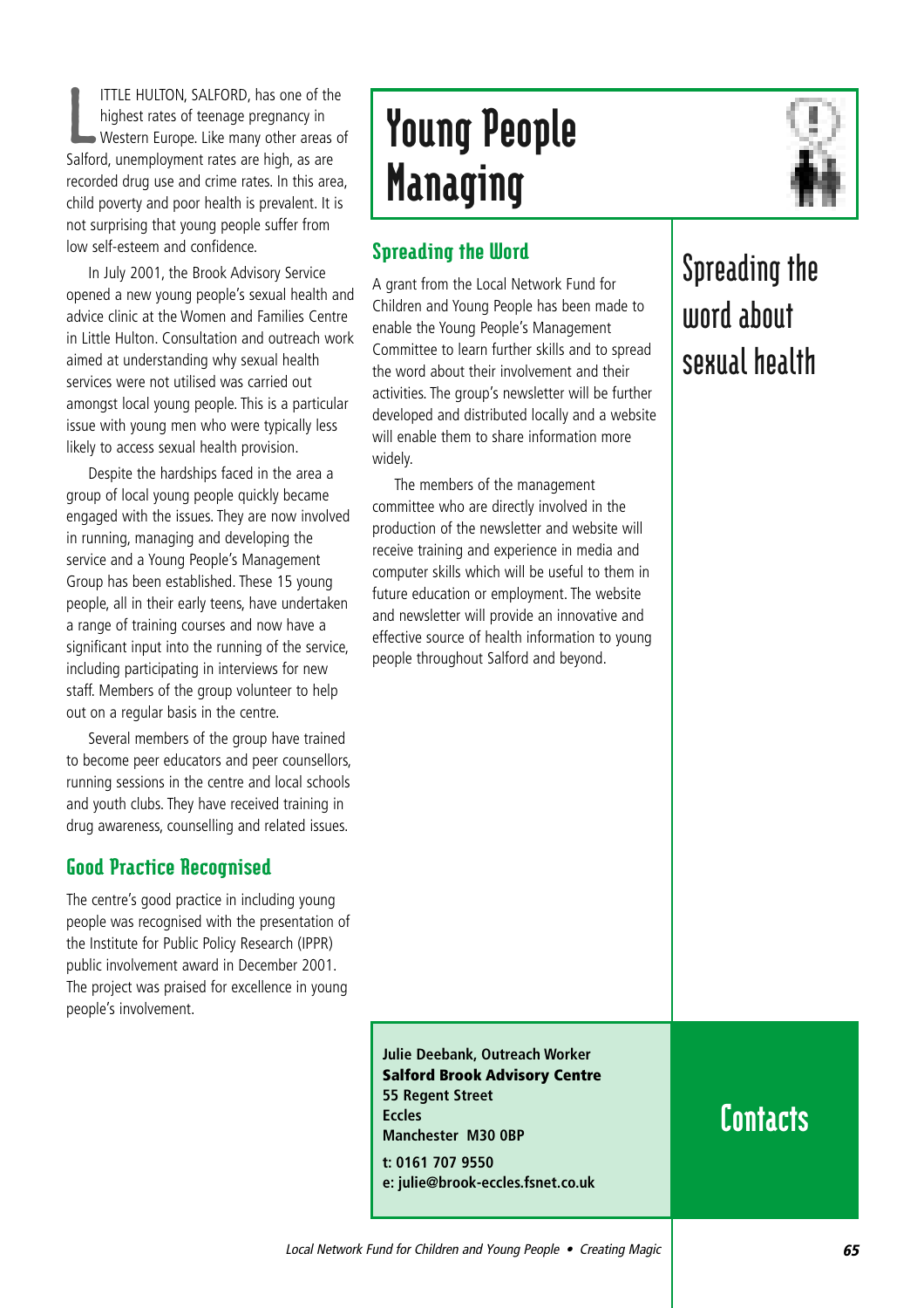# Young People Managing

## Spreading the word about sexual health

LITTLE HULTON, SALFORD, has one of the highest rates of teenage pregnancy in Western Europe. Like many other areas of Salford, unemployment rates are high, as are recorded drug use and crime rates. In this area, child poverty and poor health is prevalent. It is not surprising that young people suffer from low self-esteem and confidence.

In July 2001, the Brook Advisory Service opened a new young people's sexual health and advice clinic at the Women and Families Centre in Little Hulton. Consultation and outreach work aimed at understanding why sexual health services were not utilised was carried out amongst local young people. This is a particular issue with young men who were typically less likely to access sexual health provision.

Despite the hardships faced in the area a group of local young people quickly became engaged with the issues. They are now involved in running, managing and developing the service and a Young People's Management Group has been established. These 15 young people, all in their early teens, have undertaken a range of training courses and now have a significant input into the running of the service, including participating in interviews for new staff. Members of the group volunteer to help out on a regular basis in the centre.

Several members of the group have trained to become peer educators and peer counsellors, running sessions in the centre and local schools and youth clubs. They have received training in drug awareness, counselling and related issues.

### Good Practice Recognised

The centre's good practice in including young people was recognised with the presentation of the Institute for Public Policy Research (IPPR) public involvement award in December 2001. The project was praised for excellence in young people's involvement.

### Spreading the Word

A grant from the Local Network Fund for Children and Young People has been made to enable the Young People's Management Committee to learn further skills and to spread the word about their involvement and their activities. The group's newsletter will be further developed and distributed locally and a website will enable them to share information more widely.

The members of the management committee who are directly involved in the production of the newsletter and website will receive training and experience in media and computer skills which will be useful to them in future education or employment. The website and newsletter will provide an innovative and effective source of health information to young people throughout Salford and beyond.

## Contacts

**Julie Deebank, Outreach Worker**
**Salford Brook Advisory Centre**
**55 Regent Street**
**Eccles**
**Manchester M30 0BP**

**t: 0161 707 9550**
**e: julie@brook-eccles.fsnet.co.uk**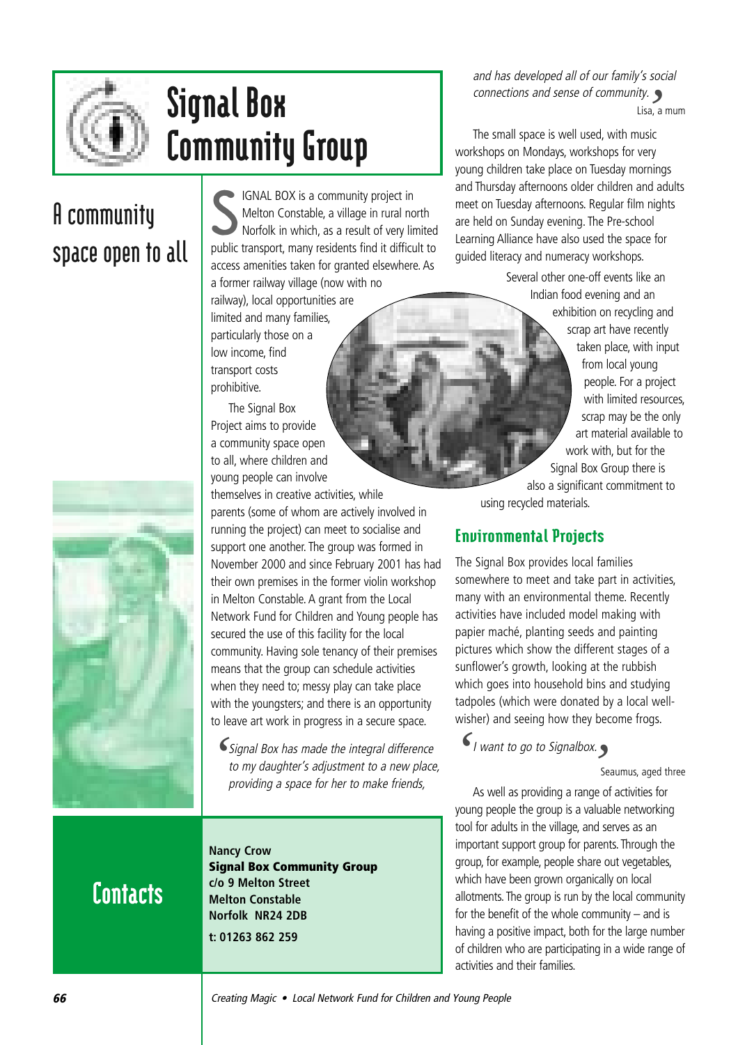# Signal Box Community Group

## A community space open to all

SIGNAL BOX is a community project in Melton Constable, a village in rural north Norfolk in which, as a result of very limited public transport, many residents find it difficult to access amenities taken for granted elsewhere. As a former railway village (now with no railway), local opportunities are limited and many families, particularly those on a low income, find transport costs prohibitive.

The Signal Box Project aims to provide a community space open to all, where children and young people can involve themselves in creative activities, while parents (some of whom are actively involved in running the project) can meet to socialise and support one another. The group was formed in November 2000 and since February 2001 has had their own premises in the former violin workshop in Melton Constable. A grant from the Local Network Fund for Children and Young people has secured the use of this facility for the local community. Having sole tenancy of their premises means that the group can schedule activities when they need to; messy play can take place with the youngsters; and there is an opportunity to leave art work in progress in a secure space.

> *'Signal Box has made the integral difference to my daughter's adjustment to a new place, providing a space for her to make friends, and has developed all of our family's social connections and sense of community.'*
>
> Lisa, a mum

The small space is well used, with music workshops on Mondays, workshops for very young children take place on Tuesday mornings and Thursday afternoons older children and adults meet on Tuesday afternoons. Regular film nights are held on Sunday evening. The Pre-school Learning Alliance have also used the space for guided literacy and numeracy workshops.

Several other one-off events like an Indian food evening and an exhibition on recycling and scrap art have recently taken place, with input from local young people. For a project with limited resources, scrap may be the only art material available to work with, but for the Signal Box Group there is also a significant commitment to using recycled materials.

### Environmental Projects

The Signal Box provides local families somewhere to meet and take part in activities, many with an environmental theme. Recently activities have included model making with papier maché, planting seeds and painting pictures which show the different stages of a sunflower's growth, looking at the rubbish which goes into household bins and studying tadpoles (which were donated by a local well-wisher) and seeing how they become frogs.

> *'I want to go to Signalbox.'*
>
> Seaumus, aged three

As well as providing a range of activities for young people the group is a valuable networking tool for adults in the village, and serves as an important support group for parents. Through the group, for example, people share out vegetables, which have been grown organically on local allotments. The group is run by the local community for the benefit of the whole community – and is having a positive impact, both for the large number of children who are participating in a wide range of activities and their families.

## Contacts

**Nancy Crow**
**Signal Box Community Group**
**c/o 9 Melton Street**
**Melton Constable**
**Norfolk NR24 2DB**
**t: 01263 862 259**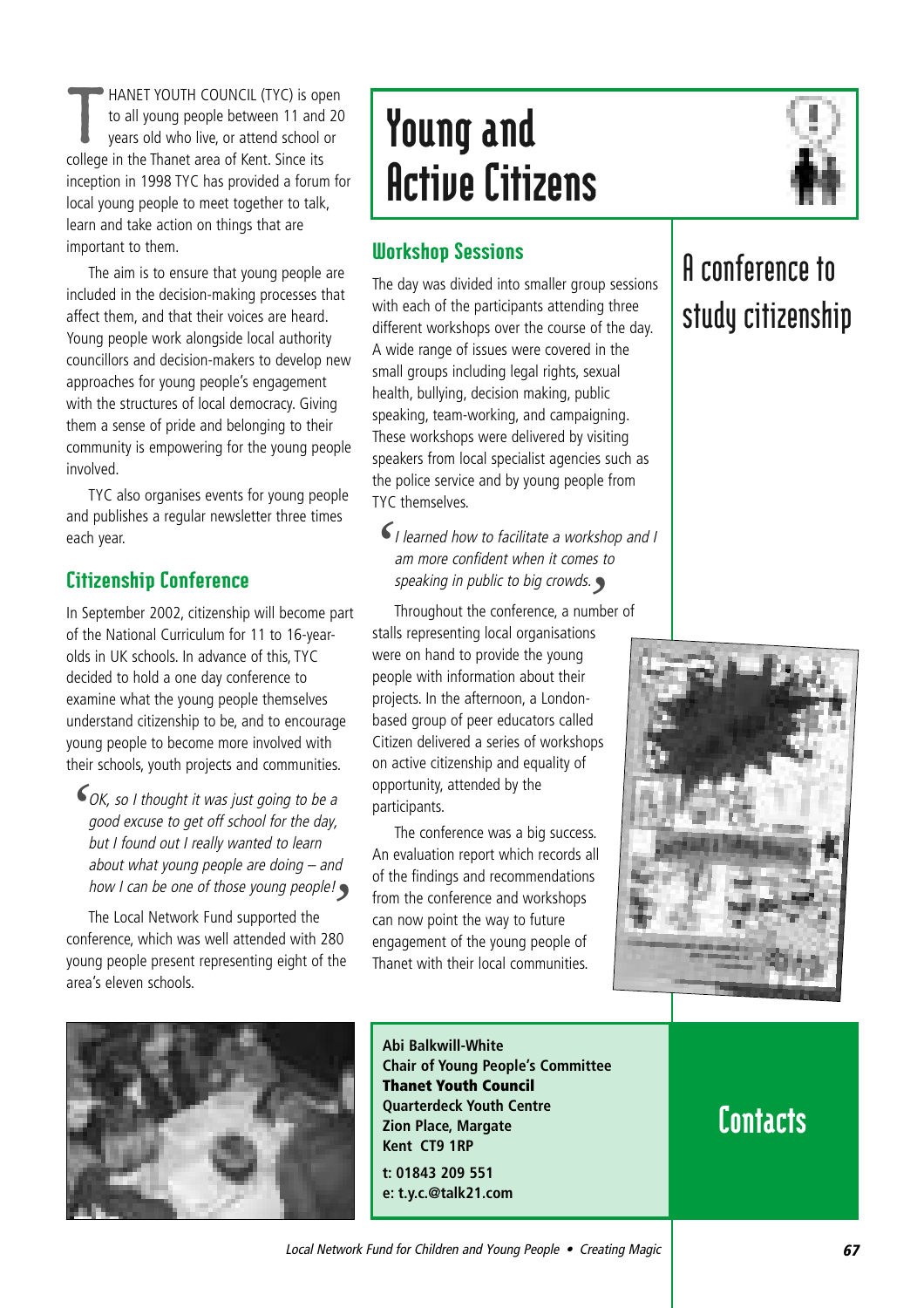# Young and Active Citizens

## A conference to study citizenship

THANET YOUTH COUNCIL (TYC) is open to all young people between 11 and 20 years old who live, or attend school or college in the Thanet area of Kent. Since its inception in 1998 TYC has provided a forum for local young people to meet together to talk, learn and take action on things that are important to them.

The aim is to ensure that young people are included in the decision-making processes that affect them, and that their voices are heard. Young people work alongside local authority councillors and decision-makers to develop new approaches for young people's engagement with the structures of local democracy. Giving them a sense of pride and belonging to their community is empowering for the young people involved.

TYC also organises events for young people and publishes a regular newsletter three times each year.

### Citizenship Conference

In September 2002, citizenship will become part of the National Curriculum for 11 to 16-year-olds in UK schools. In advance of this, TYC decided to hold a one day conference to examine what the young people themselves understand citizenship to be, and to encourage young people to become more involved with their schools, youth projects and communities.

> *OK, so I thought it was just going to be a good excuse to get off school for the day, but I found out I really wanted to learn about what young people are doing – and how I can be one of those young people!*

The Local Network Fund supported the conference, which was well attended with 280 young people present representing eight of the area's eleven schools.

### Workshop Sessions

The day was divided into smaller group sessions with each of the participants attending three different workshops over the course of the day. A wide range of issues were covered in the small groups including legal rights, sexual health, bullying, decision making, public speaking, team-working, and campaigning. These workshops were delivered by visiting speakers from local specialist agencies such as the police service and by young people from TYC themselves.

> *I learned how to facilitate a workshop and I am more confident when it comes to speaking in public to big crowds.*

Throughout the conference, a number of stalls representing local organisations were on hand to provide the young people with information about their projects. In the afternoon, a London-based group of peer educators called Citizen delivered a series of workshops on active citizenship and equality of opportunity, attended by the participants.

The conference was a big success. An evaluation report which records all of the findings and recommendations from the conference and workshops can now point the way to future engagement of the young people of Thanet with their local communities.

## Contacts

**Abi Balkwill-White**
**Chair of Young People's Committee**
**Thanet Youth Council**
**Quarterdeck Youth Centre**
**Zion Place, Margate**
**Kent CT9 1RP**

**t: 01843 209 551**
**e: t.y.c.@talk21.com**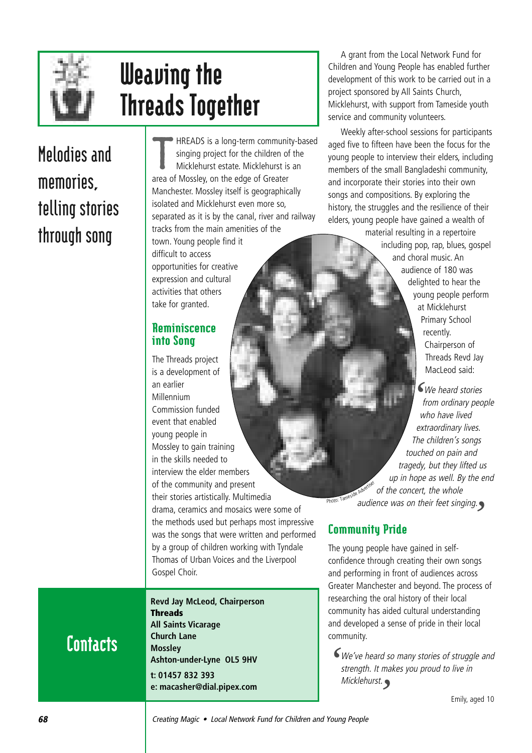# Weaving the Threads Together

## Melodies and memories, telling stories through song

THREADS is a long-term community-based singing project for the children of the Micklehurst estate. Micklehurst is an area of Mossley, on the edge of Greater Manchester. Mossley itself is geographically isolated and Micklehurst even more so, separated as it is by the canal, river and railway tracks from the main amenities of the town. Young people find it difficult to access opportunities for creative expression and cultural activities that others take for granted.

### Reminiscence into Song

The Threads project is a development of an earlier Millennium Commission funded event that enabled young people in Mossley to gain training in the skills needed to interview the elder members of the community and present their stories artistically. Multimedia drama, ceramics and mosaics were some of the methods used but perhaps most impressive was the songs that were written and performed by a group of children working with Tyndale Thomas of Urban Voices and the Liverpool Gospel Choir.

A grant from the Local Network Fund for Children and Young People has enabled further development of this work to be carried out in a project sponsored by All Saints Church, Micklehurst, with support from Tameside youth service and community volunteers.

Weekly after-school sessions for participants aged five to fifteen have been the focus for the young people to interview their elders, including members of the small Bangladeshi community, and incorporate their stories into their own songs and compositions. By exploring the history, the struggles and the resilience of their elders, young people have gained a wealth of material resulting in a repertoire including pop, rap, blues, gospel and choral music. An audience of 180 was delighted to hear the young people perform at Micklehurst Primary School recently. Chairperson of Threads Revd Jay MacLeod said:

*'We heard stories from ordinary people who have lived extraordinary lives. The children's songs touched on pain and tragedy, but they lifted us up in hope as well. By the end of the concert, the whole audience was on their feet singing.'*

Photo: Tameside Advertiser

### Community Pride

The young people have gained in self-confidence through creating their own songs and performing in front of audiences across Greater Manchester and beyond. The process of researching the oral history of their local community has aided cultural understanding and developed a sense of pride in their local community.

*'We've heard so many stories of struggle and strength. It makes you proud to live in Micklehurst.'*

Emily, aged 10

## Contacts

**Revd Jay McLeod, Chairperson**
**Threads**
**All Saints Vicarage**
**Church Lane**
**Mossley**
**Ashton-under-Lyne OL5 9HV**

**t: 01457 832 393**
**e: macasher@dial.pipex.com**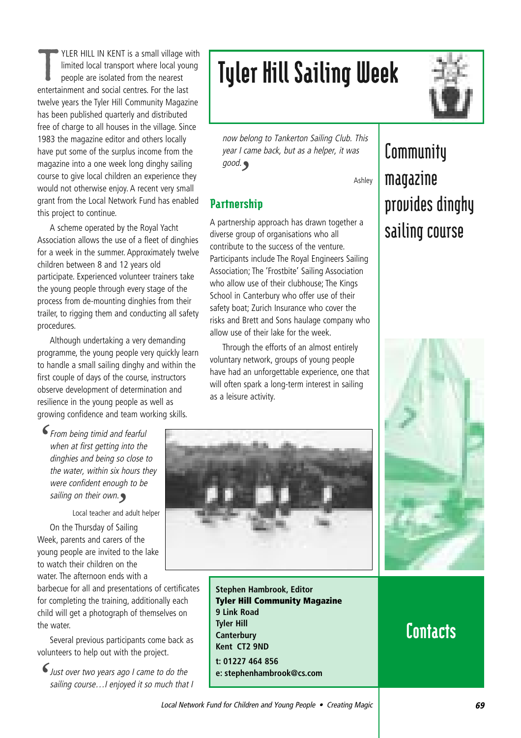# Tyler Hill Sailing Week

## Community magazine provides dinghy sailing course

TYLER HILL IN KENT is a small village with limited local transport where local young people are isolated from the nearest entertainment and social centres. For the last twelve years the Tyler Hill Community Magazine has been published quarterly and distributed free of charge to all houses in the village. Since 1983 the magazine editor and others locally have put some of the surplus income from the magazine into a one week long dinghy sailing course to give local children an experience they would not otherwise enjoy. A recent very small grant from the Local Network Fund has enabled this project to continue.

A scheme operated by the Royal Yacht Association allows the use of a fleet of dinghies for a week in the summer. Approximately twelve children between 8 and 12 years old participate. Experienced volunteer trainers take the young people through every stage of the process from de-mounting dinghies from their trailer, to rigging them and conducting all safety procedures.

Although undertaking a very demanding programme, the young people very quickly learn to handle a small sailing dinghy and within the first couple of days of the course, instructors observe development of determination and resilience in the young people as well as growing confidence and team working skills.

> *'From being timid and fearful when at first getting into the dinghies and being so close to the water, within six hours they were confident enough to be sailing on their own.'*
>
> Local teacher and adult helper

On the Thursday of Sailing Week, parents and carers of the young people are invited to the lake to watch their children on the water. The afternoon ends with a barbecue for all and presentations of certificates for completing the training, additionally each child will get a photograph of themselves on the water.

Several previous participants come back as volunteers to help out with the project.

> *'Just over two years ago I came to do the sailing course…I enjoyed it so much that I now belong to Tankerton Sailing Club. This year I came back, but as a helper, it was good.'*
>
> Ashley

### Partnership

A partnership approach has drawn together a diverse group of organisations who all contribute to the success of the venture. Participants include The Royal Engineers Sailing Association; The 'Frostbite' Sailing Association who allow use of their clubhouse; The Kings School in Canterbury who offer use of their safety boat; Zurich Insurance who cover the risks and Brett and Sons haulage company who allow use of their lake for the week.

Through the efforts of an almost entirely voluntary network, groups of young people have had an unforgettable experience, one that will often spark a long-term interest in sailing as a leisure activity.

## Contacts

**Stephen Hambrook, Editor**
**Tyler Hill Community Magazine**
**9 Link Road**
**Tyler Hill**
**Canterbury**
**Kent CT2 9ND**
**t: 01227 464 856**
**e: stephenhambrook@cs.com**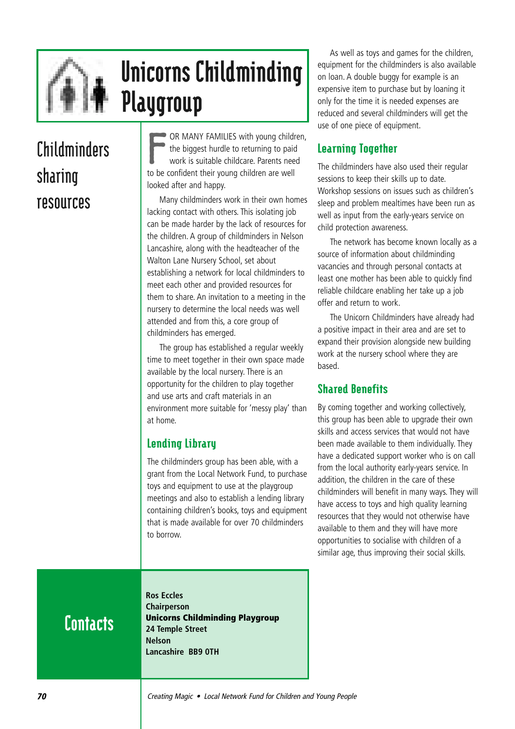# Unicorns Childminding Playgroup

## Childminders sharing resources

FOR MANY FAMILIES with young children, the biggest hurdle to returning to paid work is suitable childcare. Parents need to be confident their young children are well looked after and happy.

Many childminders work in their own homes lacking contact with others. This isolating job can be made harder by the lack of resources for the children. A group of childminders in Nelson Lancashire, along with the headteacher of the Walton Lane Nursery School, set about establishing a network for local childminders to meet each other and provided resources for them to share. An invitation to a meeting in the nursery to determine the local needs was well attended and from this, a core group of childminders has emerged.

The group has established a regular weekly time to meet together in their own space made available by the local nursery. There is an opportunity for the children to play together and use arts and craft materials in an environment more suitable for 'messy play' than at home.

### Lending Library

The childminders group has been able, with a grant from the Local Network Fund, to purchase toys and equipment to use at the playgroup meetings and also to establish a lending library containing children's books, toys and equipment that is made available for over 70 childminders to borrow.

As well as toys and games for the children, equipment for the childminders is also available on loan. A double buggy for example is an expensive item to purchase but by loaning it only for the time it is needed expenses are reduced and several childminders will get the use of one piece of equipment.

### Learning Together

The childminders have also used their regular sessions to keep their skills up to date. Workshop sessions on issues such as children's sleep and problem mealtimes have been run as well as input from the early-years service on child protection awareness.

The network has become known locally as a source of information about childminding vacancies and through personal contacts at least one mother has been able to quickly find reliable childcare enabling her take up a job offer and return to work.

The Unicorn Childminders have already had a positive impact in their area and are set to expand their provision alongside new building work at the nursery school where they are based.

### Shared Benefits

By coming together and working collectively, this group has been able to upgrade their own skills and access services that would not have been made available to them individually. They have a dedicated support worker who is on call from the local authority early-years service. In addition, the children in the care of these childminders will benefit in many ways. They will have access to toys and high quality learning resources that they would not otherwise have available to them and they will have more opportunities to socialise with children of a similar age, thus improving their social skills.

## Contacts

**Ros Eccles**
**Chairperson**
**Unicorns Childminding Playgroup**
**24 Temple Street**
**Nelson**
**Lancashire BB9 0TH**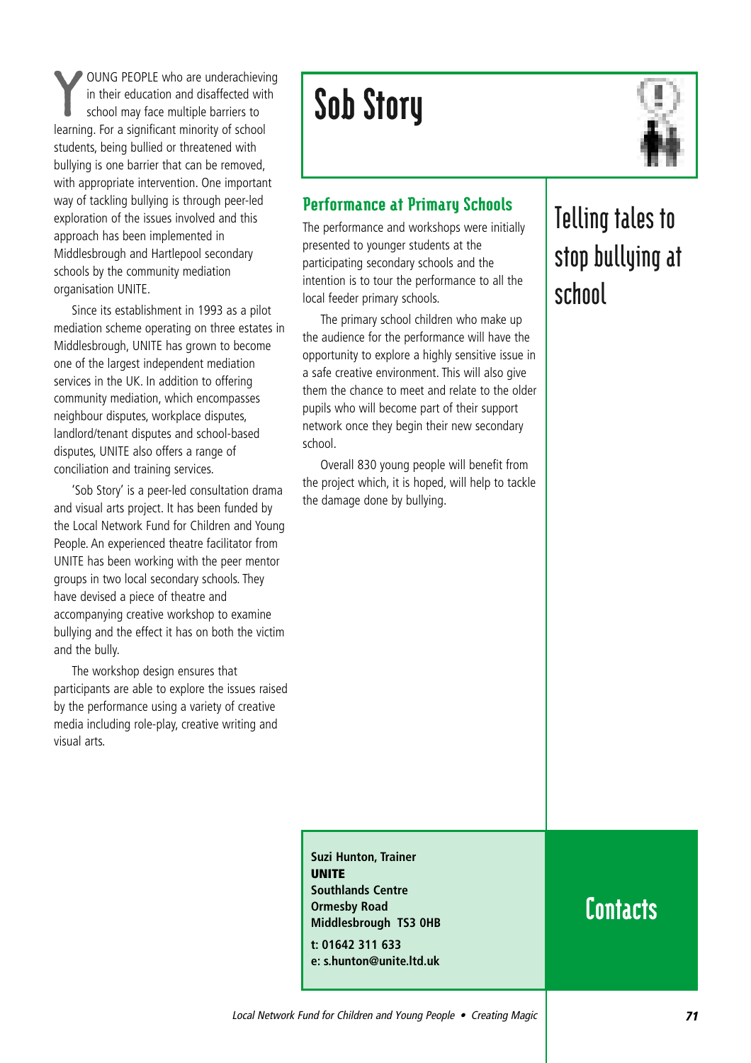# Sob Story

## Telling tales to stop bullying at school

YOUNG PEOPLE who are underachieving in their education and disaffected with school may face multiple barriers to learning. For a significant minority of school students, being bullied or threatened with bullying is one barrier that can be removed, with appropriate intervention. One important way of tackling bullying is through peer-led exploration of the issues involved and this approach has been implemented in Middlesbrough and Hartlepool secondary schools by the community mediation organisation UNITE.

Since its establishment in 1993 as a pilot mediation scheme operating on three estates in Middlesbrough, UNITE has grown to become one of the largest independent mediation services in the UK. In addition to offering community mediation, which encompasses neighbour disputes, workplace disputes, landlord/tenant disputes and school-based disputes, UNITE also offers a range of conciliation and training services.

'Sob Story' is a peer-led consultation drama and visual arts project. It has been funded by the Local Network Fund for Children and Young People. An experienced theatre facilitator from UNITE has been working with the peer mentor groups in two local secondary schools. They have devised a piece of theatre and accompanying creative workshop to examine bullying and the effect it has on both the victim and the bully.

The workshop design ensures that participants are able to explore the issues raised by the performance using a variety of creative media including role-play, creative writing and visual arts.

### Performance at Primary Schools

The performance and workshops were initially presented to younger students at the participating secondary schools and the intention is to tour the performance to all the local feeder primary schools.

The primary school children who make up the audience for the performance will have the opportunity to explore a highly sensitive issue in a safe creative environment. This will also give them the chance to meet and relate to the older pupils who will become part of their support network once they begin their new secondary school.

Overall 830 young people will benefit from the project which, it is hoped, will help to tackle the damage done by bullying.

### Contacts

**Suzi Hunton, Trainer**
**UNITE**
**Southlands Centre**
**Ormesby Road**
**Middlesbrough TS3 0HB**

**t: 01642 311 633**
**e: s.hunton@unite.ltd.uk**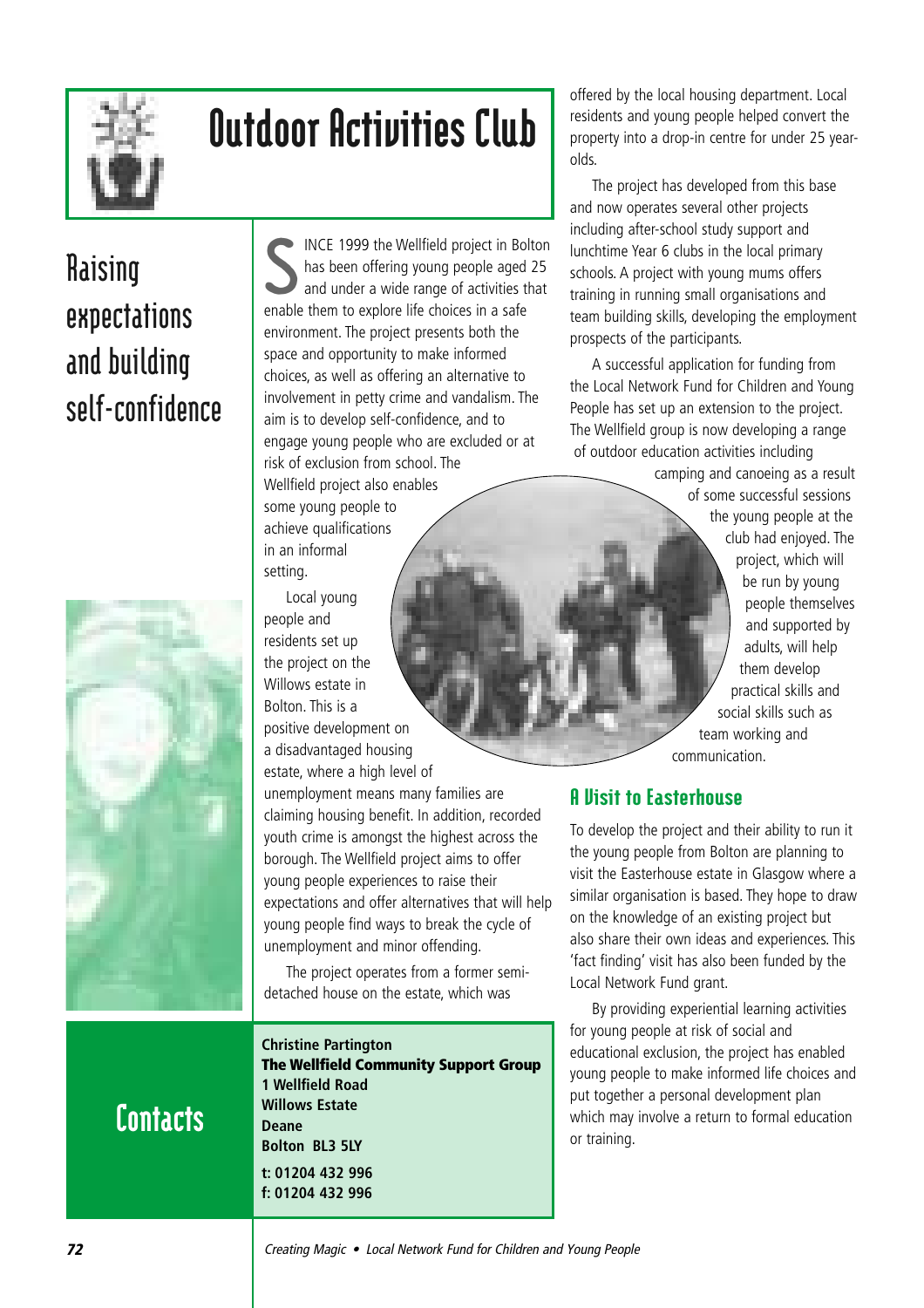# Outdoor Activities Club

## Raising expectations and building self-confidence

SINCE 1999 the Wellfield project in Bolton has been offering young people aged 25 and under a wide range of activities that enable them to explore life choices in a safe environment. The project presents both the space and opportunity to make informed choices, as well as offering an alternative to involvement in petty crime and vandalism. The aim is to develop self-confidence, and to engage young people who are excluded or at risk of exclusion from school. The Wellfield project also enables some young people to achieve qualifications in an informal setting.

Local young people and residents set up the project on the Willows estate in Bolton. This is a positive development on a disadvantaged housing estate, where a high level of unemployment means many families are claiming housing benefit. In addition, recorded youth crime is amongst the highest across the borough. The Wellfield project aims to offer young people experiences to raise their expectations and offer alternatives that will help young people find ways to break the cycle of unemployment and minor offending.

The project operates from a former semi-detached house on the estate, which was offered by the local housing department. Local residents and young people helped convert the property into a drop-in centre for under 25 year-olds.

The project has developed from this base and now operates several other projects including after-school study support and lunchtime Year 6 clubs in the local primary schools. A project with young mums offers training in running small organisations and team building skills, developing the employment prospects of the participants.

A successful application for funding from the Local Network Fund for Children and Young People has set up an extension to the project. The Wellfield group is now developing a range of outdoor education activities including camping and canoeing as a result of some successful sessions the young people at the club had enjoyed. The project, which will be run by young people themselves and supported by adults, will help them develop practical skills and social skills such as team working and communication.

### A Visit to Easterhouse

To develop the project and their ability to run it the young people from Bolton are planning to visit the Easterhouse estate in Glasgow where a similar organisation is based. They hope to draw on the knowledge of an existing project but also share their own ideas and experiences. This 'fact finding' visit has also been funded by the Local Network Fund grant.

By providing experiential learning activities for young people at risk of social and educational exclusion, the project has enabled young people to make informed life choices and put together a personal development plan which may involve a return to formal education or training.

## Contacts

**Christine Partington**
**The Wellfield Community Support Group**
**1 Wellfield Road**
**Willows Estate**
**Deane**
**Bolton BL3 5LY**

**t: 01204 432 996**
**f: 01204 432 996**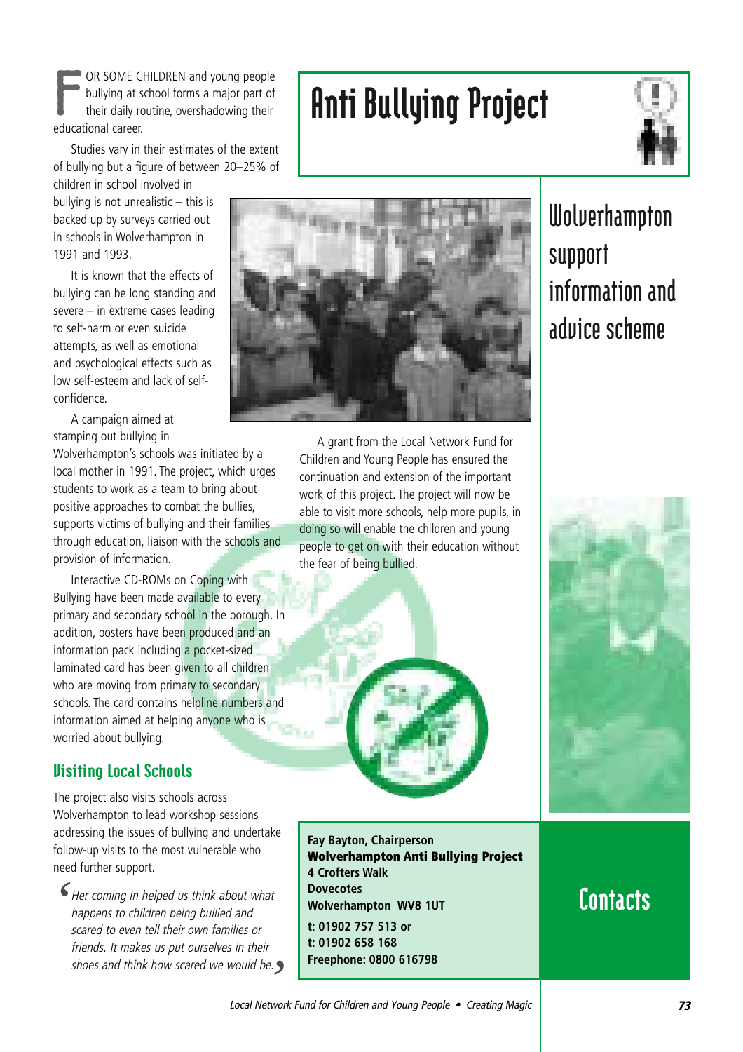# Anti Bullying Project

## Wolverhampton support information and advice scheme

FOR SOME CHILDREN and young people bullying at school forms a major part of their daily routine, overshadowing their educational career.

Studies vary in their estimates of the extent of bullying but a figure of between 20–25% of children in school involved in bullying is not unrealistic – this is backed up by surveys carried out in schools in Wolverhampton in 1991 and 1993.

It is known that the effects of bullying can be long standing and severe – in extreme cases leading to self-harm or even suicide attempts, as well as emotional and psychological effects such as low self-esteem and lack of self-confidence.

A campaign aimed at stamping out bullying in Wolverhampton's schools was initiated by a local mother in 1991. The project, which urges students to work as a team to bring about positive approaches to combat the bullies, supports victims of bullying and their families through education, liaison with the schools and provision of information.

Interactive CD-ROMs on Coping with Bullying have been made available to every primary and secondary school in the borough. In addition, posters have been produced and an information pack including a pocket-sized laminated card has been given to all children who are moving from primary to secondary schools. The card contains helpline numbers and information aimed at helping anyone who is worried about bullying.

### Visiting Local Schools

The project also visits schools across Wolverhampton to lead workshop sessions addressing the issues of bullying and undertake follow-up visits to the most vulnerable who need further support.

*'Her coming in helped us think about what happens to children being bullied and scared to even tell their own families or friends. It makes us put ourselves in their shoes and think how scared we would be.'*

A grant from the Local Network Fund for Children and Young People has ensured the continuation and extension of the important work of this project. The project will now be able to visit more schools, help more pupils, in doing so will enable the children and young people to get on with their education without the fear of being bullied.

## Contacts

**Fay Bayton, Chairperson**
**Wolverhampton Anti Bullying Project**
**4 Crofters Walk**
**Dovecotes**
**Wolverhampton WV8 1UT**
**t: 01902 757 513 or**
**t: 01902 658 168**
**Freephone: 0800 616798**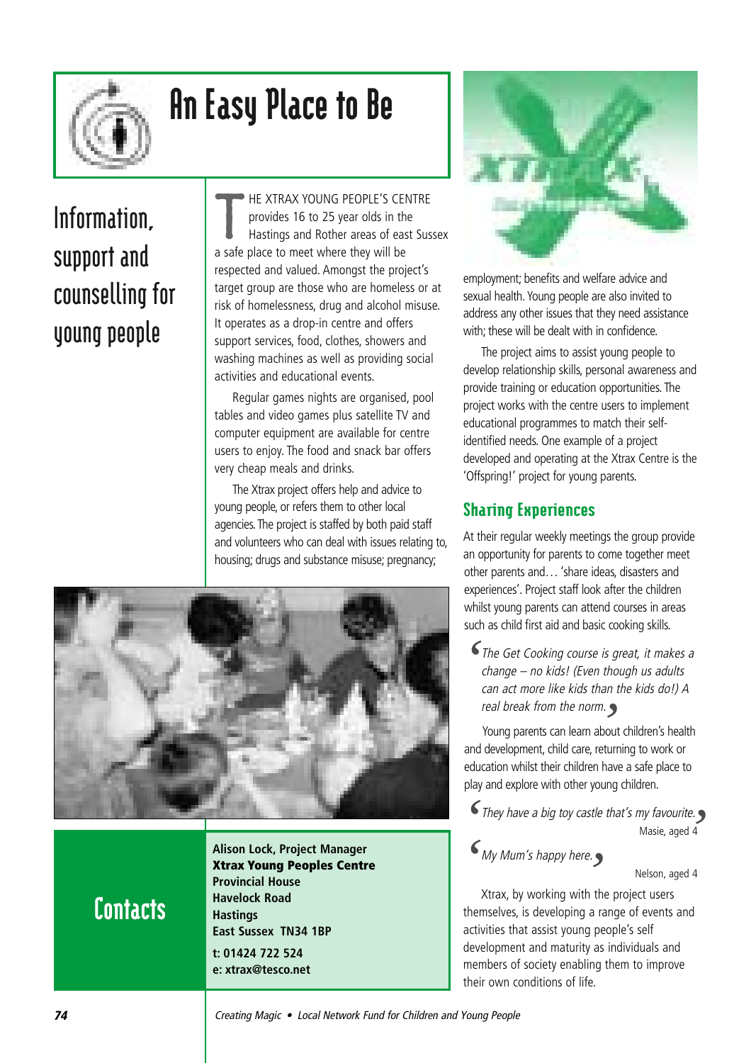# An Easy Place to Be

## Information, support and counselling for young people

THE XTRAX YOUNG PEOPLE'S CENTRE provides 16 to 25 year olds in the Hastings and Rother areas of east Sussex a safe place to meet where they will be respected and valued. Amongst the project's target group are those who are homeless or at risk of homelessness, drug and alcohol misuse. It operates as a drop-in centre and offers support services, food, clothes, showers and washing machines as well as providing social activities and educational events.

Regular games nights are organised, pool tables and video games plus satellite TV and computer equipment are available for centre users to enjoy. The food and snack bar offers very cheap meals and drinks.

The Xtrax project offers help and advice to young people, or refers them to other local agencies. The project is staffed by both paid staff and volunteers who can deal with issues relating to, housing; drugs and substance misuse; pregnancy; employment; benefits and welfare advice and sexual health. Young people are also invited to address any other issues that they need assistance with; these will be dealt with in confidence.

The project aims to assist young people to develop relationship skills, personal awareness and provide training or education opportunities. The project works with the centre users to implement educational programmes to match their self-identified needs. One example of a project developed and operating at the Xtrax Centre is the 'Offspring!' project for young parents.

### Sharing Experiences

At their regular weekly meetings the group provide an opportunity for parents to come together meet other parents and… 'share ideas, disasters and experiences'. Project staff look after the children whilst young parents can attend courses in areas such as child first aid and basic cooking skills.

> *'The Get Cooking course is great, it makes a change – no kids! (Even though us adults can act more like kids than the kids do!) A real break from the norm.'*

Young parents can learn about children's health and development, child care, returning to work or education whilst their children have a safe place to play and explore with other young children.

> *'They have a big toy castle that's my favourite.'*
>
> Masie, aged 4

> *'My Mum's happy here.'*
>
> Nelson, aged 4

Xtrax, by working with the project users themselves, is developing a range of events and activities that assist young people's self development and maturity as individuals and members of society enabling them to improve their own conditions of life.

## Contacts

**Alison Lock, Project Manager**
**Xtrax Young Peoples Centre**
**Provincial House**
**Havelock Road**
**Hastings**
**East Sussex TN34 1BP**

**t: 01424 722 524**
**e: xtrax@tesco.net**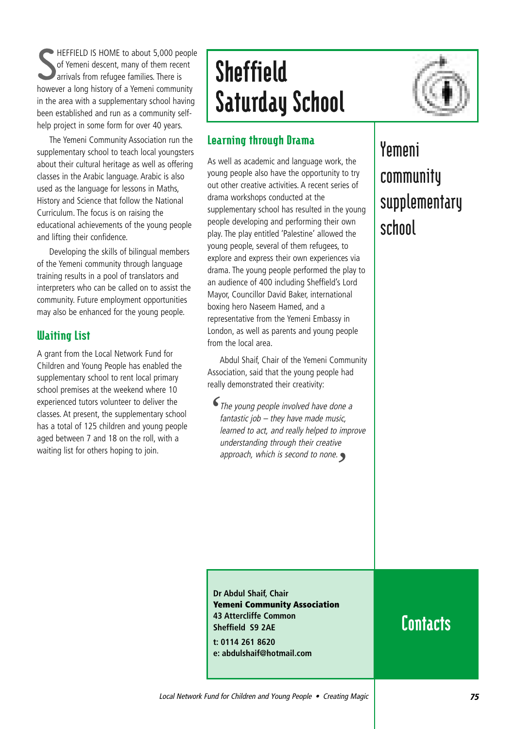# Sheffield Saturday School

## Yemeni community supplementary school

SHEFFIELD IS HOME to about 5,000 people of Yemeni descent, many of them recent arrivals from refugee families. There is however a long history of a Yemeni community in the area with a supplementary school having been established and run as a community self-help project in some form for over 40 years.

The Yemeni Community Association run the supplementary school to teach local youngsters about their cultural heritage as well as offering classes in the Arabic language. Arabic is also used as the language for lessons in Maths, History and Science that follow the National Curriculum. The focus is on raising the educational achievements of the young people and lifting their confidence.

Developing the skills of bilingual members of the Yemeni community through language training results in a pool of translators and interpreters who can be called on to assist the community. Future employment opportunities may also be enhanced for the young people.

### Waiting List

A grant from the Local Network Fund for Children and Young People has enabled the supplementary school to rent local primary school premises at the weekend where 10 experienced tutors volunteer to deliver the classes. At present, the supplementary school has a total of 125 children and young people aged between 7 and 18 on the roll, with a waiting list for others hoping to join.

### Learning through Drama

As well as academic and language work, the young people also have the opportunity to try out other creative activities. A recent series of drama workshops conducted at the supplementary school has resulted in the young people developing and performing their own play. The play entitled 'Palestine' allowed the young people, several of them refugees, to explore and express their own experiences via drama. The young people performed the play to an audience of 400 including Sheffield's Lord Mayor, Councillor David Baker, international boxing hero Naseem Hamed, and a representative from the Yemeni Embassy in London, as well as parents and young people from the local area.

Abdul Shaif, Chair of the Yemeni Community Association, said that the young people had really demonstrated their creativity:

> *'The young people involved have done a fantastic job – they have made music, learned to act, and really helped to improve understanding through their creative approach, which is second to none.'*

### Contacts

**Dr Abdul Shaif, Chair**
**Yemeni Community Association**
**43 Attercliffe Common**
**Sheffield S9 2AE**

**t: 0114 261 8620**
**e: abdulshaif@hotmail.com**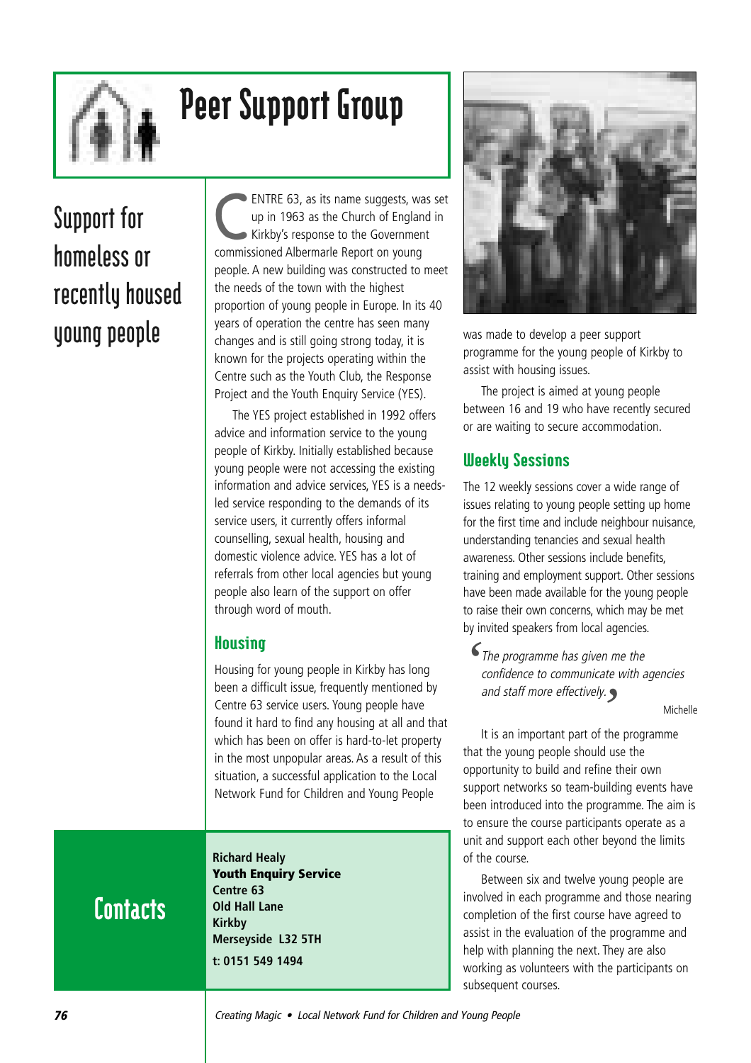# Peer Support Group

## Support for homeless or recently housed young people

CENTRE 63, as its name suggests, was set up in 1963 as the Church of England in Kirkby's response to the Government commissioned Albermarle Report on young people. A new building was constructed to meet the needs of the town with the highest proportion of young people in Europe. In its 40 years of operation the centre has seen many changes and is still going strong today, it is known for the projects operating within the Centre such as the Youth Club, the Response Project and the Youth Enquiry Service (YES).

The YES project established in 1992 offers advice and information service to the young people of Kirkby. Initially established because young people were not accessing the existing information and advice services, YES is a needs-led service responding to the demands of its service users, it currently offers informal counselling, sexual health, housing and domestic violence advice. YES has a lot of referrals from other local agencies but young people also learn of the support on offer through word of mouth.

### Housing

Housing for young people in Kirkby has long been a difficult issue, frequently mentioned by Centre 63 service users. Young people have found it hard to find any housing at all and that which has been on offer is hard-to-let property in the most unpopular areas. As a result of this situation, a successful application to the Local Network Fund for Children and Young People was made to develop a peer support programme for the young people of Kirkby to assist with housing issues.

The project is aimed at young people between 16 and 19 who have recently secured or are waiting to secure accommodation.

### Weekly Sessions

The 12 weekly sessions cover a wide range of issues relating to young people setting up home for the first time and include neighbour nuisance, understanding tenancies and sexual health awareness. Other sessions include benefits, training and employment support. Other sessions have been made available for the young people to raise their own concerns, which may be met by invited speakers from local agencies.

> *'The programme has given me the confidence to communicate with agencies and staff more effectively.'*
>
> Michelle

It is an important part of the programme that the young people should use the opportunity to build and refine their own support networks so team-building events have been introduced into the programme. The aim is to ensure the course participants operate as a unit and support each other beyond the limits of the course.

Between six and twelve young people are involved in each programme and those nearing completion of the first course have agreed to assist in the evaluation of the programme and help with planning the next. They are also working as volunteers with the participants on subsequent courses.

## Contacts

**Richard Healy**
**Youth Enquiry Service**
**Centre 63**
**Old Hall Lane**
**Kirkby**
**Merseyside L32 5TH**
**t: 0151 549 1494**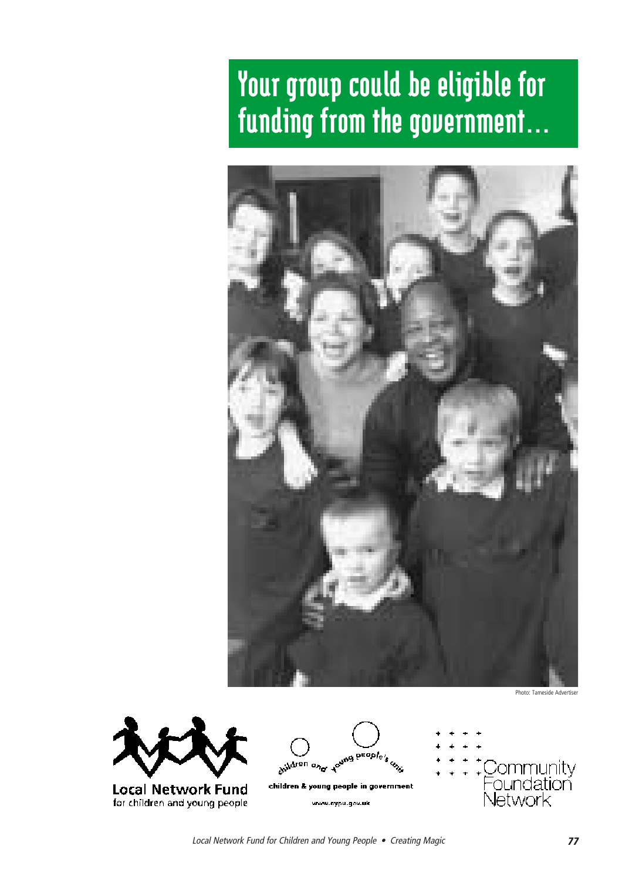# Your group could be eligible for funding from the government…

Photo: Tameside Advertiser

Local Network Fund for children and young people

children and young people's unit

children & young people in government

www.cypu.gov.uk

Community Foundation Network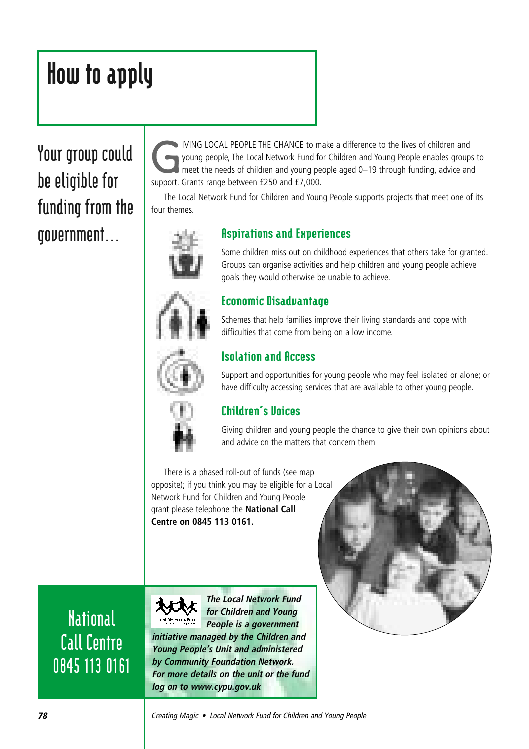# How to apply

## Your group could be eligible for funding from the government...

GIVING LOCAL PEOPLE THE CHANCE to make a difference to the lives of children and young people, The Local Network Fund for Children and Young People enables groups to meet the needs of children and young people aged 0–19 through funding, advice and support. Grants range between £250 and £7,000.

The Local Network Fund for Children and Young People supports projects that meet one of its four themes.

### Aspirations and Experiences

Some children miss out on childhood experiences that others take for granted. Groups can organise activities and help children and young people achieve goals they would otherwise be unable to achieve.

### Economic Disadvantage

Schemes that help families improve their living standards and cope with difficulties that come from being on a low income.

### Isolation and Access

Support and opportunities for young people who may feel isolated or alone; or have difficulty accessing services that are available to other young people.

### Children's Voices

Giving children and young people the chance to give their own opinions about and advice on the matters that concern them

There is a phased roll-out of funds (see map opposite); if you think you may be eligible for a Local Network Fund for Children and Young People grant please telephone the **National Call Centre on 0845 113 0161.**

**National Call Centre 0845 113 0161**

***The Local Network Fund for Children and Young People is a government initiative managed by the Children and Young People's Unit and administered by Community Foundation Network. For more details on the unit or the fund log on to www.cypu.gov.uk***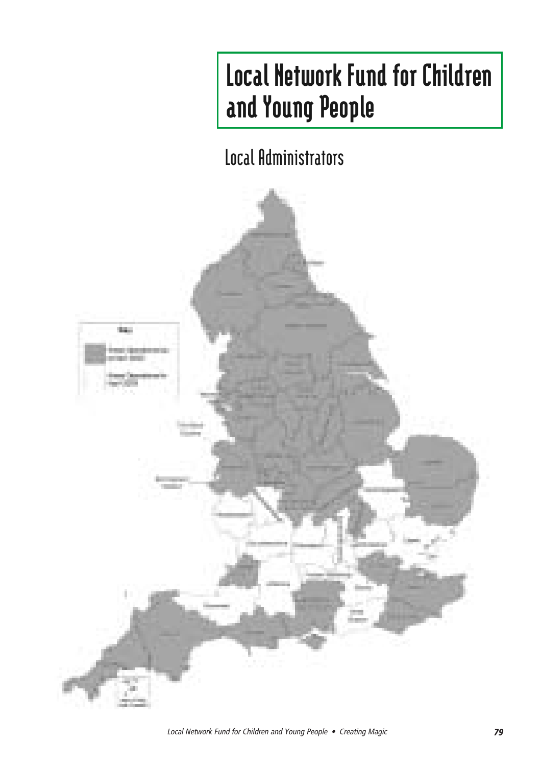# Local Network Fund for Children and Young People

## Local Administrators